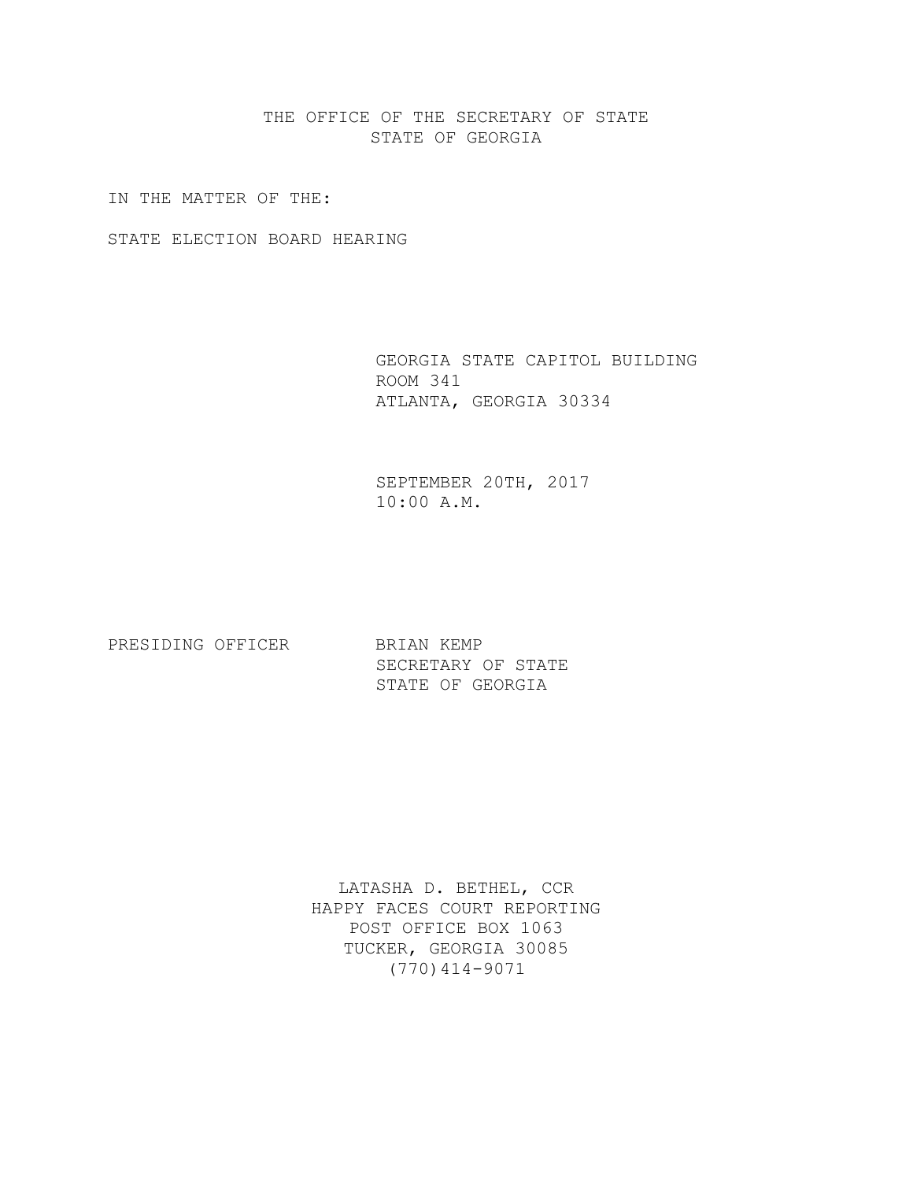THE OFFICE OF THE SECRETARY OF STATE
STATE OF GEORGIA

IN THE MATTER OF THE:

STATE ELECTION BOARD HEARING

GEORGIA STATE CAPITOL BUILDING
ROOM 341
ATLANTA, GEORGIA 30334

SEPTEMBER 20TH, 2017
10:00 A.M.

PRESIDING OFFICER BRIAN KEMP
SECRETARY OF STATE
STATE OF GEORGIA

LATASHA D. BETHEL, CCR
HAPPY FACES COURT REPORTING
POST OFFICE BOX 1063
TUCKER, GEORGIA 30085
(770)414-9071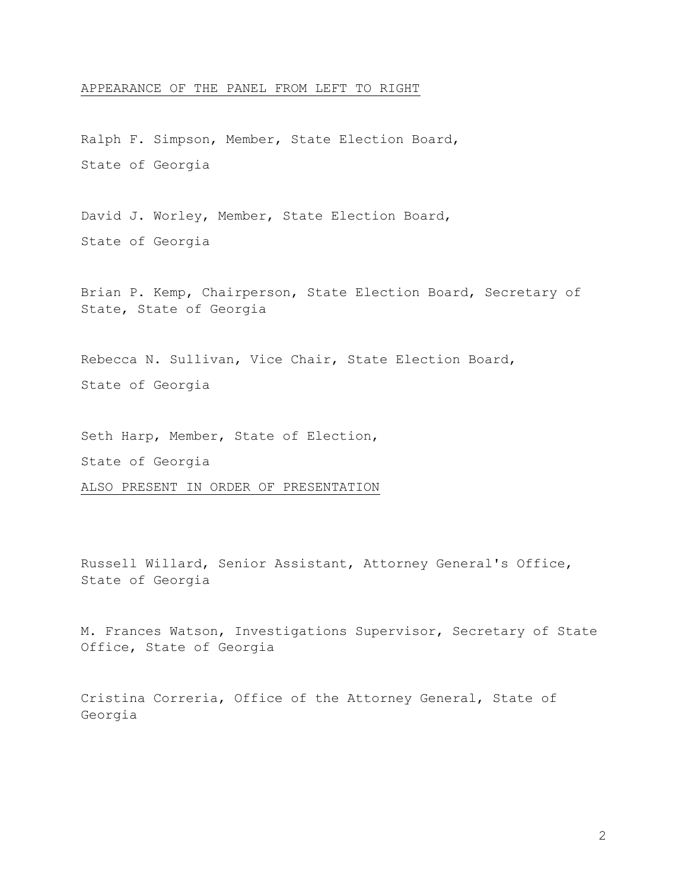APPEARANCE OF THE PANEL FROM LEFT TO RIGHT

Ralph F. Simpson, Member, State Election Board,
State of Georgia

David J. Worley, Member, State Election Board,
State of Georgia

Brian P. Kemp, Chairperson, State Election Board, Secretary of State, State of Georgia

Rebecca N. Sullivan, Vice Chair, State Election Board,
State of Georgia

Seth Harp, Member, State of Election,
State of Georgia

ALSO PRESENT IN ORDER OF PRESENTATION

Russell Willard, Senior Assistant, Attorney General's Office, State of Georgia

M. Frances Watson, Investigations Supervisor, Secretary of State Office, State of Georgia

Cristina Correria, Office of the Attorney General, State of Georgia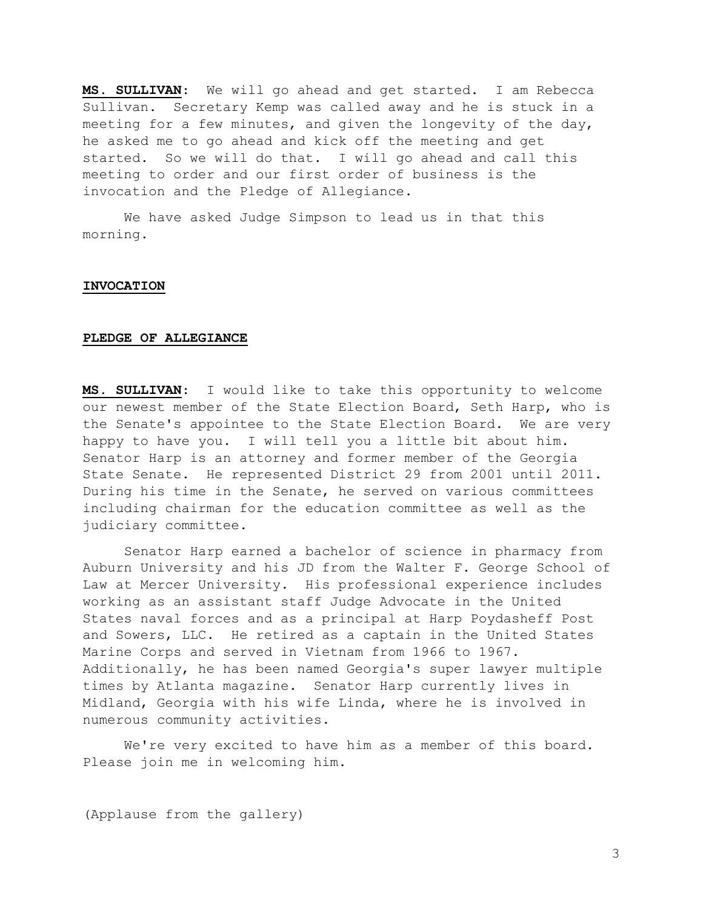**MS. SULLIVAN**: We will go ahead and get started. I am Rebecca Sullivan. Secretary Kemp was called away and he is stuck in a meeting for a few minutes, and given the longevity of the day, he asked me to go ahead and kick off the meeting and get started. So we will do that. I will go ahead and call this meeting to order and our first order of business is the invocation and the Pledge of Allegiance.

We have asked Judge Simpson to lead us in that this morning.

**INVOCATION**

**PLEDGE OF ALLEGIANCE**

**MS. SULLIVAN**: I would like to take this opportunity to welcome our newest member of the State Election Board, Seth Harp, who is the Senate's appointee to the State Election Board. We are very happy to have you. I will tell you a little bit about him. Senator Harp is an attorney and former member of the Georgia State Senate. He represented District 29 from 2001 until 2011. During his time in the Senate, he served on various committees including chairman for the education committee as well as the judiciary committee.

Senator Harp earned a bachelor of science in pharmacy from Auburn University and his JD from the Walter F. George School of Law at Mercer University. His professional experience includes working as an assistant staff Judge Advocate in the United States naval forces and as a principal at Harp Poydasheff Post and Sowers, LLC. He retired as a captain in the United States Marine Corps and served in Vietnam from 1966 to 1967. Additionally, he has been named Georgia's super lawyer multiple times by Atlanta magazine. Senator Harp currently lives in Midland, Georgia with his wife Linda, where he is involved in numerous community activities.

We're very excited to have him as a member of this board. Please join me in welcoming him.

(Applause from the gallery)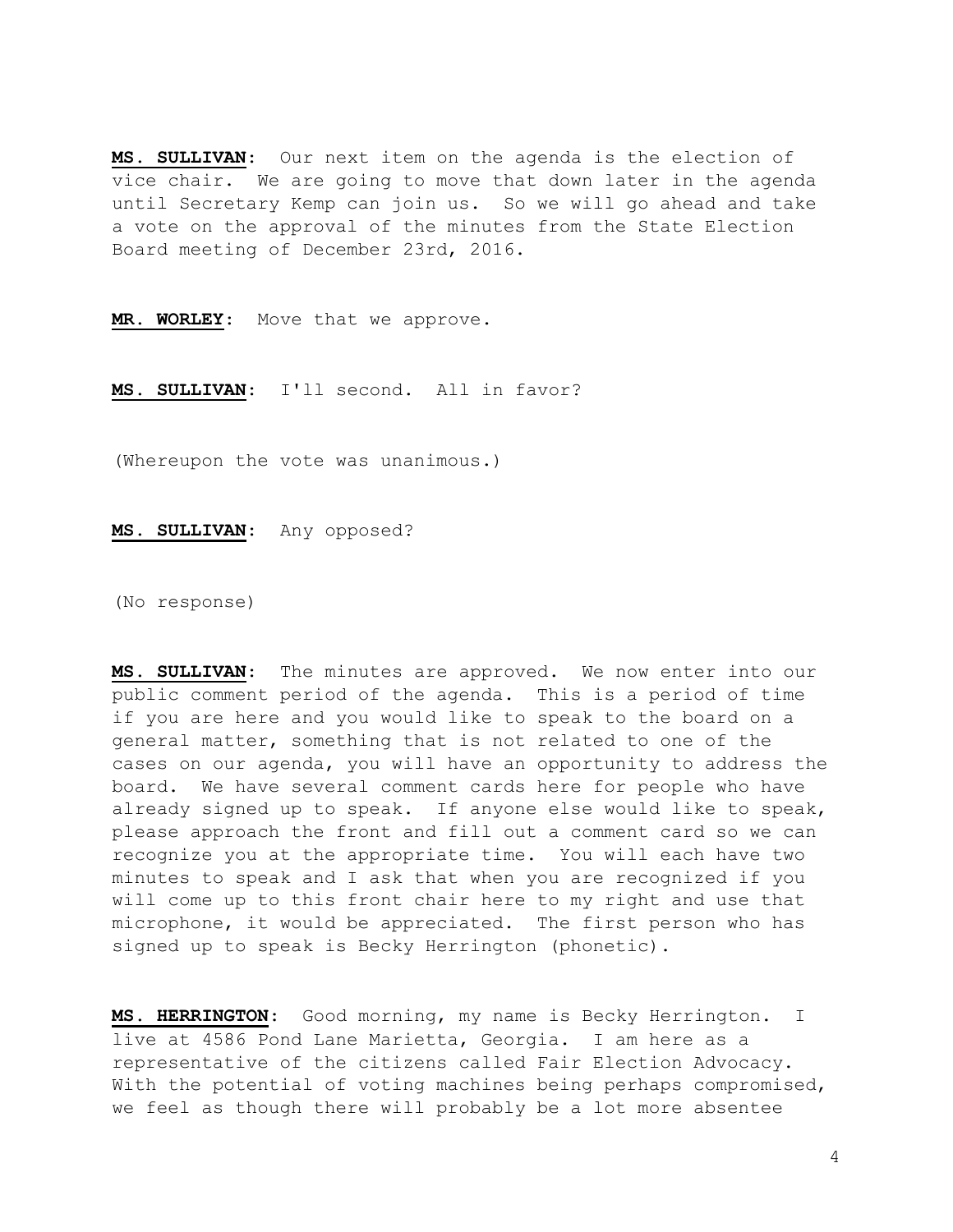**MS. SULLIVAN:** Our next item on the agenda is the election of vice chair. We are going to move that down later in the agenda until Secretary Kemp can join us. So we will go ahead and take a vote on the approval of the minutes from the State Election Board meeting of December 23rd, 2016.

**MR. WORLEY:** Move that we approve.

**MS. SULLIVAN:** I'll second. All in favor?

(Whereupon the vote was unanimous.)

**MS. SULLIVAN:** Any opposed?

(No response)

**MS. SULLIVAN:** The minutes are approved. We now enter into our public comment period of the agenda. This is a period of time if you are here and you would like to speak to the board on a general matter, something that is not related to one of the cases on our agenda, you will have an opportunity to address the board. We have several comment cards here for people who have already signed up to speak. If anyone else would like to speak, please approach the front and fill out a comment card so we can recognize you at the appropriate time. You will each have two minutes to speak and I ask that when you are recognized if you will come up to this front chair here to my right and use that microphone, it would be appreciated. The first person who has signed up to speak is Becky Herrington (phonetic).

**MS. HERRINGTON:** Good morning, my name is Becky Herrington. I live at 4586 Pond Lane Marietta, Georgia. I am here as a representative of the citizens called Fair Election Advocacy. With the potential of voting machines being perhaps compromised, we feel as though there will probably be a lot more absentee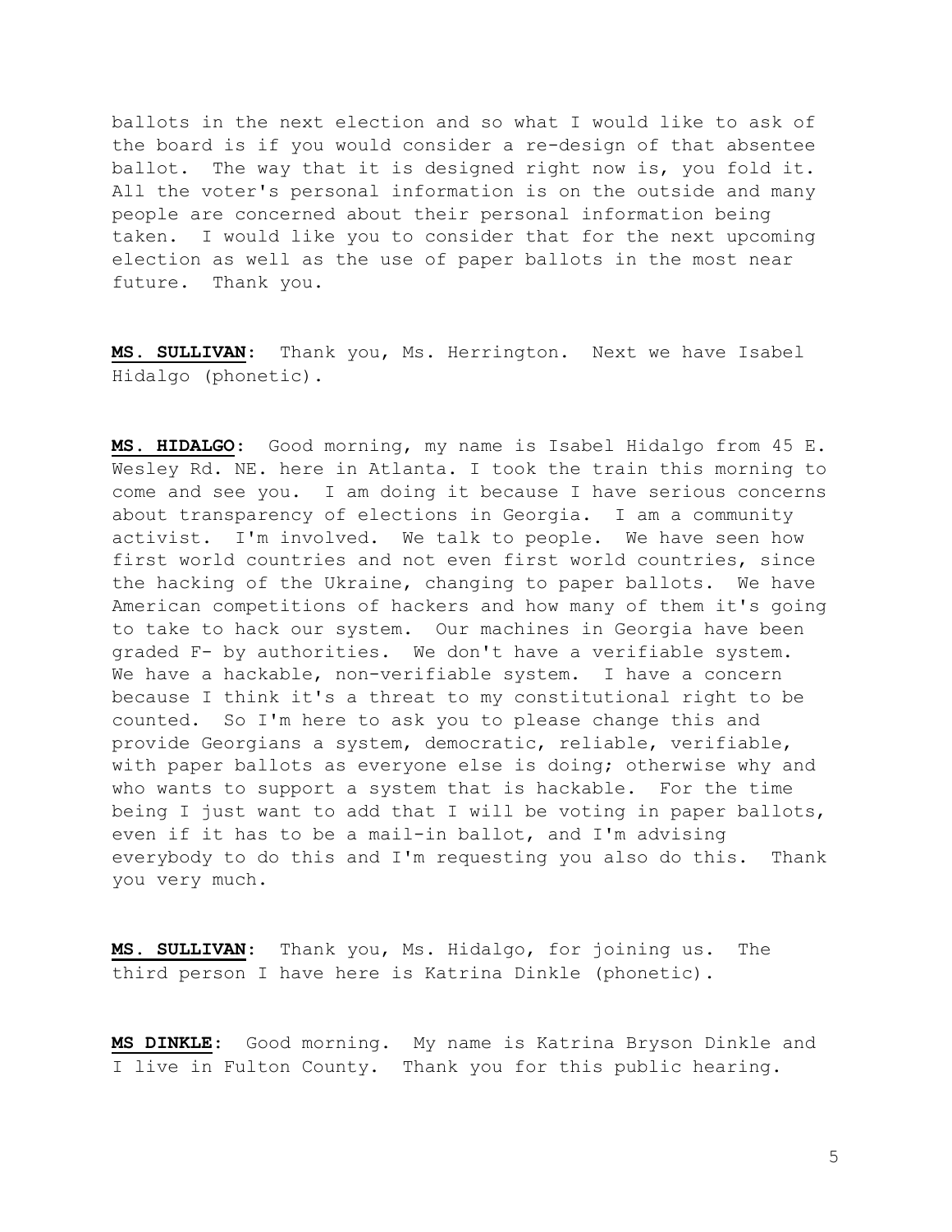ballots in the next election and so what I would like to ask of the board is if you would consider a re-design of that absentee ballot. The way that it is designed right now is, you fold it. All the voter's personal information is on the outside and many people are concerned about their personal information being taken. I would like you to consider that for the next upcoming election as well as the use of paper ballots in the most near future. Thank you.

**MS. SULLIVAN**: Thank you, Ms. Herrington. Next we have Isabel Hidalgo (phonetic).

**MS. HIDALGO**: Good morning, my name is Isabel Hidalgo from 45 E. Wesley Rd. NE. here in Atlanta. I took the train this morning to come and see you. I am doing it because I have serious concerns about transparency of elections in Georgia. I am a community activist. I'm involved. We talk to people. We have seen how first world countries and not even first world countries, since the hacking of the Ukraine, changing to paper ballots. We have American competitions of hackers and how many of them it's going to take to hack our system. Our machines in Georgia have been graded F- by authorities. We don't have a verifiable system. We have a hackable, non-verifiable system. I have a concern because I think it's a threat to my constitutional right to be counted. So I'm here to ask you to please change this and provide Georgians a system, democratic, reliable, verifiable, with paper ballots as everyone else is doing; otherwise why and who wants to support a system that is hackable. For the time being I just want to add that I will be voting in paper ballots, even if it has to be a mail-in ballot, and I'm advising everybody to do this and I'm requesting you also do this. Thank you very much.

**MS. SULLIVAN**: Thank you, Ms. Hidalgo, for joining us. The third person I have here is Katrina Dinkle (phonetic).

**MS DINKLE**: Good morning. My name is Katrina Bryson Dinkle and I live in Fulton County. Thank you for this public hearing.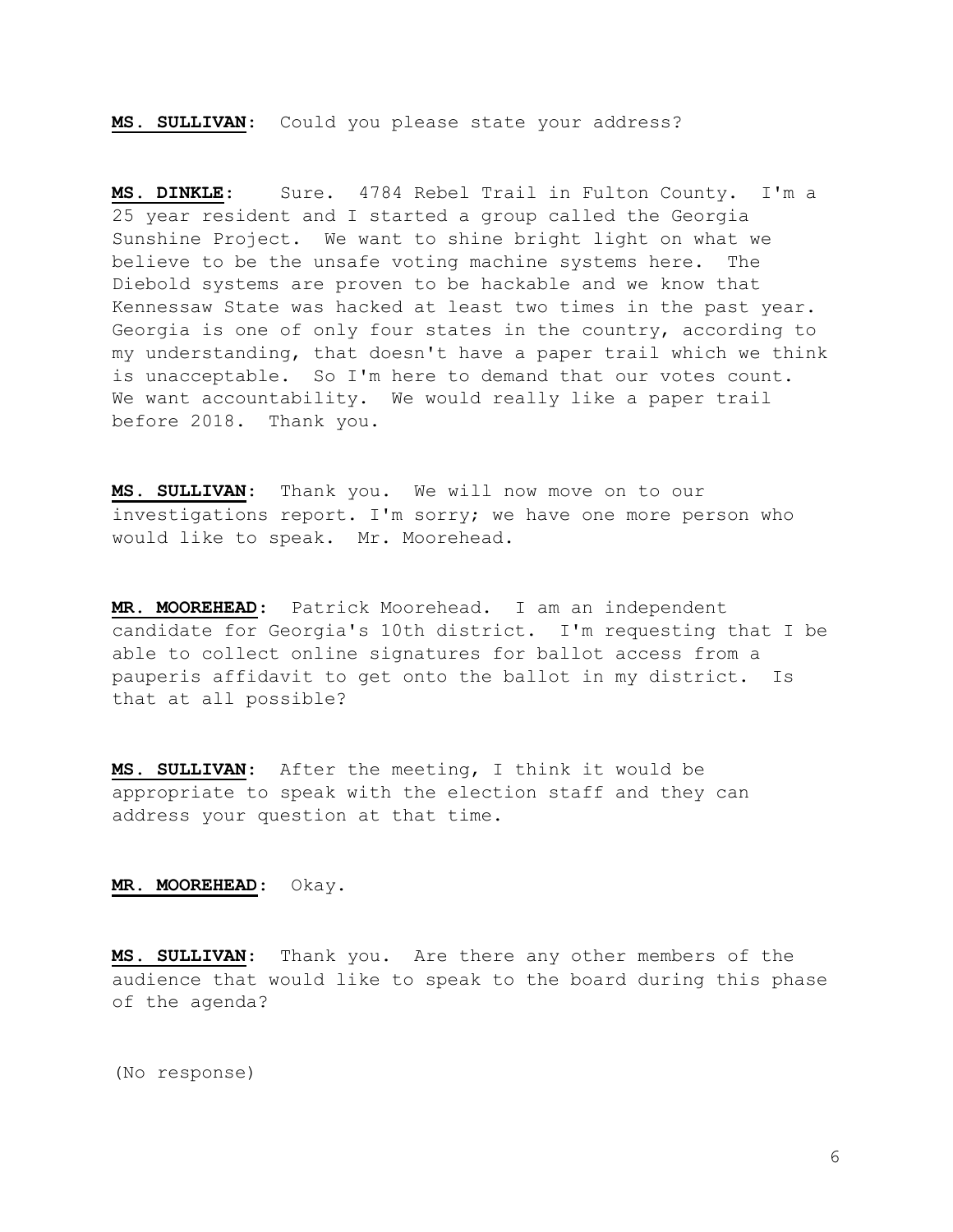**MS. SULLIVAN:** Could you please state your address?

**MS. DINKLE:** Sure. 4784 Rebel Trail in Fulton County. I'm a 25 year resident and I started a group called the Georgia Sunshine Project. We want to shine bright light on what we believe to be the unsafe voting machine systems here. The Diebold systems are proven to be hackable and we know that Kennessaw State was hacked at least two times in the past year. Georgia is one of only four states in the country, according to my understanding, that doesn't have a paper trail which we think is unacceptable. So I'm here to demand that our votes count. We want accountability. We would really like a paper trail before 2018. Thank you.

**MS. SULLIVAN:** Thank you. We will now move on to our investigations report. I'm sorry; we have one more person who would like to speak. Mr. Moorehead.

**MR. MOOREHEAD:** Patrick Moorehead. I am an independent candidate for Georgia's 10th district. I'm requesting that I be able to collect online signatures for ballot access from a pauperis affidavit to get onto the ballot in my district. Is that at all possible?

**MS. SULLIVAN:** After the meeting, I think it would be appropriate to speak with the election staff and they can address your question at that time.

**MR. MOOREHEAD:** Okay.

**MS. SULLIVAN:** Thank you. Are there any other members of the audience that would like to speak to the board during this phase of the agenda?

(No response)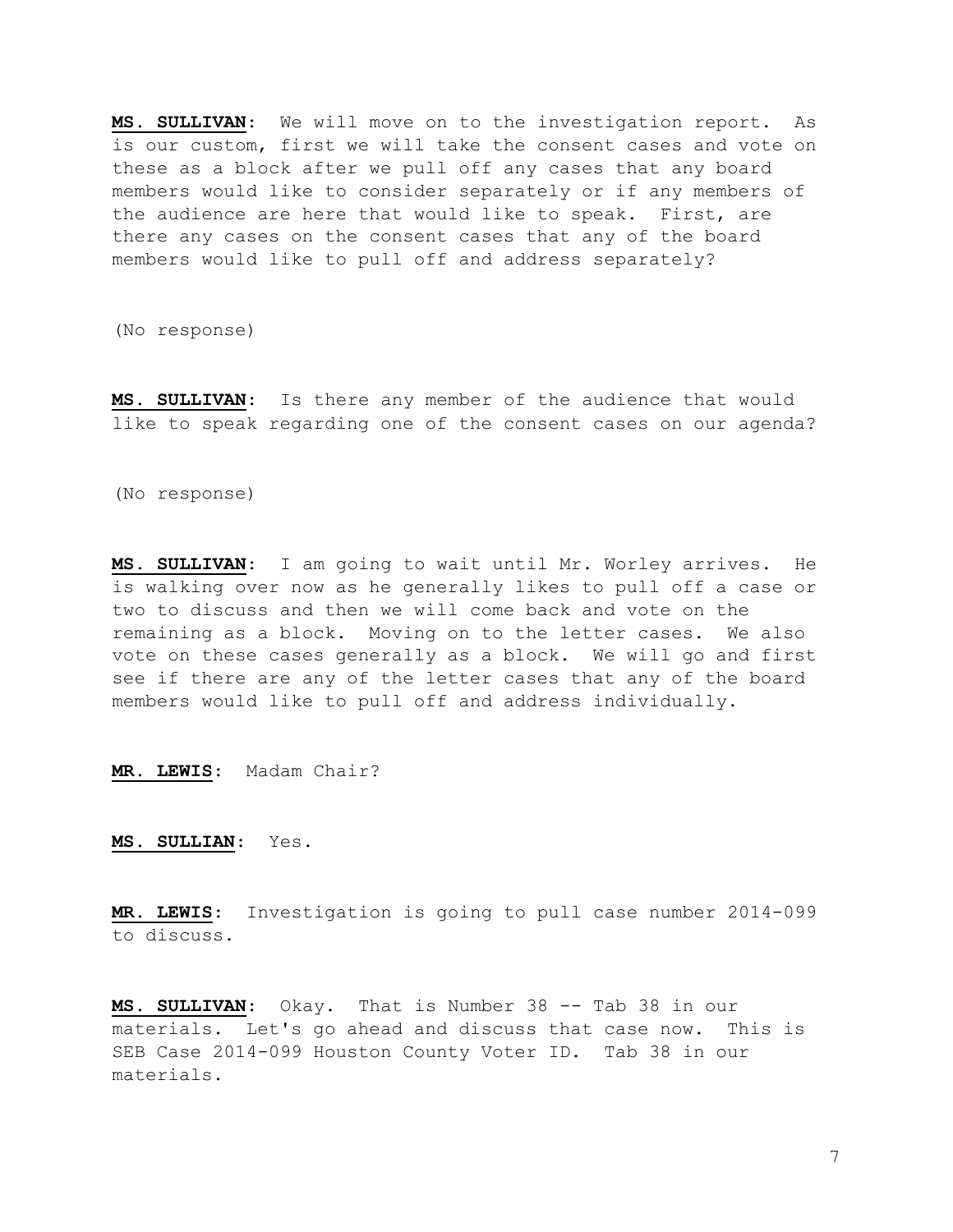**MS. SULLIVAN:** We will move on to the investigation report. As is our custom, first we will take the consent cases and vote on these as a block after we pull off any cases that any board members would like to consider separately or if any members of the audience are here that would like to speak. First, are there any cases on the consent cases that any of the board members would like to pull off and address separately?

(No response)

**MS. SULLIVAN:** Is there any member of the audience that would like to speak regarding one of the consent cases on our agenda?

(No response)

**MS. SULLIVAN:** I am going to wait until Mr. Worley arrives. He is walking over now as he generally likes to pull off a case or two to discuss and then we will come back and vote on the remaining as a block. Moving on to the letter cases. We also vote on these cases generally as a block. We will go and first see if there are any of the letter cases that any of the board members would like to pull off and address individually.

**MR. LEWIS:** Madam Chair?

**MS. SULLIAN:** Yes.

**MR. LEWIS:** Investigation is going to pull case number 2014-099 to discuss.

**MS. SULLIVAN:** Okay. That is Number 38 -- Tab 38 in our materials. Let's go ahead and discuss that case now. This is SEB Case 2014-099 Houston County Voter ID. Tab 38 in our materials.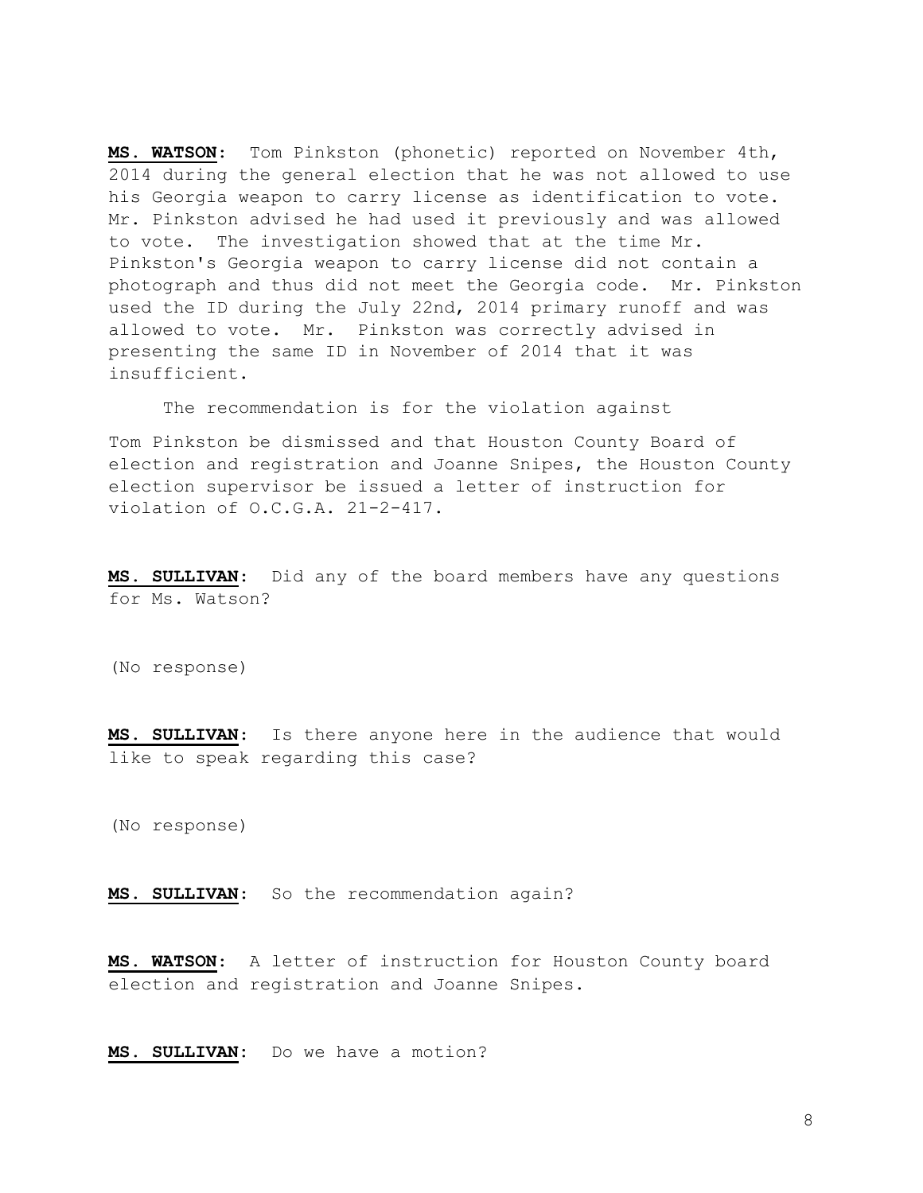**MS. WATSON:** Tom Pinkston (phonetic) reported on November 4th, 2014 during the general election that he was not allowed to use his Georgia weapon to carry license as identification to vote. Mr. Pinkston advised he had used it previously and was allowed to vote. The investigation showed that at the time Mr. Pinkston's Georgia weapon to carry license did not contain a photograph and thus did not meet the Georgia code. Mr. Pinkston used the ID during the July 22nd, 2014 primary runoff and was allowed to vote. Mr. Pinkston was correctly advised in presenting the same ID in November of 2014 that it was insufficient.

The recommendation is for the violation against Tom Pinkston be dismissed and that Houston County Board of election and registration and Joanne Snipes, the Houston County election supervisor be issued a letter of instruction for violation of O.C.G.A. 21-2-417.

**MS. SULLIVAN:** Did any of the board members have any questions for Ms. Watson?

(No response)

**MS. SULLIVAN:** Is there anyone here in the audience that would like to speak regarding this case?

(No response)

**MS. SULLIVAN:** So the recommendation again?

**MS. WATSON:** A letter of instruction for Houston County board election and registration and Joanne Snipes.

**MS. SULLIVAN:** Do we have a motion?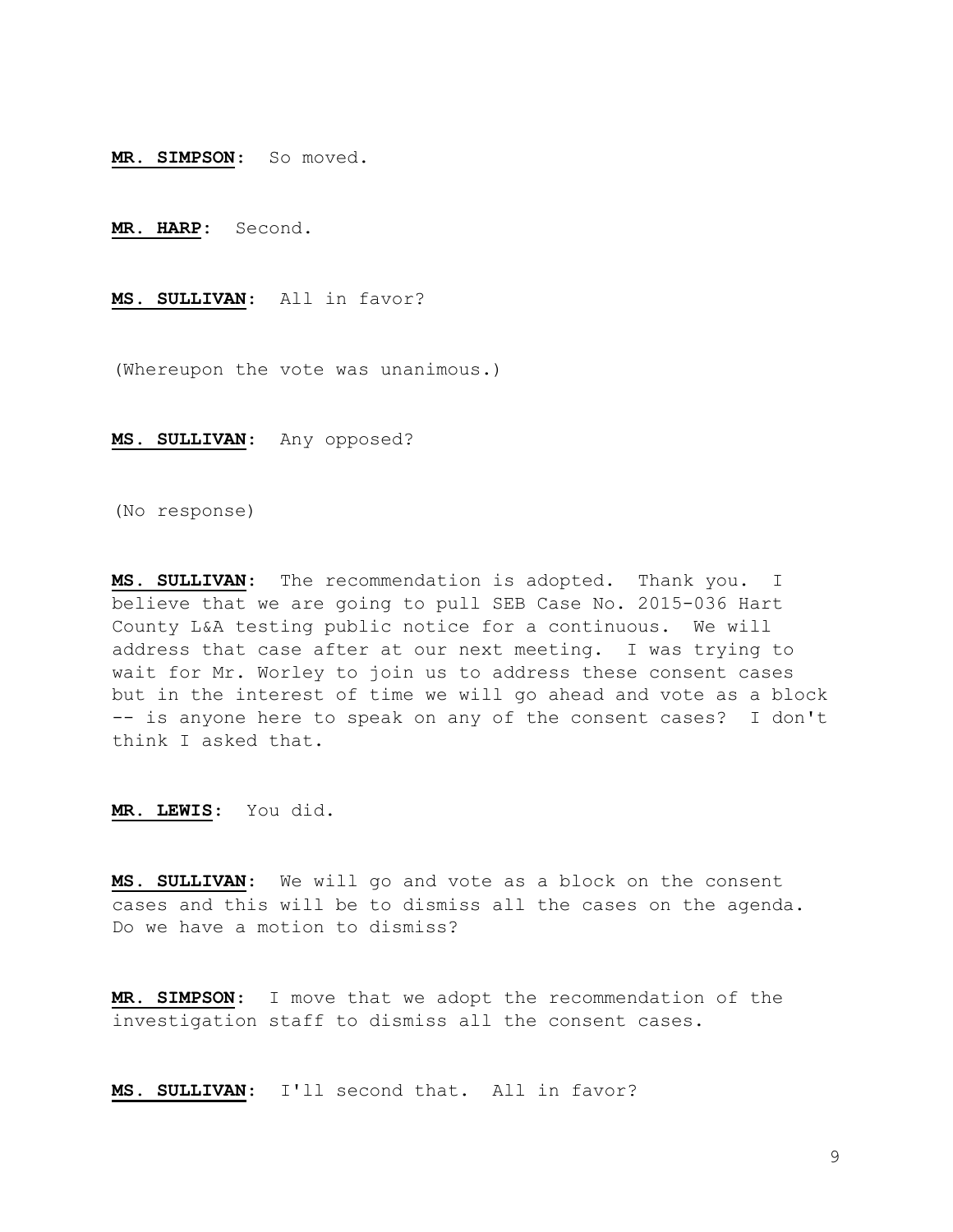**MR. SIMPSON**: So moved.

**MR. HARP**: Second.

**MS. SULLIVAN**: All in favor?

(Whereupon the vote was unanimous.)

**MS. SULLIVAN**: Any opposed?

(No response)

**MS. SULLIVAN**: The recommendation is adopted. Thank you. I believe that we are going to pull SEB Case No. 2015-036 Hart County L&A testing public notice for a continuous. We will address that case after at our next meeting. I was trying to wait for Mr. Worley to join us to address these consent cases but in the interest of time we will go ahead and vote as a block -- is anyone here to speak on any of the consent cases? I don't think I asked that.

**MR. LEWIS**: You did.

**MS. SULLIVAN**: We will go and vote as a block on the consent cases and this will be to dismiss all the cases on the agenda. Do we have a motion to dismiss?

**MR. SIMPSON**: I move that we adopt the recommendation of the investigation staff to dismiss all the consent cases.

**MS. SULLIVAN**: I'll second that. All in favor?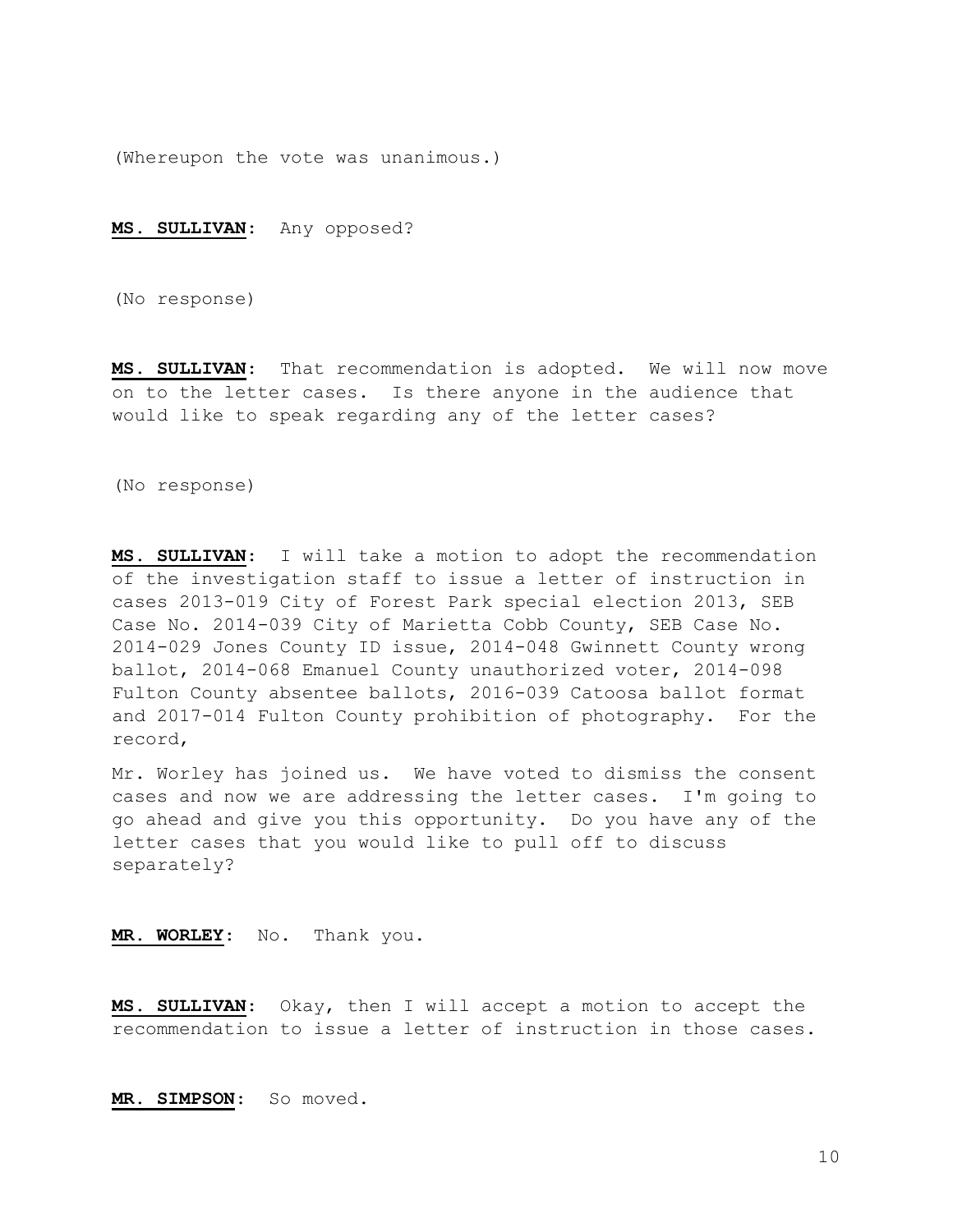(Whereupon the vote was unanimous.)

**MS. SULLIVAN**: Any opposed?

(No response)

**MS. SULLIVAN**: That recommendation is adopted. We will now move on to the letter cases. Is there anyone in the audience that would like to speak regarding any of the letter cases?

(No response)

**MS. SULLIVAN**: I will take a motion to adopt the recommendation of the investigation staff to issue a letter of instruction in cases 2013-019 City of Forest Park special election 2013, SEB Case No. 2014-039 City of Marietta Cobb County, SEB Case No. 2014-029 Jones County ID issue, 2014-048 Gwinnett County wrong ballot, 2014-068 Emanuel County unauthorized voter, 2014-098 Fulton County absentee ballots, 2016-039 Catoosa ballot format and 2017-014 Fulton County prohibition of photography. For the record,

Mr. Worley has joined us. We have voted to dismiss the consent cases and now we are addressing the letter cases. I'm going to go ahead and give you this opportunity. Do you have any of the letter cases that you would like to pull off to discuss separately?

**MR. WORLEY**: No. Thank you.

**MS. SULLIVAN**: Okay, then I will accept a motion to accept the recommendation to issue a letter of instruction in those cases.

**MR. SIMPSON**: So moved.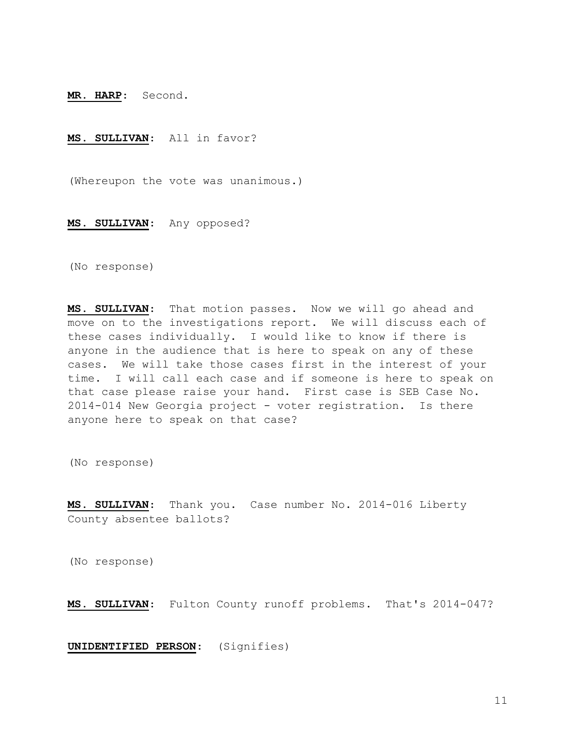**MR. HARP**: Second.

**MS. SULLIVAN**: All in favor?

(Whereupon the vote was unanimous.)

**MS. SULLIVAN**: Any opposed?

(No response)

**MS. SULLIVAN**: That motion passes. Now we will go ahead and move on to the investigations report. We will discuss each of these cases individually. I would like to know if there is anyone in the audience that is here to speak on any of these cases. We will take those cases first in the interest of your time. I will call each case and if someone is here to speak on that case please raise your hand. First case is SEB Case No. 2014-014 New Georgia project - voter registration. Is there anyone here to speak on that case?

(No response)

**MS. SULLIVAN**: Thank you. Case number No. 2014-016 Liberty County absentee ballots?

(No response)

**MS. SULLIVAN**: Fulton County runoff problems. That's 2014-047?

**UNIDENTIFIED PERSON**: (Signifies)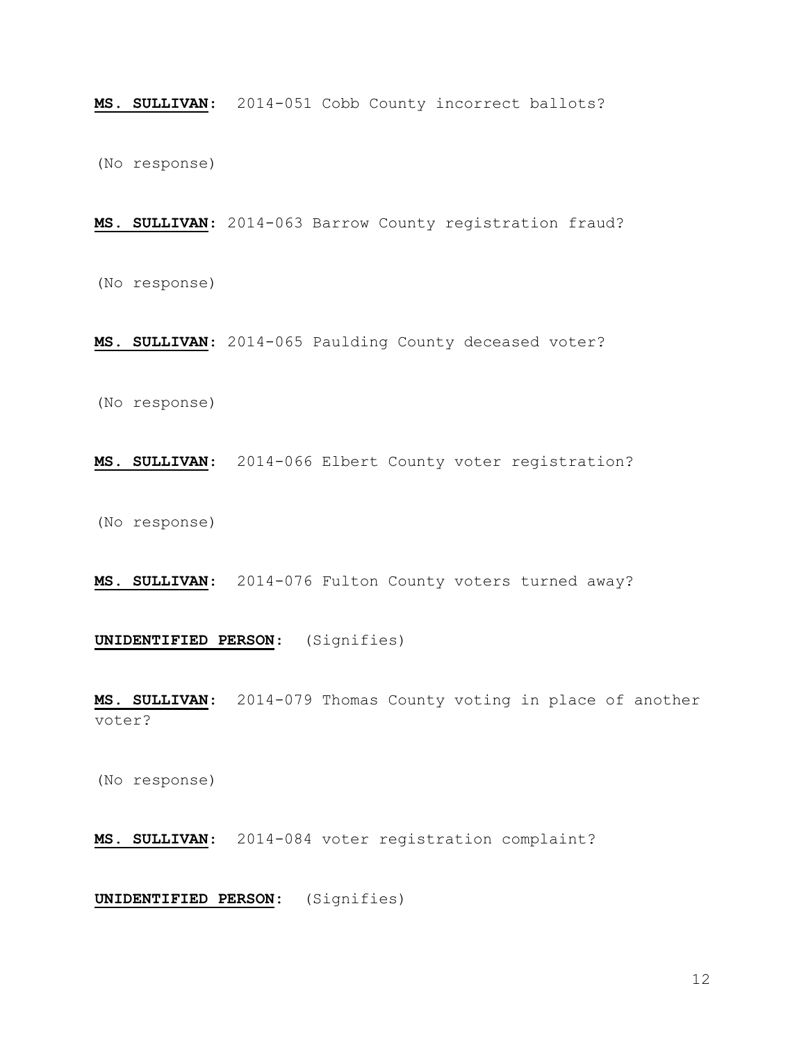**MS. SULLIVAN**: 2014-051 Cobb County incorrect ballots?

(No response)

**MS. SULLIVAN**: 2014-063 Barrow County registration fraud?

(No response)

**MS. SULLIVAN**: 2014-065 Paulding County deceased voter?

(No response)

**MS. SULLIVAN**: 2014-066 Elbert County voter registration?

(No response)

**MS. SULLIVAN**: 2014-076 Fulton County voters turned away?

**UNIDENTIFIED PERSON**: (Signifies)

**MS. SULLIVAN**: 2014-079 Thomas County voting in place of another voter?

(No response)

**MS. SULLIVAN**: 2014-084 voter registration complaint?

**UNIDENTIFIED PERSON**: (Signifies)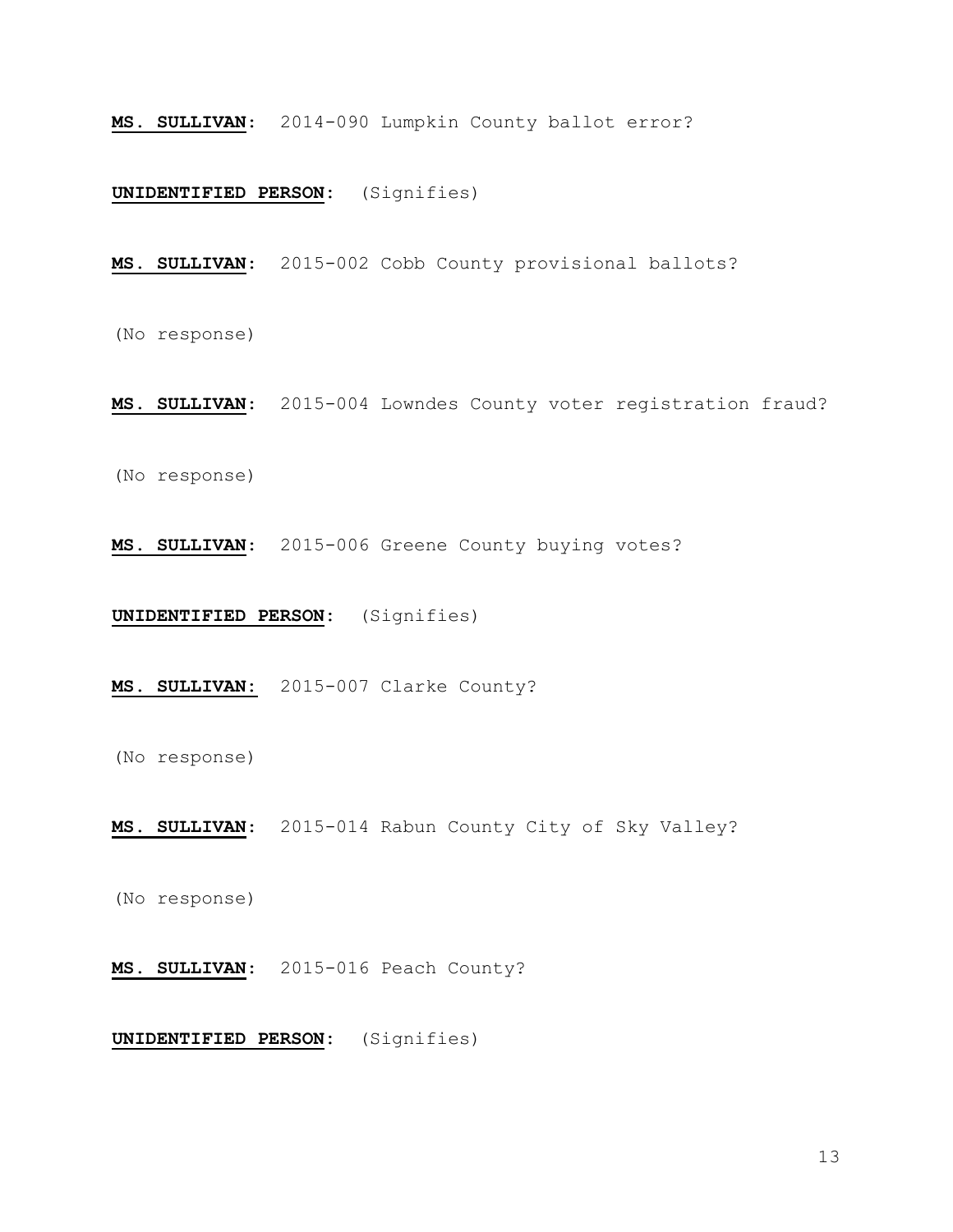**MS. SULLIVAN**: 2014-090 Lumpkin County ballot error?

**UNIDENTIFIED PERSON**: (Signifies)

**MS. SULLIVAN**: 2015-002 Cobb County provisional ballots?

(No response)

**MS. SULLIVAN**: 2015-004 Lowndes County voter registration fraud?

(No response)

**MS. SULLIVAN**: 2015-006 Greene County buying votes?

**UNIDENTIFIED PERSON**: (Signifies)

**MS. SULLIVAN**: 2015-007 Clarke County?

(No response)

**MS. SULLIVAN**: 2015-014 Rabun County City of Sky Valley?

(No response)

**MS. SULLIVAN**: 2015-016 Peach County?

**UNIDENTIFIED PERSON**: (Signifies)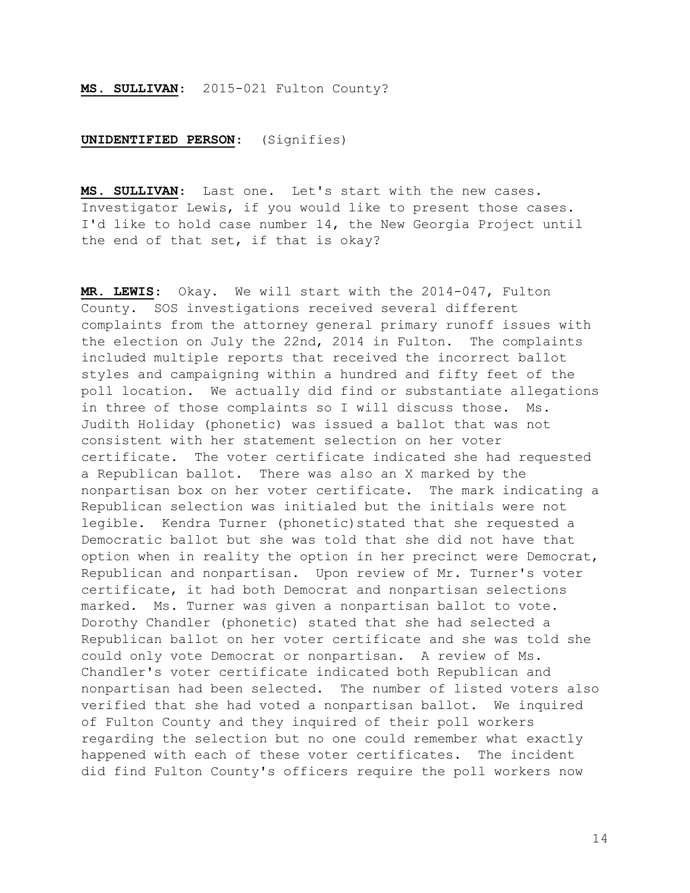**MS. SULLIVAN**: 2015-021 Fulton County?

**UNIDENTIFIED PERSON**: (Signifies)

**MS. SULLIVAN**: Last one. Let's start with the new cases. Investigator Lewis, if you would like to present those cases. I'd like to hold case number 14, the New Georgia Project until the end of that set, if that is okay?

**MR. LEWIS**: Okay. We will start with the 2014-047, Fulton County. SOS investigations received several different complaints from the attorney general primary runoff issues with the election on July the 22nd, 2014 in Fulton. The complaints included multiple reports that received the incorrect ballot styles and campaigning within a hundred and fifty feet of the poll location. We actually did find or substantiate allegations in three of those complaints so I will discuss those. Ms. Judith Holiday (phonetic) was issued a ballot that was not consistent with her statement selection on her voter certificate. The voter certificate indicated she had requested a Republican ballot. There was also an X marked by the nonpartisan box on her voter certificate. The mark indicating a Republican selection was initialed but the initials were not legible. Kendra Turner (phonetic)stated that she requested a Democratic ballot but she was told that she did not have that option when in reality the option in her precinct were Democrat, Republican and nonpartisan. Upon review of Mr. Turner's voter certificate, it had both Democrat and nonpartisan selections marked. Ms. Turner was given a nonpartisan ballot to vote. Dorothy Chandler (phonetic) stated that she had selected a Republican ballot on her voter certificate and she was told she could only vote Democrat or nonpartisan. A review of Ms. Chandler's voter certificate indicated both Republican and nonpartisan had been selected. The number of listed voters also verified that she had voted a nonpartisan ballot. We inquired of Fulton County and they inquired of their poll workers regarding the selection but no one could remember what exactly happened with each of these voter certificates. The incident did find Fulton County's officers require the poll workers now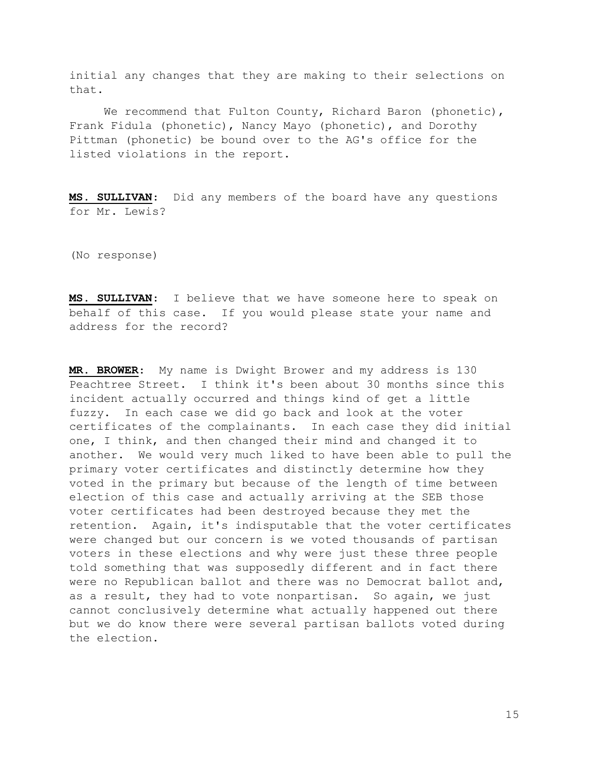initial any changes that they are making to their selections on that.

We recommend that Fulton County, Richard Baron (phonetic), Frank Fidula (phonetic), Nancy Mayo (phonetic), and Dorothy Pittman (phonetic) be bound over to the AG's office for the listed violations in the report.

**MS. SULLIVAN:** Did any members of the board have any questions for Mr. Lewis?

(No response)

**MS. SULLIVAN:** I believe that we have someone here to speak on behalf of this case. If you would please state your name and address for the record?

**MR. BROWER:** My name is Dwight Brower and my address is 130 Peachtree Street. I think it's been about 30 months since this incident actually occurred and things kind of get a little fuzzy. In each case we did go back and look at the voter certificates of the complainants. In each case they did initial one, I think, and then changed their mind and changed it to another. We would very much liked to have been able to pull the primary voter certificates and distinctly determine how they voted in the primary but because of the length of time between election of this case and actually arriving at the SEB those voter certificates had been destroyed because they met the retention. Again, it's indisputable that the voter certificates were changed but our concern is we voted thousands of partisan voters in these elections and why were just these three people told something that was supposedly different and in fact there were no Republican ballot and there was no Democrat ballot and, as a result, they had to vote nonpartisan. So again, we just cannot conclusively determine what actually happened out there but we do know there were several partisan ballots voted during the election.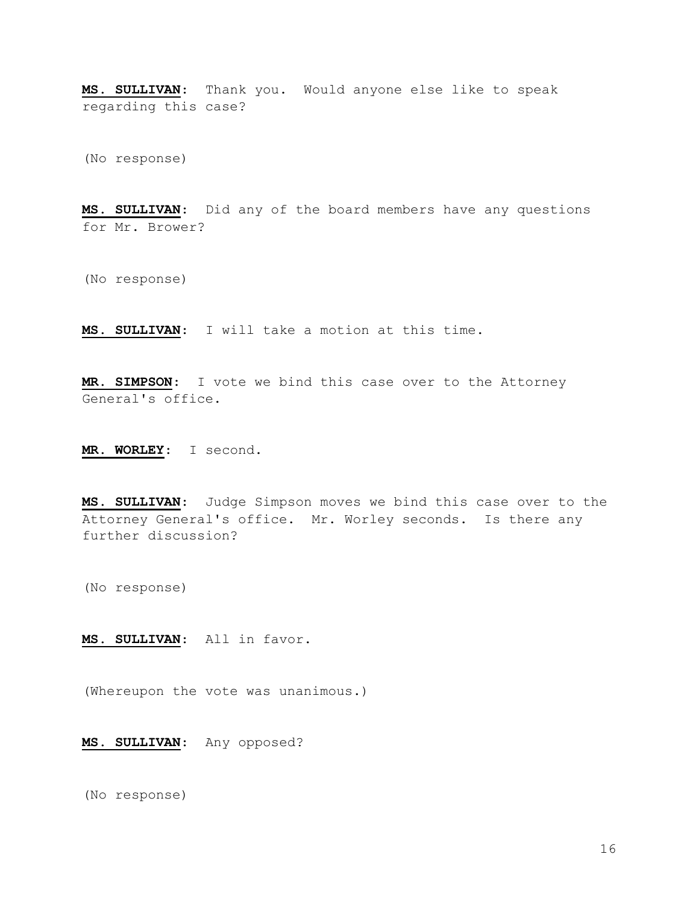**MS. SULLIVAN:** Thank you. Would anyone else like to speak regarding this case?

(No response)

**MS. SULLIVAN:** Did any of the board members have any questions for Mr. Brower?

(No response)

**MS. SULLIVAN:** I will take a motion at this time.

**MR. SIMPSON:** I vote we bind this case over to the Attorney General's office.

**MR. WORLEY:** I second.

**MS. SULLIVAN:** Judge Simpson moves we bind this case over to the Attorney General's office. Mr. Worley seconds. Is there any further discussion?

(No response)

**MS. SULLIVAN:** All in favor.

(Whereupon the vote was unanimous.)

**MS. SULLIVAN:** Any opposed?

(No response)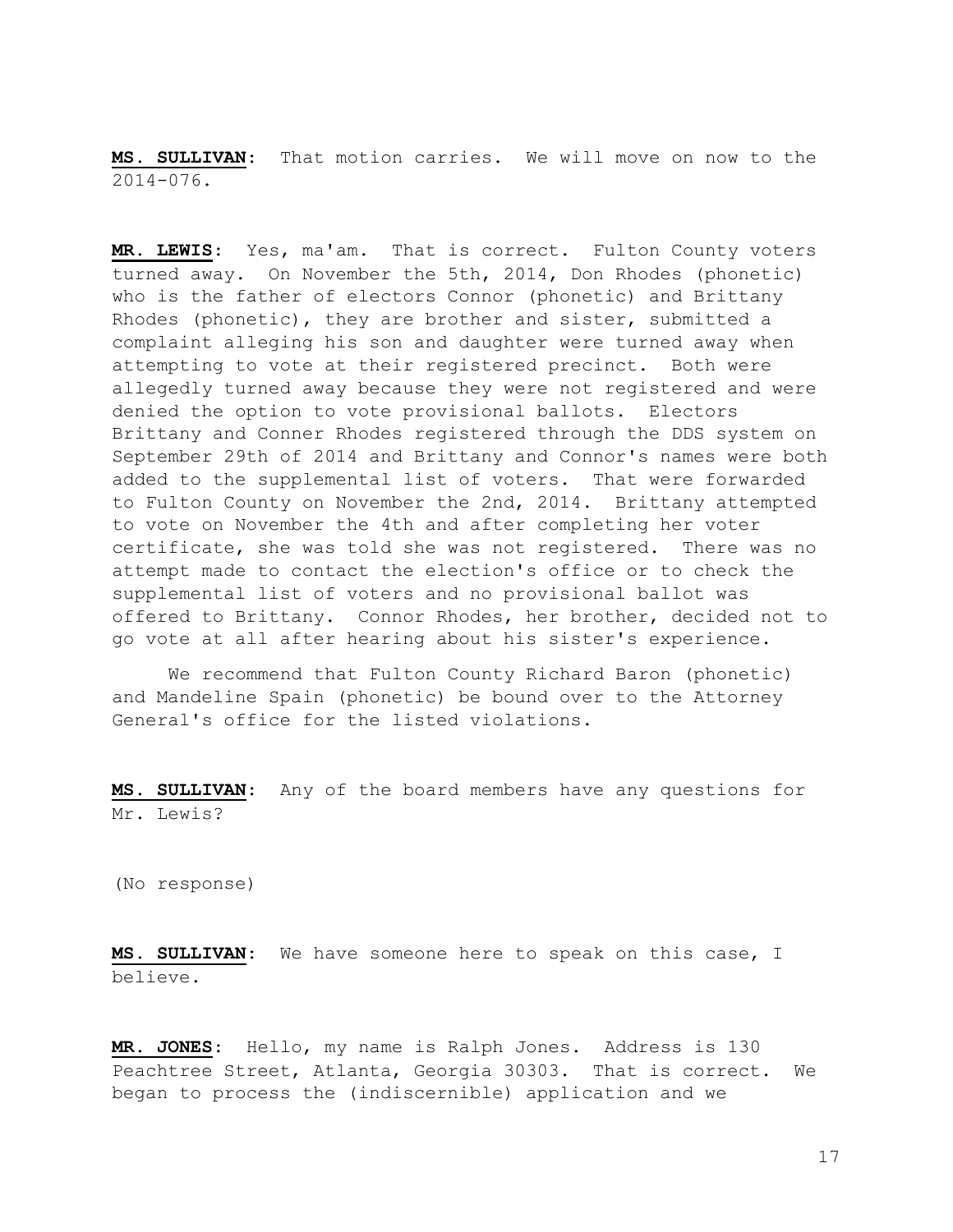**MS. SULLIVAN**: That motion carries. We will move on now to the 2014-076.

**MR. LEWIS**: Yes, ma'am. That is correct. Fulton County voters turned away. On November the 5th, 2014, Don Rhodes (phonetic) who is the father of electors Connor (phonetic) and Brittany Rhodes (phonetic), they are brother and sister, submitted a complaint alleging his son and daughter were turned away when attempting to vote at their registered precinct. Both were allegedly turned away because they were not registered and were denied the option to vote provisional ballots. Electors Brittany and Conner Rhodes registered through the DDS system on September 29th of 2014 and Brittany and Connor's names were both added to the supplemental list of voters. That were forwarded to Fulton County on November the 2nd, 2014. Brittany attempted to vote on November the 4th and after completing her voter certificate, she was told she was not registered. There was no attempt made to contact the election's office or to check the supplemental list of voters and no provisional ballot was offered to Brittany. Connor Rhodes, her brother, decided not to go vote at all after hearing about his sister's experience.

We recommend that Fulton County Richard Baron (phonetic) and Mandeline Spain (phonetic) be bound over to the Attorney General's office for the listed violations.

**MS. SULLIVAN**: Any of the board members have any questions for Mr. Lewis?

(No response)

**MS. SULLIVAN**: We have someone here to speak on this case, I believe.

**MR. JONES**: Hello, my name is Ralph Jones. Address is 130 Peachtree Street, Atlanta, Georgia 30303. That is correct. We began to process the (indiscernible) application and we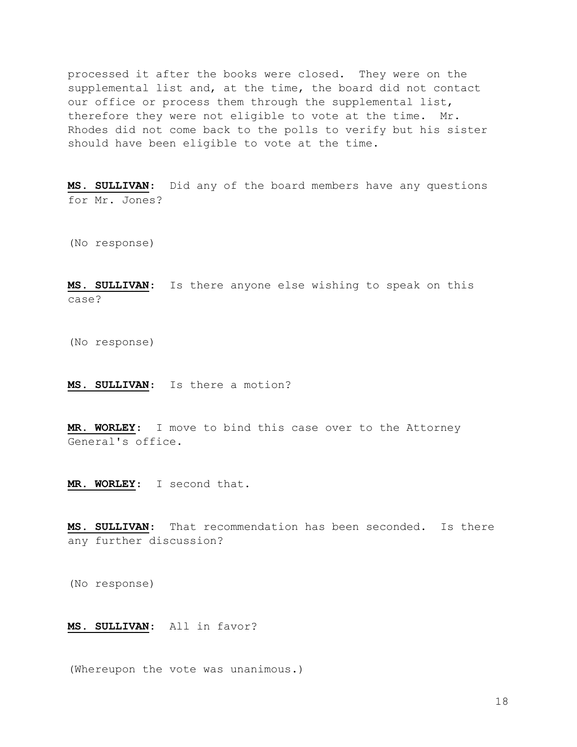processed it after the books were closed. They were on the supplemental list and, at the time, the board did not contact our office or process them through the supplemental list, therefore they were not eligible to vote at the time. Mr. Rhodes did not come back to the polls to verify but his sister should have been eligible to vote at the time.

**MS. SULLIVAN**: Did any of the board members have any questions for Mr. Jones?

(No response)

**MS. SULLIVAN**: Is there anyone else wishing to speak on this case?

(No response)

**MS. SULLIVAN**: Is there a motion?

**MR. WORLEY**: I move to bind this case over to the Attorney General's office.

**MR. WORLEY**: I second that.

**MS. SULLIVAN**: That recommendation has been seconded. Is there any further discussion?

(No response)

**MS. SULLIVAN**: All in favor?

(Whereupon the vote was unanimous.)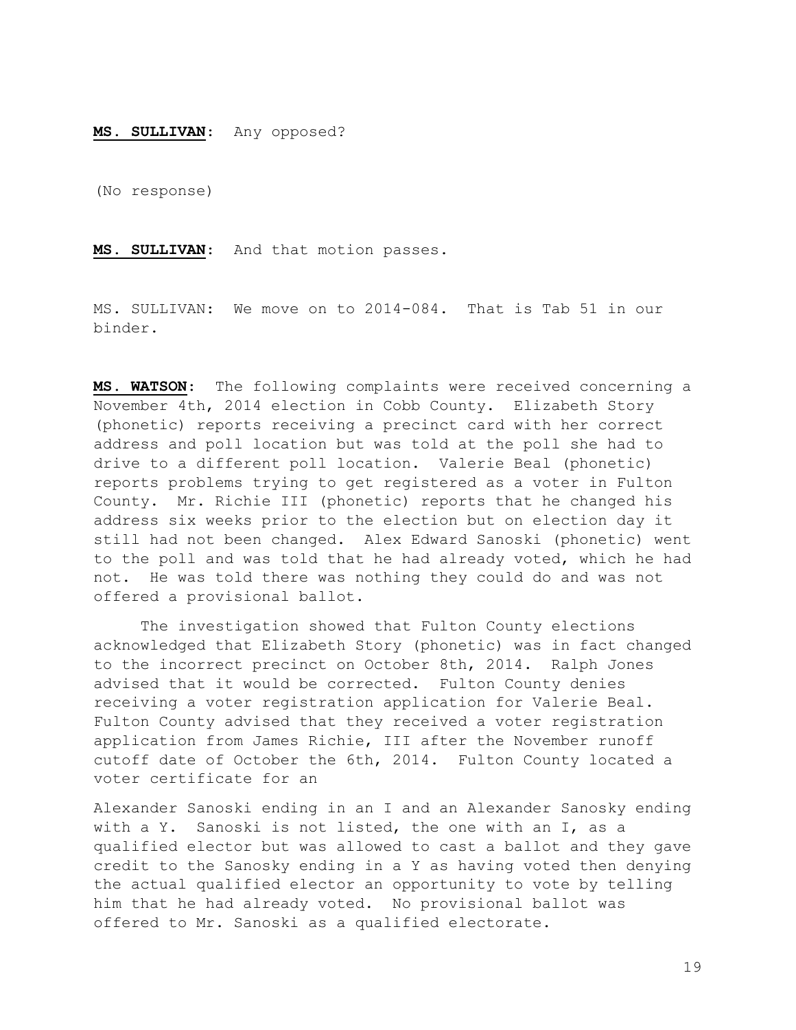**MS. SULLIVAN**: Any opposed?

(No response)

**MS. SULLIVAN**: And that motion passes.

MS. SULLIVAN: We move on to 2014-084. That is Tab 51 in our binder.

**MS. WATSON**: The following complaints were received concerning a November 4th, 2014 election in Cobb County. Elizabeth Story (phonetic) reports receiving a precinct card with her correct address and poll location but was told at the poll she had to drive to a different poll location. Valerie Beal (phonetic) reports problems trying to get registered as a voter in Fulton County. Mr. Richie III (phonetic) reports that he changed his address six weeks prior to the election but on election day it still had not been changed. Alex Edward Sanoski (phonetic) went to the poll and was told that he had already voted, which he had not. He was told there was nothing they could do and was not offered a provisional ballot.

The investigation showed that Fulton County elections acknowledged that Elizabeth Story (phonetic) was in fact changed to the incorrect precinct on October 8th, 2014. Ralph Jones advised that it would be corrected. Fulton County denies receiving a voter registration application for Valerie Beal. Fulton County advised that they received a voter registration application from James Richie, III after the November runoff cutoff date of October the 6th, 2014. Fulton County located a voter certificate for an

Alexander Sanoski ending in an I and an Alexander Sanosky ending with a Y. Sanoski is not listed, the one with an I, as a qualified elector but was allowed to cast a ballot and they gave credit to the Sanosky ending in a Y as having voted then denying the actual qualified elector an opportunity to vote by telling him that he had already voted. No provisional ballot was offered to Mr. Sanoski as a qualified electorate.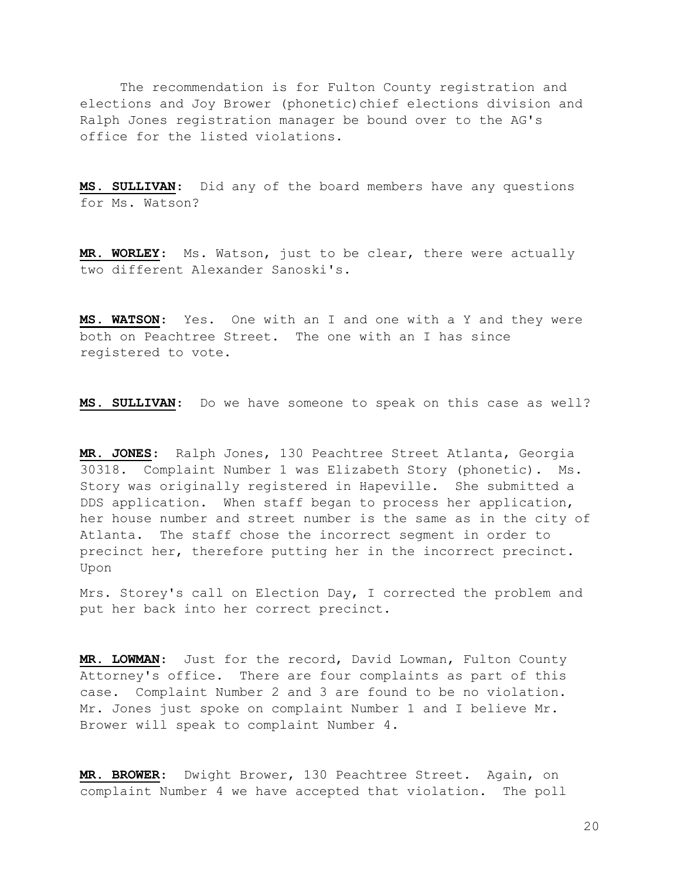The recommendation is for Fulton County registration and elections and Joy Brower (phonetic)chief elections division and Ralph Jones registration manager be bound over to the AG's office for the listed violations.

**MS. SULLIVAN**: Did any of the board members have any questions for Ms. Watson?

**MR. WORLEY**: Ms. Watson, just to be clear, there were actually two different Alexander Sanoski's.

**MS. WATSON**: Yes. One with an I and one with a Y and they were both on Peachtree Street. The one with an I has since registered to vote.

**MS. SULLIVAN**: Do we have someone to speak on this case as well?

**MR. JONES**: Ralph Jones, 130 Peachtree Street Atlanta, Georgia 30318. Complaint Number 1 was Elizabeth Story (phonetic). Ms. Story was originally registered in Hapeville. She submitted a DDS application. When staff began to process her application, her house number and street number is the same as in the city of Atlanta. The staff chose the incorrect segment in order to precinct her, therefore putting her in the incorrect precinct. Upon

Mrs. Storey's call on Election Day, I corrected the problem and put her back into her correct precinct.

**MR. LOWMAN**: Just for the record, David Lowman, Fulton County Attorney's office. There are four complaints as part of this case. Complaint Number 2 and 3 are found to be no violation. Mr. Jones just spoke on complaint Number 1 and I believe Mr. Brower will speak to complaint Number 4.

**MR. BROWER**: Dwight Brower, 130 Peachtree Street. Again, on complaint Number 4 we have accepted that violation. The poll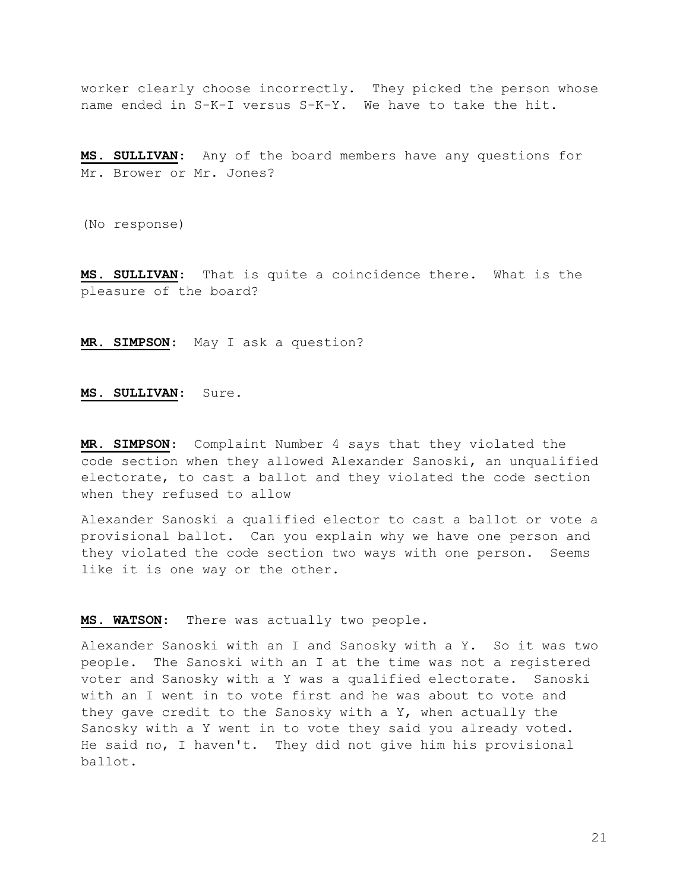worker clearly choose incorrectly. They picked the person whose name ended in S-K-I versus S-K-Y. We have to take the hit.

**MS. SULLIVAN**: Any of the board members have any questions for Mr. Brower or Mr. Jones?

(No response)

**MS. SULLIVAN**: That is quite a coincidence there. What is the pleasure of the board?

**MR. SIMPSON**: May I ask a question?

**MS. SULLIVAN**: Sure.

**MR. SIMPSON**: Complaint Number 4 says that they violated the code section when they allowed Alexander Sanoski, an unqualified electorate, to cast a ballot and they violated the code section when they refused to allow

Alexander Sanoski a qualified elector to cast a ballot or vote a provisional ballot. Can you explain why we have one person and they violated the code section two ways with one person. Seems like it is one way or the other.

**MS. WATSON**: There was actually two people.

Alexander Sanoski with an I and Sanosky with a Y. So it was two people. The Sanoski with an I at the time was not a registered voter and Sanosky with a Y was a qualified electorate. Sanoski with an I went in to vote first and he was about to vote and they gave credit to the Sanosky with a Y, when actually the Sanosky with a Y went in to vote they said you already voted. He said no, I haven't. They did not give him his provisional ballot.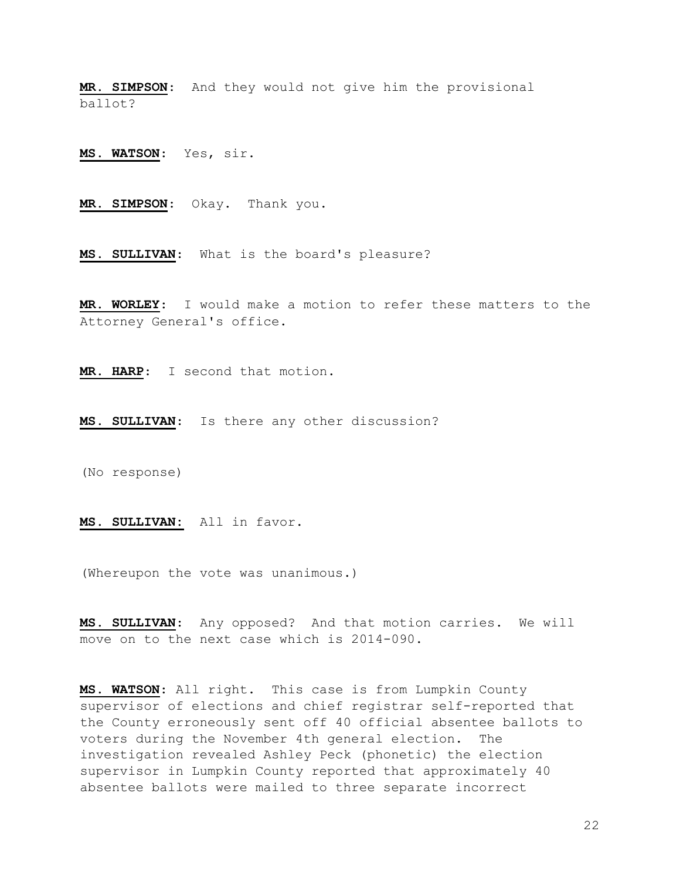**MR. SIMPSON:** And they would not give him the provisional ballot?

**MS. WATSON:** Yes, sir.

**MR. SIMPSON:** Okay. Thank you.

**MS. SULLIVAN:** What is the board's pleasure?

**MR. WORLEY:** I would make a motion to refer these matters to the Attorney General's office.

**MR. HARP:** I second that motion.

**MS. SULLIVAN:** Is there any other discussion?

(No response)

**MS. SULLIVAN:** All in favor.

(Whereupon the vote was unanimous.)

**MS. SULLIVAN:** Any opposed? And that motion carries. We will move on to the next case which is 2014-090.

**MS. WATSON:** All right. This case is from Lumpkin County supervisor of elections and chief registrar self-reported that the County erroneously sent off 40 official absentee ballots to voters during the November 4th general election. The investigation revealed Ashley Peck (phonetic) the election supervisor in Lumpkin County reported that approximately 40 absentee ballots were mailed to three separate incorrect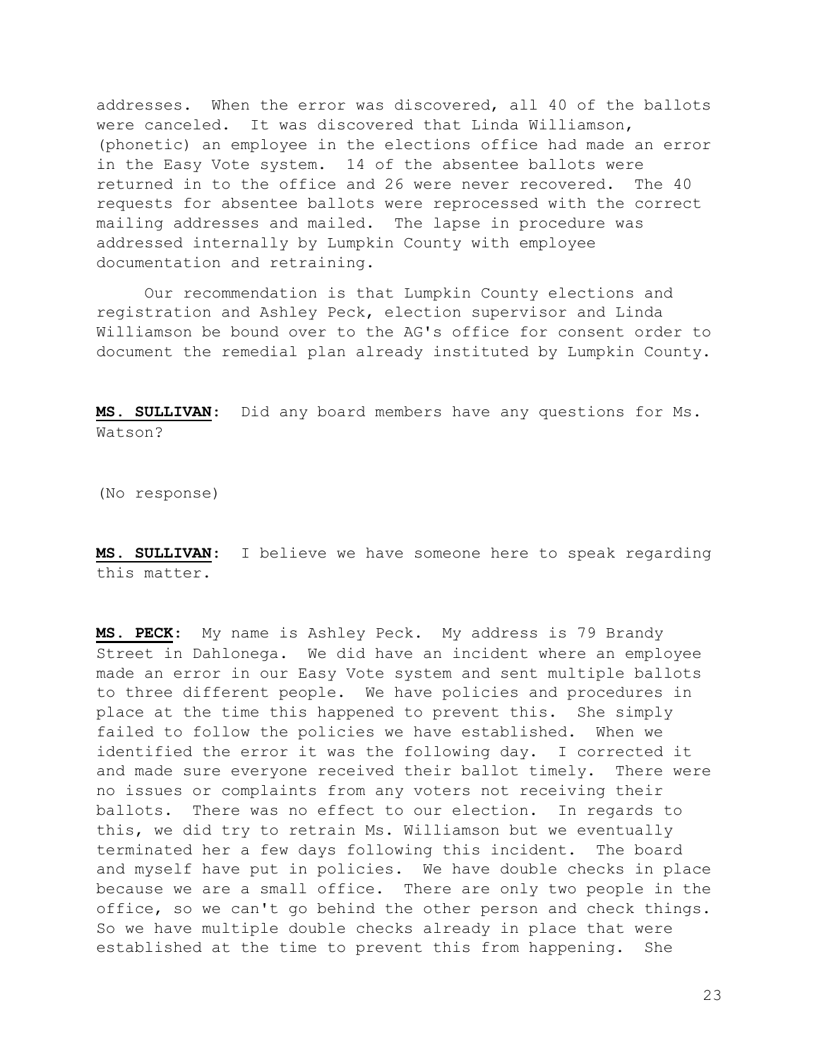addresses. When the error was discovered, all 40 of the ballots were canceled. It was discovered that Linda Williamson, (phonetic) an employee in the elections office had made an error in the Easy Vote system. 14 of the absentee ballots were returned in to the office and 26 were never recovered. The 40 requests for absentee ballots were reprocessed with the correct mailing addresses and mailed. The lapse in procedure was addressed internally by Lumpkin County with employee documentation and retraining.

Our recommendation is that Lumpkin County elections and registration and Ashley Peck, election supervisor and Linda Williamson be bound over to the AG's office for consent order to document the remedial plan already instituted by Lumpkin County.

**MS. SULLIVAN**: Did any board members have any questions for Ms. Watson?

(No response)

**MS. SULLIVAN**: I believe we have someone here to speak regarding this matter.

**MS. PECK**: My name is Ashley Peck. My address is 79 Brandy Street in Dahlonega. We did have an incident where an employee made an error in our Easy Vote system and sent multiple ballots to three different people. We have policies and procedures in place at the time this happened to prevent this. She simply failed to follow the policies we have established. When we identified the error it was the following day. I corrected it and made sure everyone received their ballot timely. There were no issues or complaints from any voters not receiving their ballots. There was no effect to our election. In regards to this, we did try to retrain Ms. Williamson but we eventually terminated her a few days following this incident. The board and myself have put in policies. We have double checks in place because we are a small office. There are only two people in the office, so we can't go behind the other person and check things. So we have multiple double checks already in place that were established at the time to prevent this from happening. She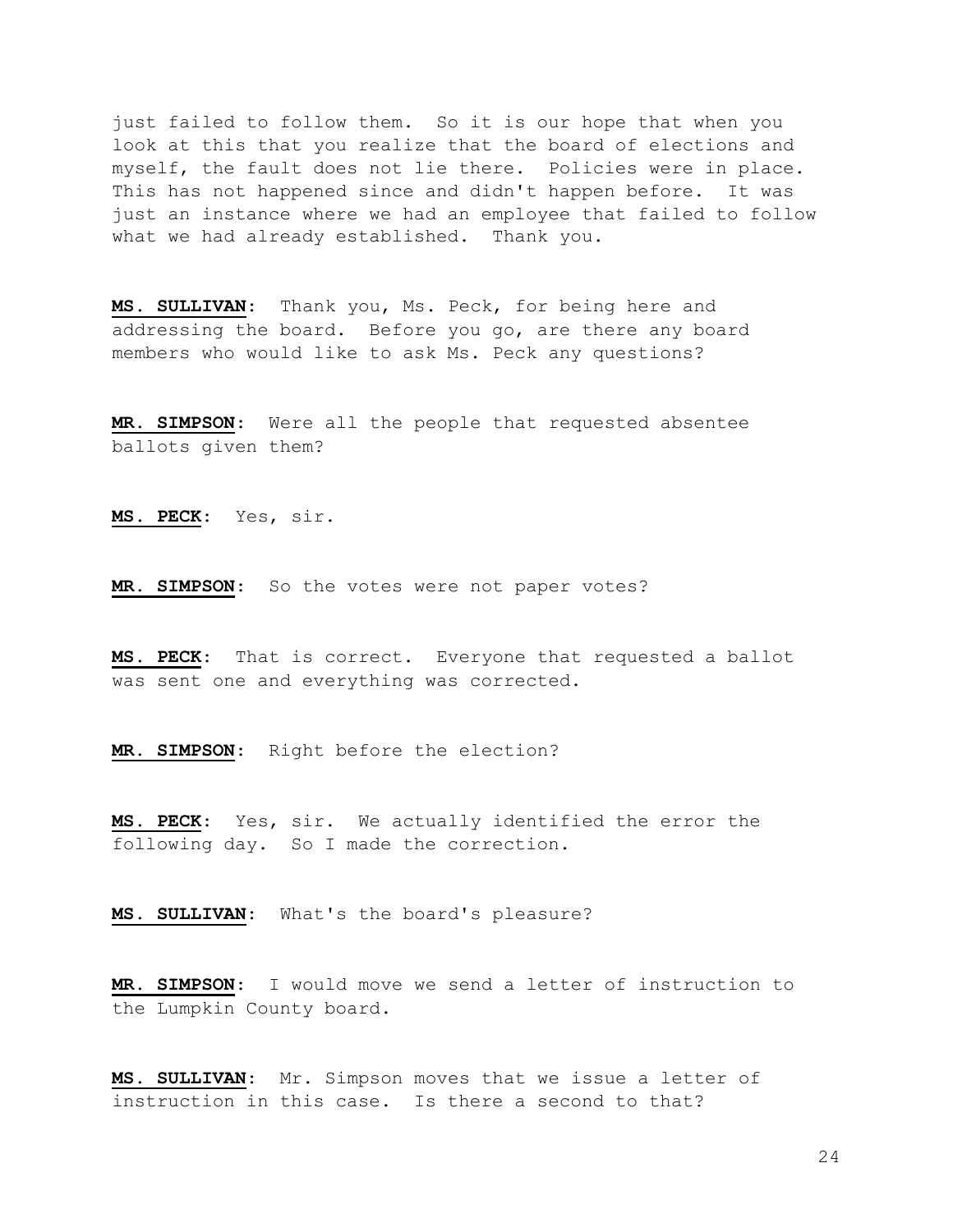just failed to follow them. So it is our hope that when you look at this that you realize that the board of elections and myself, the fault does not lie there. Policies were in place. This has not happened since and didn't happen before. It was just an instance where we had an employee that failed to follow what we had already established. Thank you.

**MS. SULLIVAN:** Thank you, Ms. Peck, for being here and addressing the board. Before you go, are there any board members who would like to ask Ms. Peck any questions?

**MR. SIMPSON:** Were all the people that requested absentee ballots given them?

**MS. PECK:** Yes, sir.

**MR. SIMPSON:** So the votes were not paper votes?

**MS. PECK:** That is correct. Everyone that requested a ballot was sent one and everything was corrected.

**MR. SIMPSON:** Right before the election?

**MS. PECK:** Yes, sir. We actually identified the error the following day. So I made the correction.

**MS. SULLIVAN:** What's the board's pleasure?

**MR. SIMPSON:** I would move we send a letter of instruction to the Lumpkin County board.

**MS. SULLIVAN:** Mr. Simpson moves that we issue a letter of instruction in this case. Is there a second to that?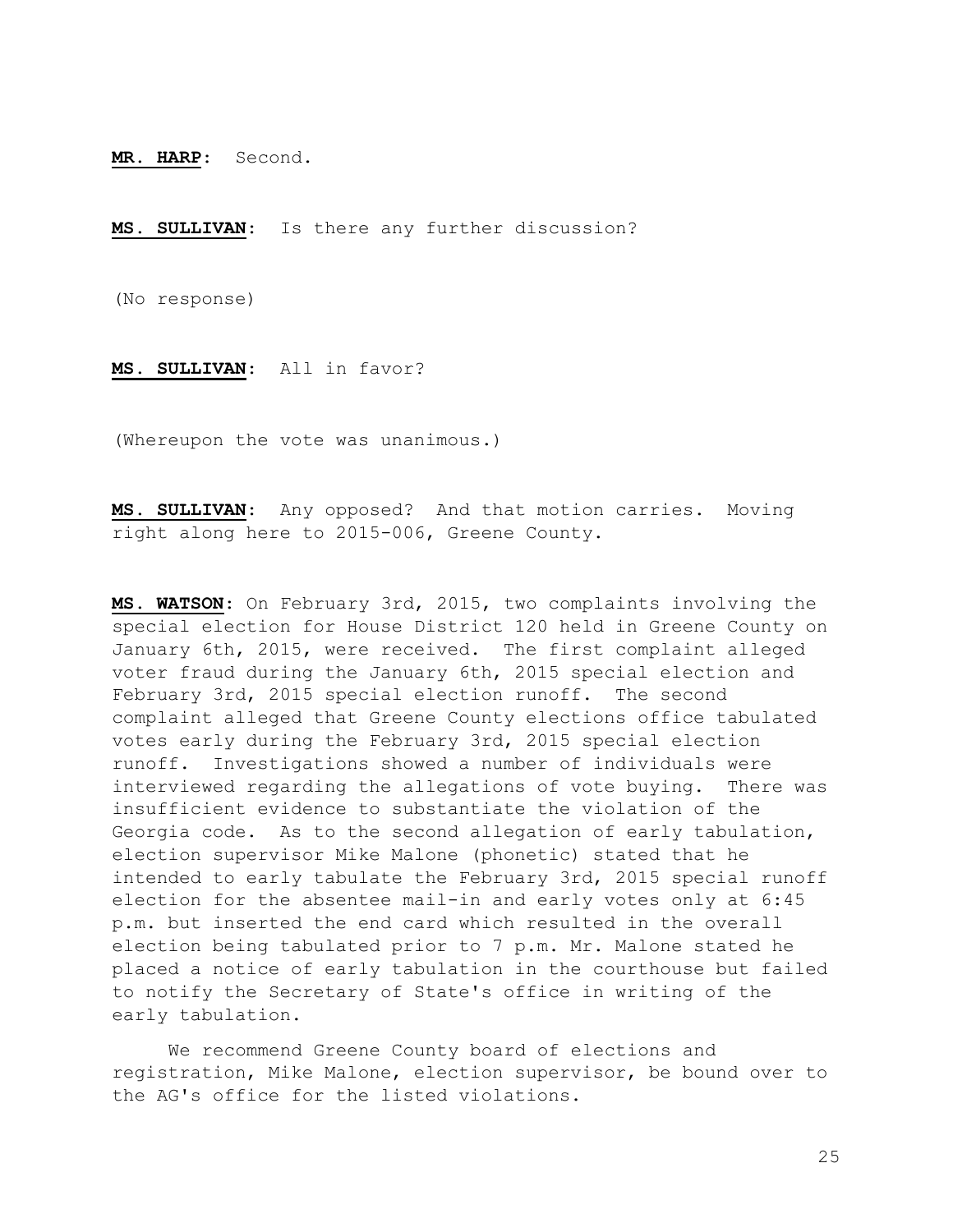**MR. HARP**: Second.

**MS. SULLIVAN**: Is there any further discussion?

(No response)

**MS. SULLIVAN**: All in favor?

(Whereupon the vote was unanimous.)

**MS. SULLIVAN**: Any opposed? And that motion carries. Moving right along here to 2015-006, Greene County.

**MS. WATSON**: On February 3rd, 2015, two complaints involving the special election for House District 120 held in Greene County on January 6th, 2015, were received. The first complaint alleged voter fraud during the January 6th, 2015 special election and February 3rd, 2015 special election runoff. The second complaint alleged that Greene County elections office tabulated votes early during the February 3rd, 2015 special election runoff. Investigations showed a number of individuals were interviewed regarding the allegations of vote buying. There was insufficient evidence to substantiate the violation of the Georgia code. As to the second allegation of early tabulation, election supervisor Mike Malone (phonetic) stated that he intended to early tabulate the February 3rd, 2015 special runoff election for the absentee mail-in and early votes only at 6:45 p.m. but inserted the end card which resulted in the overall election being tabulated prior to 7 p.m. Mr. Malone stated he placed a notice of early tabulation in the courthouse but failed to notify the Secretary of State's office in writing of the early tabulation.

We recommend Greene County board of elections and registration, Mike Malone, election supervisor, be bound over to the AG's office for the listed violations.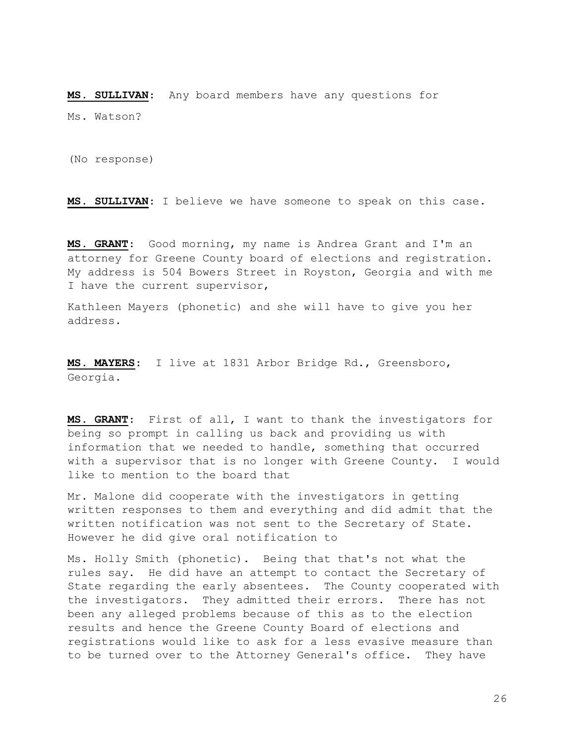**MS. SULLIVAN**: Any board members have any questions for Ms. Watson?

(No response)

**MS. SULLIVAN**: I believe we have someone to speak on this case.

**MS. GRANT**: Good morning, my name is Andrea Grant and I'm an attorney for Greene County board of elections and registration. My address is 504 Bowers Street in Royston, Georgia and with me I have the current supervisor, Kathleen Mayers (phonetic) and she will have to give you her address.

**MS. MAYERS**: I live at 1831 Arbor Bridge Rd., Greensboro, Georgia.

**MS. GRANT**: First of all, I want to thank the investigators for being so prompt in calling us back and providing us with information that we needed to handle, something that occurred with a supervisor that is no longer with Greene County. I would like to mention to the board that Mr. Malone did cooperate with the investigators in getting written responses to them and everything and did admit that the written notification was not sent to the Secretary of State. However he did give oral notification to Ms. Holly Smith (phonetic). Being that that's not what the rules say. He did have an attempt to contact the Secretary of State regarding the early absentees. The County cooperated with the investigators. They admitted their errors. There has not been any alleged problems because of this as to the election results and hence the Greene County Board of elections and registrations would like to ask for a less evasive measure than to be turned over to the Attorney General's office. They have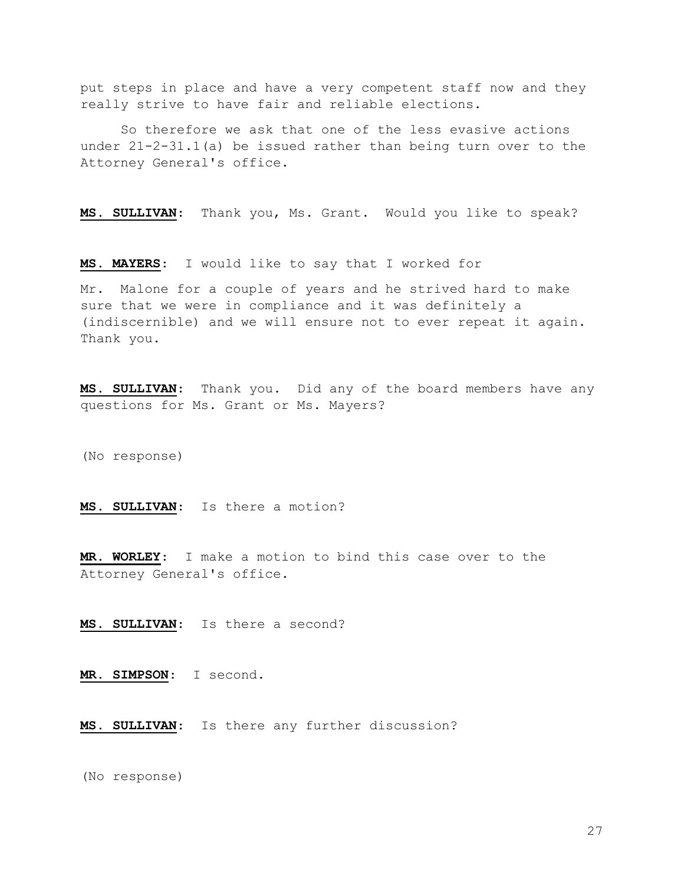put steps in place and have a very competent staff now and they really strive to have fair and reliable elections.

So therefore we ask that one of the less evasive actions under 21-2-31.1(a) be issued rather than being turn over to the Attorney General's office.

**MS. SULLIVAN:** Thank you, Ms. Grant. Would you like to speak?

**MS. MAYERS:** I would like to say that I worked for Mr. Malone for a couple of years and he strived hard to make sure that we were in compliance and it was definitely a (indiscernible) and we will ensure not to ever repeat it again. Thank you.

**MS. SULLIVAN:** Thank you. Did any of the board members have any questions for Ms. Grant or Ms. Mayers?

(No response)

**MS. SULLIVAN:** Is there a motion?

**MR. WORLEY:** I make a motion to bind this case over to the Attorney General's office.

**MS. SULLIVAN:** Is there a second?

**MR. SIMPSON:** I second.

**MS. SULLIVAN:** Is there any further discussion?

(No response)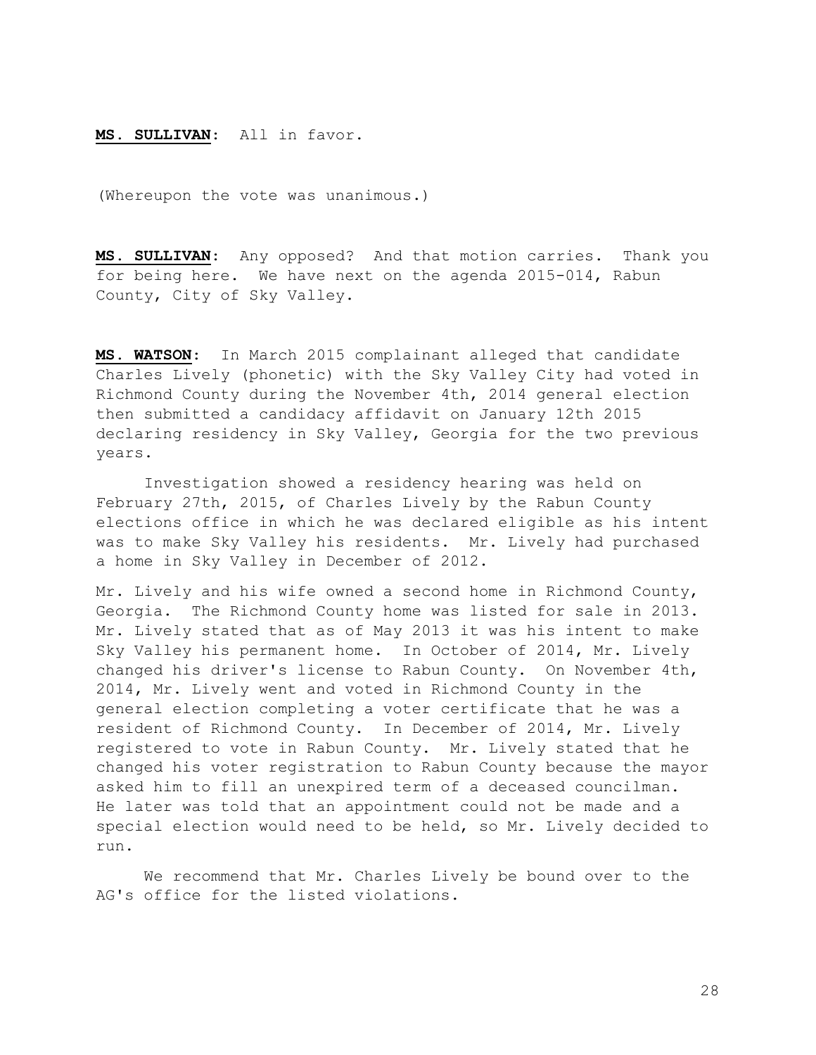**MS. SULLIVAN**: All in favor.

(Whereupon the vote was unanimous.)

**MS. SULLIVAN**: Any opposed? And that motion carries. Thank you for being here. We have next on the agenda 2015-014, Rabun County, City of Sky Valley.

**MS. WATSON**: In March 2015 complainant alleged that candidate Charles Lively (phonetic) with the Sky Valley City had voted in Richmond County during the November 4th, 2014 general election then submitted a candidacy affidavit on January 12th 2015 declaring residency in Sky Valley, Georgia for the two previous years.

Investigation showed a residency hearing was held on February 27th, 2015, of Charles Lively by the Rabun County elections office in which he was declared eligible as his intent was to make Sky Valley his residents. Mr. Lively had purchased a home in Sky Valley in December of 2012.

Mr. Lively and his wife owned a second home in Richmond County, Georgia. The Richmond County home was listed for sale in 2013. Mr. Lively stated that as of May 2013 it was his intent to make Sky Valley his permanent home. In October of 2014, Mr. Lively changed his driver's license to Rabun County. On November 4th, 2014, Mr. Lively went and voted in Richmond County in the general election completing a voter certificate that he was a resident of Richmond County. In December of 2014, Mr. Lively registered to vote in Rabun County. Mr. Lively stated that he changed his voter registration to Rabun County because the mayor asked him to fill an unexpired term of a deceased councilman. He later was told that an appointment could not be made and a special election would need to be held, so Mr. Lively decided to run.

We recommend that Mr. Charles Lively be bound over to the AG's office for the listed violations.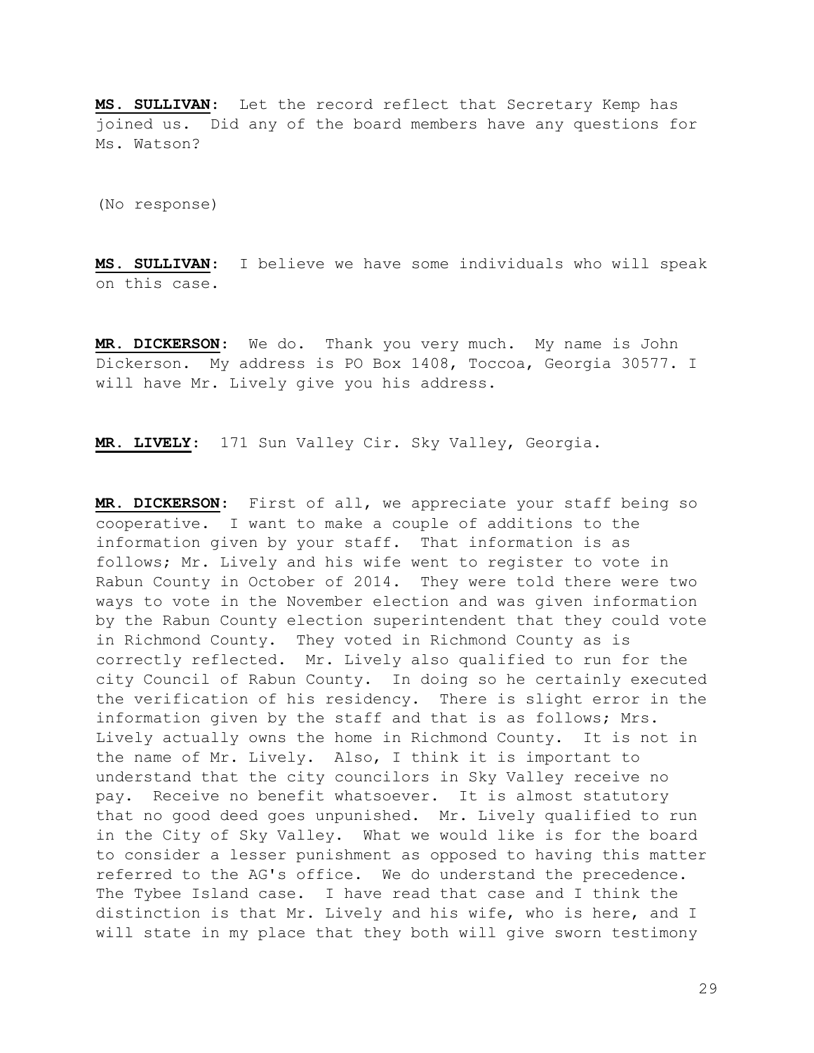**MS. SULLIVAN**: Let the record reflect that Secretary Kemp has joined us. Did any of the board members have any questions for Ms. Watson?

(No response)

**MS. SULLIVAN**: I believe we have some individuals who will speak on this case.

**MR. DICKERSON**: We do. Thank you very much. My name is John Dickerson. My address is PO Box 1408, Toccoa, Georgia 30577. I will have Mr. Lively give you his address.

**MR. LIVELY**: 171 Sun Valley Cir. Sky Valley, Georgia.

**MR. DICKERSON**: First of all, we appreciate your staff being so cooperative. I want to make a couple of additions to the information given by your staff. That information is as follows; Mr. Lively and his wife went to register to vote in Rabun County in October of 2014. They were told there were two ways to vote in the November election and was given information by the Rabun County election superintendent that they could vote in Richmond County. They voted in Richmond County as is correctly reflected. Mr. Lively also qualified to run for the city Council of Rabun County. In doing so he certainly executed the verification of his residency. There is slight error in the information given by the staff and that is as follows; Mrs. Lively actually owns the home in Richmond County. It is not in the name of Mr. Lively. Also, I think it is important to understand that the city councilors in Sky Valley receive no pay. Receive no benefit whatsoever. It is almost statutory that no good deed goes unpunished. Mr. Lively qualified to run in the City of Sky Valley. What we would like is for the board to consider a lesser punishment as opposed to having this matter referred to the AG's office. We do understand the precedence. The Tybee Island case. I have read that case and I think the distinction is that Mr. Lively and his wife, who is here, and I will state in my place that they both will give sworn testimony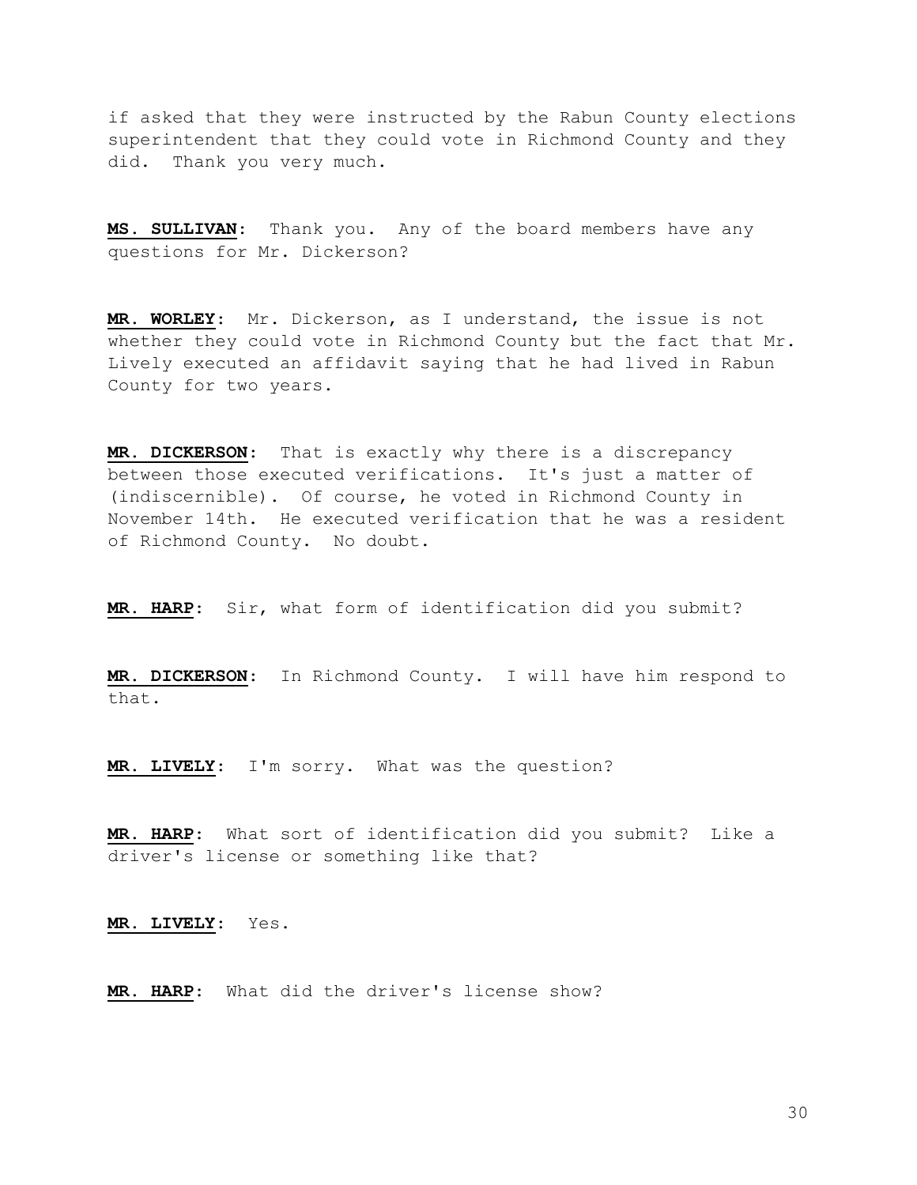if asked that they were instructed by the Rabun County elections superintendent that they could vote in Richmond County and they did. Thank you very much.

**MS. SULLIVAN**: Thank you. Any of the board members have any questions for Mr. Dickerson?

**MR. WORLEY**: Mr. Dickerson, as I understand, the issue is not whether they could vote in Richmond County but the fact that Mr. Lively executed an affidavit saying that he had lived in Rabun County for two years.

**MR. DICKERSON**: That is exactly why there is a discrepancy between those executed verifications. It's just a matter of (indiscernible). Of course, he voted in Richmond County in November 14th. He executed verification that he was a resident of Richmond County. No doubt.

**MR. HARP**: Sir, what form of identification did you submit?

**MR. DICKERSON**: In Richmond County. I will have him respond to that.

**MR. LIVELY**: I'm sorry. What was the question?

**MR. HARP**: What sort of identification did you submit? Like a driver's license or something like that?

**MR. LIVELY**: Yes.

**MR. HARP**: What did the driver's license show?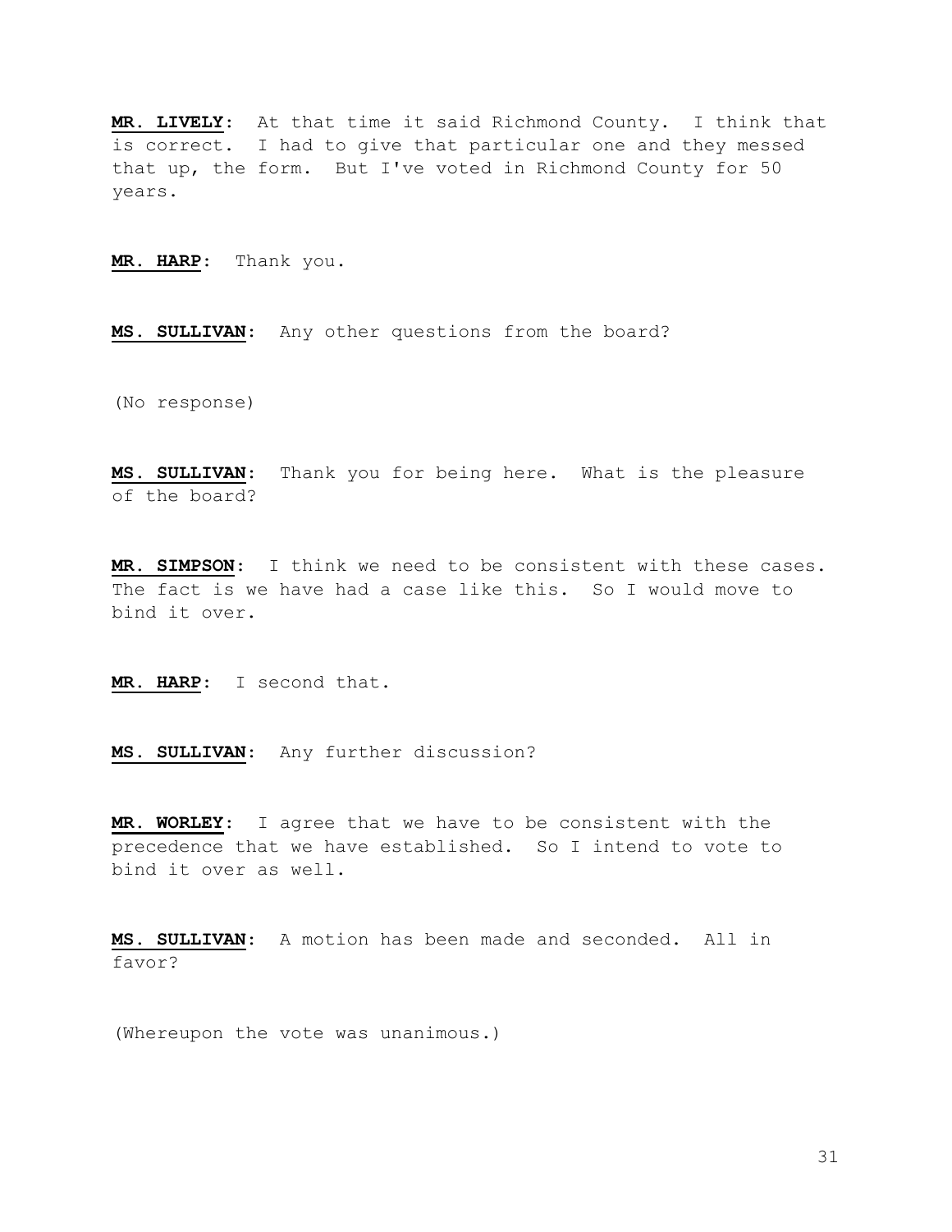**MR. LIVELY**: At that time it said Richmond County. I think that is correct. I had to give that particular one and they messed that up, the form. But I've voted in Richmond County for 50 years.

**MR. HARP**: Thank you.

**MS. SULLIVAN**: Any other questions from the board?

(No response)

**MS. SULLIVAN**: Thank you for being here. What is the pleasure of the board?

**MR. SIMPSON**: I think we need to be consistent with these cases. The fact is we have had a case like this. So I would move to bind it over.

**MR. HARP**: I second that.

**MS. SULLIVAN**: Any further discussion?

**MR. WORLEY**: I agree that we have to be consistent with the precedence that we have established. So I intend to vote to bind it over as well.

**MS. SULLIVAN**: A motion has been made and seconded. All in favor?

(Whereupon the vote was unanimous.)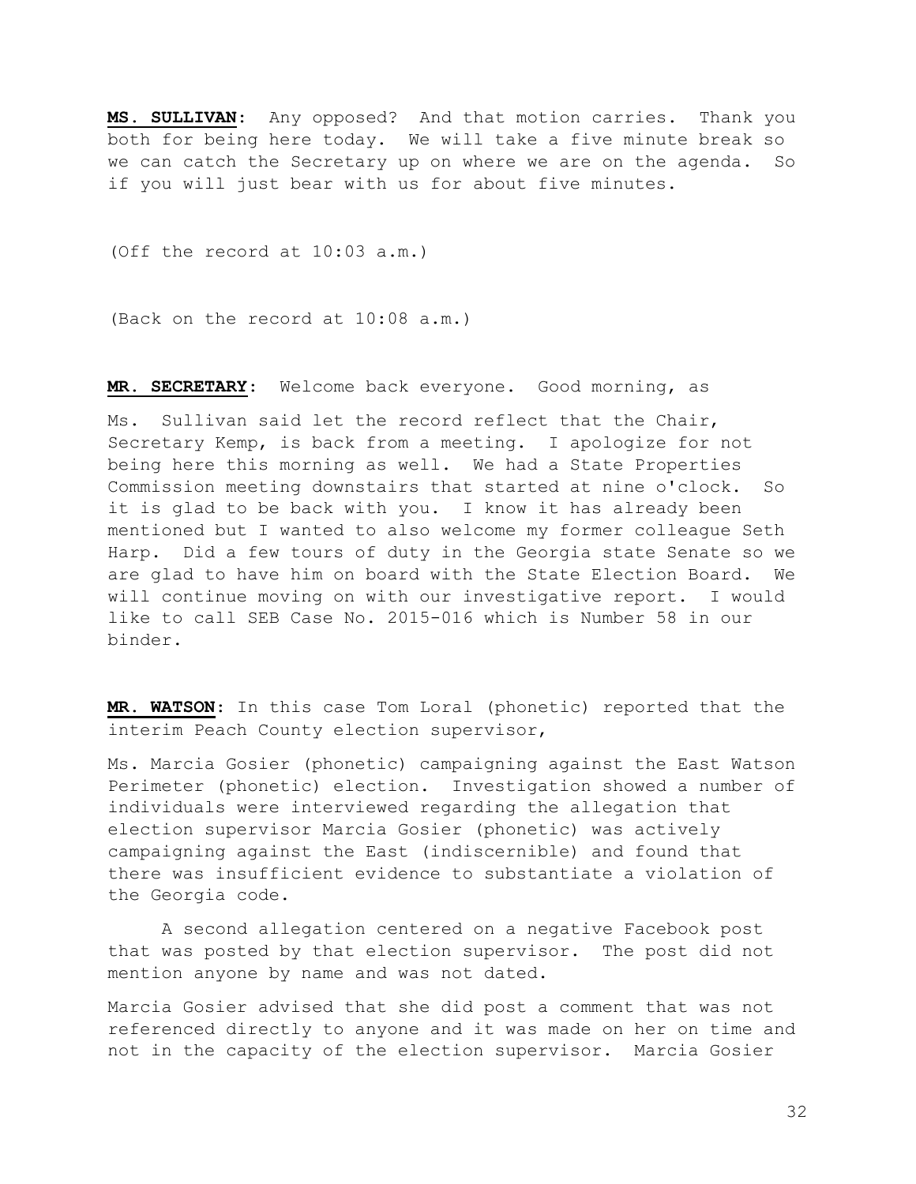**MS. SULLIVAN**: Any opposed? And that motion carries. Thank you both for being here today. We will take a five minute break so we can catch the Secretary up on where we are on the agenda. So if you will just bear with us for about five minutes.

(Off the record at 10:03 a.m.)

(Back on the record at 10:08 a.m.)

**MR. SECRETARY**: Welcome back everyone. Good morning, as

Ms. Sullivan said let the record reflect that the Chair, Secretary Kemp, is back from a meeting. I apologize for not being here this morning as well. We had a State Properties Commission meeting downstairs that started at nine o'clock. So it is glad to be back with you. I know it has already been mentioned but I wanted to also welcome my former colleague Seth Harp. Did a few tours of duty in the Georgia state Senate so we are glad to have him on board with the State Election Board. We will continue moving on with our investigative report. I would like to call SEB Case No. 2015-016 which is Number 58 in our binder.

**MR. WATSON**: In this case Tom Loral (phonetic) reported that the interim Peach County election supervisor,

Ms. Marcia Gosier (phonetic) campaigning against the East Watson Perimeter (phonetic) election. Investigation showed a number of individuals were interviewed regarding the allegation that election supervisor Marcia Gosier (phonetic) was actively campaigning against the East (indiscernible) and found that there was insufficient evidence to substantiate a violation of the Georgia code.

A second allegation centered on a negative Facebook post that was posted by that election supervisor. The post did not mention anyone by name and was not dated.

Marcia Gosier advised that she did post a comment that was not referenced directly to anyone and it was made on her on time and not in the capacity of the election supervisor. Marcia Gosier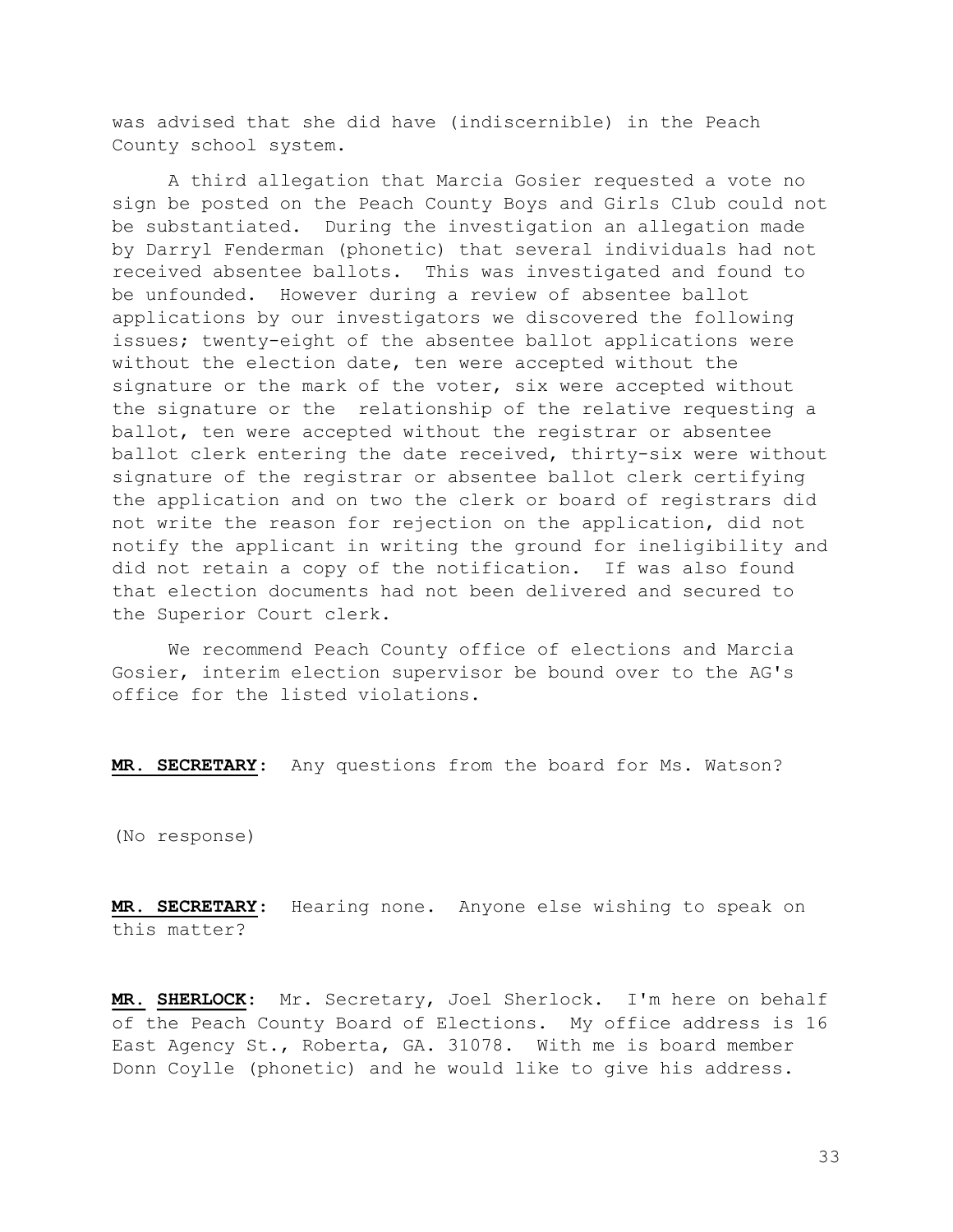was advised that she did have (indiscernible) in the Peach County school system.

A third allegation that Marcia Gosier requested a vote no sign be posted on the Peach County Boys and Girls Club could not be substantiated. During the investigation an allegation made by Darryl Fenderman (phonetic) that several individuals had not received absentee ballots. This was investigated and found to be unfounded. However during a review of absentee ballot applications by our investigators we discovered the following issues; twenty-eight of the absentee ballot applications were without the election date, ten were accepted without the signature or the mark of the voter, six were accepted without the signature or the relationship of the relative requesting a ballot, ten were accepted without the registrar or absentee ballot clerk entering the date received, thirty-six were without signature of the registrar or absentee ballot clerk certifying the application and on two the clerk or board of registrars did not write the reason for rejection on the application, did not notify the applicant in writing the ground for ineligibility and did not retain a copy of the notification. If was also found that election documents had not been delivered and secured to the Superior Court clerk.

We recommend Peach County office of elections and Marcia Gosier, interim election supervisor be bound over to the AG's office for the listed violations.

**MR. SECRETARY**: Any questions from the board for Ms. Watson?

(No response)

**MR. SECRETARY**: Hearing none. Anyone else wishing to speak on this matter?

**MR. SHERLOCK**: Mr. Secretary, Joel Sherlock. I'm here on behalf of the Peach County Board of Elections. My office address is 16 East Agency St., Roberta, GA. 31078. With me is board member Donn Coylle (phonetic) and he would like to give his address.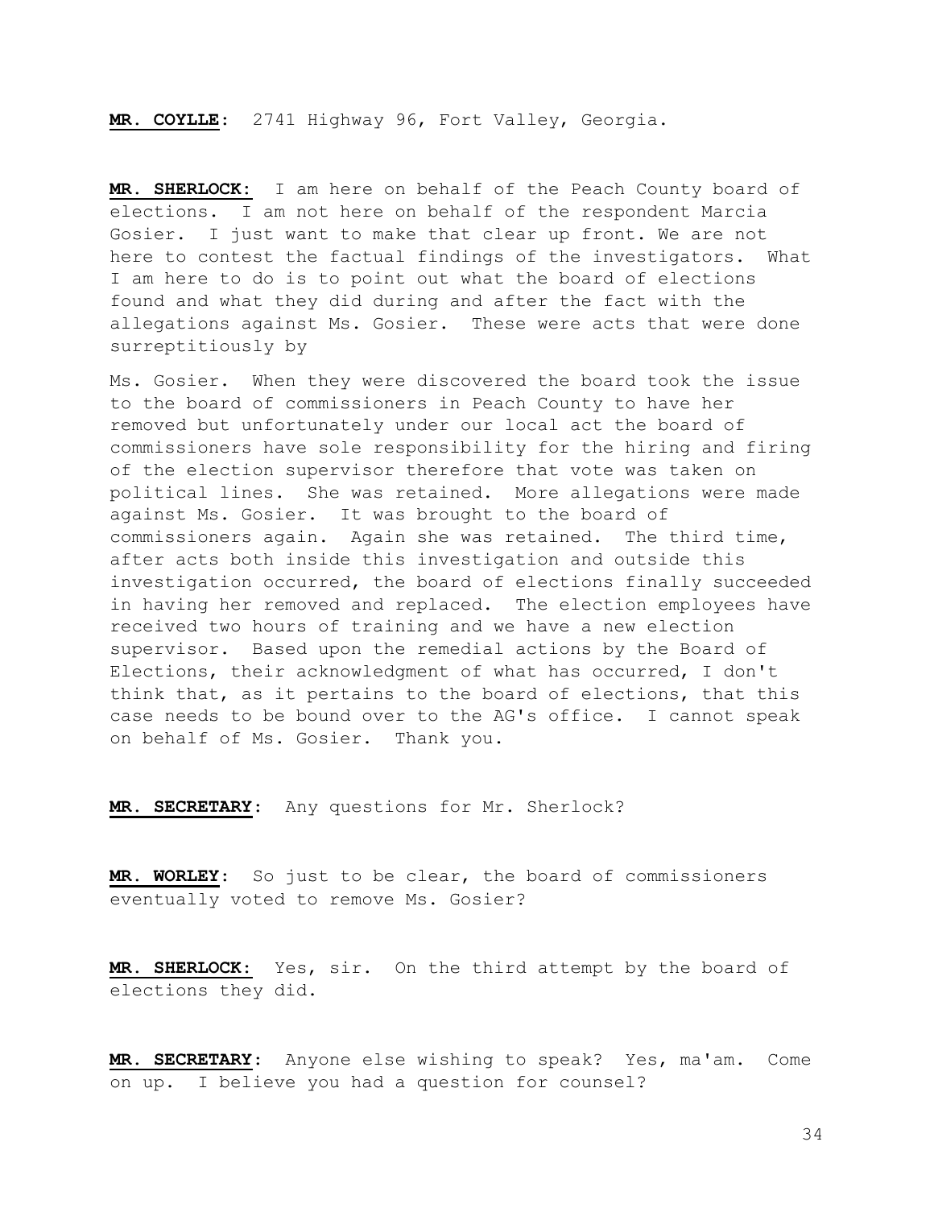**MR. COYLLE**: 2741 Highway 96, Fort Valley, Georgia.

**MR. SHERLOCK:** I am here on behalf of the Peach County board of elections. I am not here on behalf of the respondent Marcia Gosier. I just want to make that clear up front. We are not here to contest the factual findings of the investigators. What I am here to do is to point out what the board of elections found and what they did during and after the fact with the allegations against Ms. Gosier. These were acts that were done surreptitiously by

Ms. Gosier. When they were discovered the board took the issue to the board of commissioners in Peach County to have her removed but unfortunately under our local act the board of commissioners have sole responsibility for the hiring and firing of the election supervisor therefore that vote was taken on political lines. She was retained. More allegations were made against Ms. Gosier. It was brought to the board of commissioners again. Again she was retained. The third time, after acts both inside this investigation and outside this investigation occurred, the board of elections finally succeeded in having her removed and replaced. The election employees have received two hours of training and we have a new election supervisor. Based upon the remedial actions by the Board of Elections, their acknowledgment of what has occurred, I don't think that, as it pertains to the board of elections, that this case needs to be bound over to the AG's office. I cannot speak on behalf of Ms. Gosier. Thank you.

**MR. SECRETARY**: Any questions for Mr. Sherlock?

**MR. WORLEY**: So just to be clear, the board of commissioners eventually voted to remove Ms. Gosier?

**MR. SHERLOCK:** Yes, sir. On the third attempt by the board of elections they did.

**MR. SECRETARY**: Anyone else wishing to speak? Yes, ma'am. Come on up. I believe you had a question for counsel?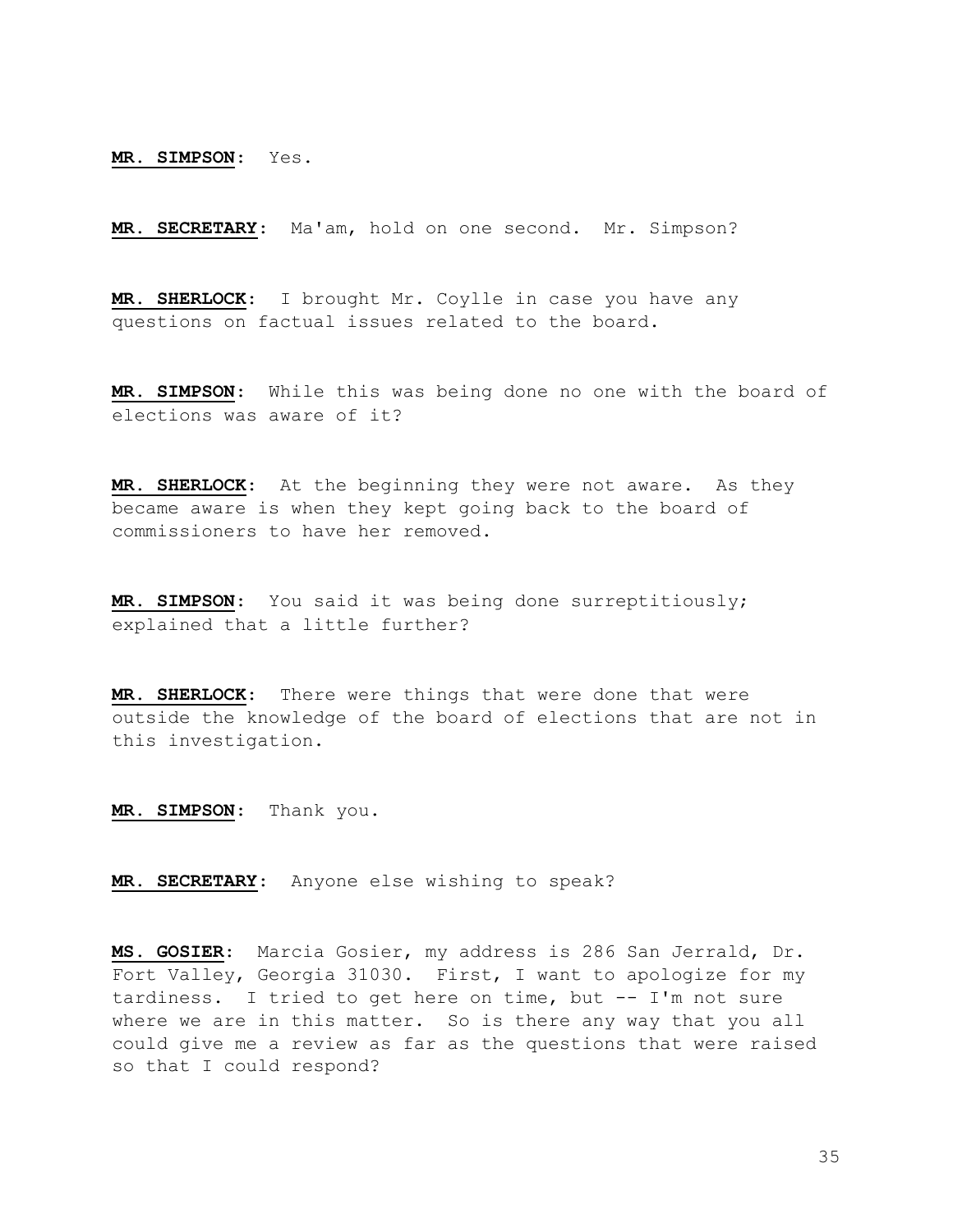**MR. SIMPSON**: Yes.

**MR. SECRETARY**: Ma'am, hold on one second. Mr. Simpson?

**MR. SHERLOCK**: I brought Mr. Coylle in case you have any questions on factual issues related to the board.

**MR. SIMPSON**: While this was being done no one with the board of elections was aware of it?

**MR. SHERLOCK**: At the beginning they were not aware. As they became aware is when they kept going back to the board of commissioners to have her removed.

**MR. SIMPSON**: You said it was being done surreptitiously; explained that a little further?

**MR. SHERLOCK**: There were things that were done that were outside the knowledge of the board of elections that are not in this investigation.

**MR. SIMPSON**: Thank you.

**MR. SECRETARY**: Anyone else wishing to speak?

**MS. GOSIER**: Marcia Gosier, my address is 286 San Jerrald, Dr. Fort Valley, Georgia 31030. First, I want to apologize for my tardiness. I tried to get here on time, but -- I'm not sure where we are in this matter. So is there any way that you all could give me a review as far as the questions that were raised so that I could respond?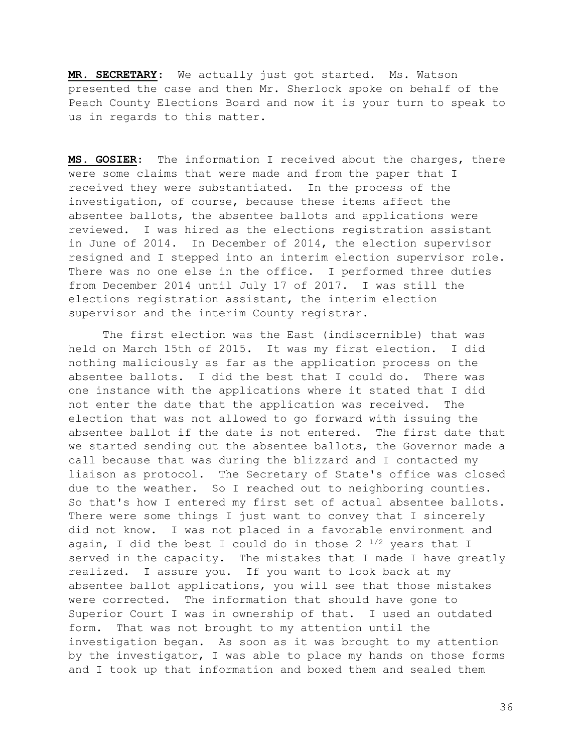**MR. SECRETARY**: We actually just got started. Ms. Watson presented the case and then Mr. Sherlock spoke on behalf of the Peach County Elections Board and now it is your turn to speak to us in regards to this matter.

**MS. GOSIER**: The information I received about the charges, there were some claims that were made and from the paper that I received they were substantiated. In the process of the investigation, of course, because these items affect the absentee ballots, the absentee ballots and applications were reviewed. I was hired as the elections registration assistant in June of 2014. In December of 2014, the election supervisor resigned and I stepped into an interim election supervisor role. There was no one else in the office. I performed three duties from December 2014 until July 17 of 2017. I was still the elections registration assistant, the interim election supervisor and the interim County registrar.

The first election was the East (indiscernible) that was held on March 15th of 2015. It was my first election. I did nothing maliciously as far as the application process on the absentee ballots. I did the best that I could do. There was one instance with the applications where it stated that I did not enter the date that the application was received. The election that was not allowed to go forward with issuing the absentee ballot if the date is not entered. The first date that we started sending out the absentee ballots, the Governor made a call because that was during the blizzard and I contacted my liaison as protocol. The Secretary of State's office was closed due to the weather. So I reached out to neighboring counties. So that's how I entered my first set of actual absentee ballots. There were some things I just want to convey that I sincerely did not know. I was not placed in a favorable environment and again, I did the best I could do in those 2 $^{1/2}$ years that I served in the capacity. The mistakes that I made I have greatly realized. I assure you. If you want to look back at my absentee ballot applications, you will see that those mistakes were corrected. The information that should have gone to Superior Court I was in ownership of that. I used an outdated form. That was not brought to my attention until the investigation began. As soon as it was brought to my attention by the investigator, I was able to place my hands on those forms and I took up that information and boxed them and sealed them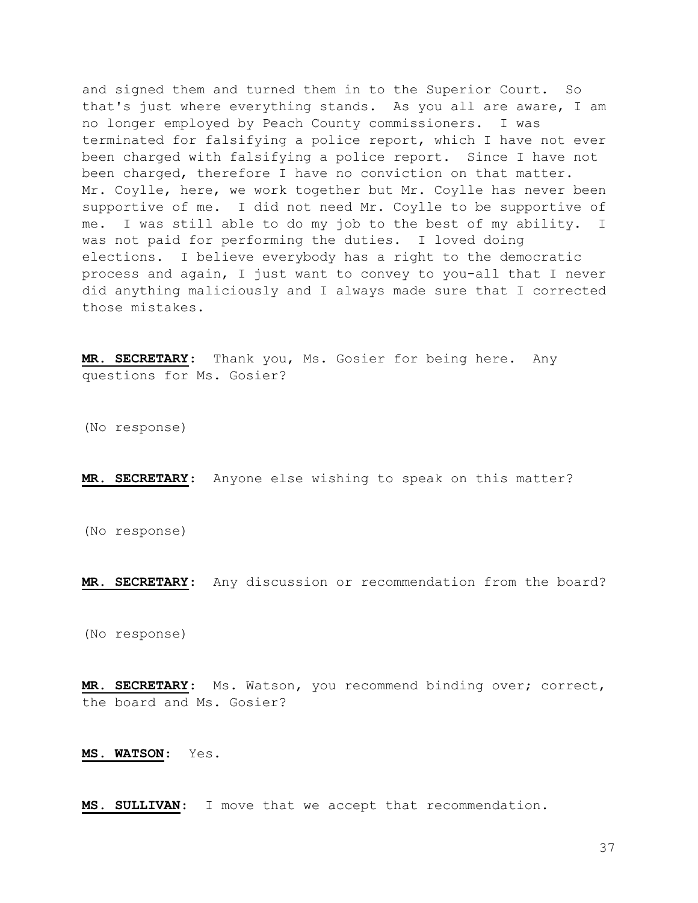and signed them and turned them in to the Superior Court. So that's just where everything stands. As you all are aware, I am no longer employed by Peach County commissioners. I was terminated for falsifying a police report, which I have not ever been charged with falsifying a police report. Since I have not been charged, therefore I have no conviction on that matter. Mr. Coylle, here, we work together but Mr. Coylle has never been supportive of me. I did not need Mr. Coylle to be supportive of me. I was still able to do my job to the best of my ability. I was not paid for performing the duties. I loved doing elections. I believe everybody has a right to the democratic process and again, I just want to convey to you-all that I never did anything maliciously and I always made sure that I corrected those mistakes.

**MR. SECRETARY**: Thank you, Ms. Gosier for being here. Any questions for Ms. Gosier?

(No response)

**MR. SECRETARY**: Anyone else wishing to speak on this matter?

(No response)

**MR. SECRETARY**: Any discussion or recommendation from the board?

(No response)

**MR. SECRETARY**: Ms. Watson, you recommend binding over; correct, the board and Ms. Gosier?

**MS. WATSON**: Yes.

**MS. SULLIVAN**: I move that we accept that recommendation.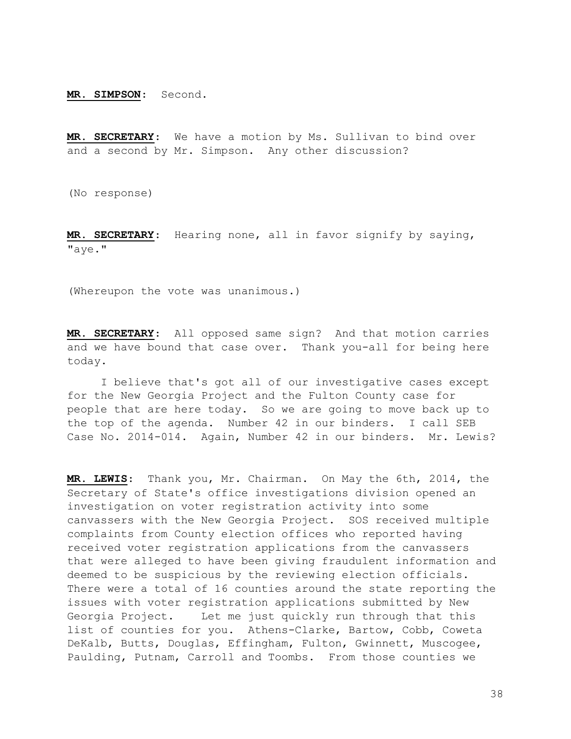**MR. SIMPSON**: Second.

**MR. SECRETARY**: We have a motion by Ms. Sullivan to bind over and a second by Mr. Simpson. Any other discussion?

(No response)

**MR. SECRETARY**: Hearing none, all in favor signify by saying, "aye."

(Whereupon the vote was unanimous.)

**MR. SECRETARY**: All opposed same sign? And that motion carries and we have bound that case over. Thank you-all for being here today.

I believe that's got all of our investigative cases except for the New Georgia Project and the Fulton County case for people that are here today. So we are going to move back up to the top of the agenda. Number 42 in our binders. I call SEB Case No. 2014-014. Again, Number 42 in our binders. Mr. Lewis?

**MR. LEWIS**: Thank you, Mr. Chairman. On May the 6th, 2014, the Secretary of State's office investigations division opened an investigation on voter registration activity into some canvassers with the New Georgia Project. SOS received multiple complaints from County election offices who reported having received voter registration applications from the canvassers that were alleged to have been giving fraudulent information and deemed to be suspicious by the reviewing election officials. There were a total of 16 counties around the state reporting the issues with voter registration applications submitted by New Georgia Project. Let me just quickly run through that this list of counties for you. Athens-Clarke, Bartow, Cobb, Coweta DeKalb, Butts, Douglas, Effingham, Fulton, Gwinnett, Muscogee, Paulding, Putnam, Carroll and Toombs. From those counties we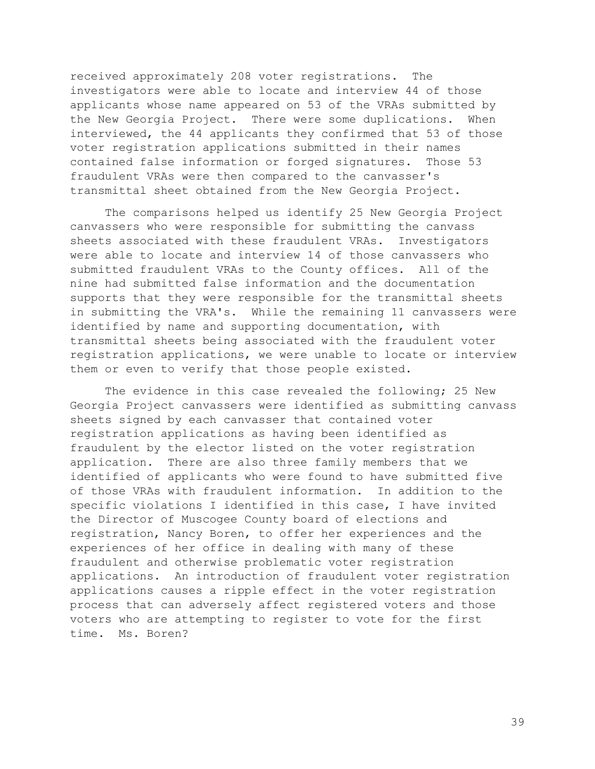received approximately 208 voter registrations. The investigators were able to locate and interview 44 of those applicants whose name appeared on 53 of the VRAs submitted by the New Georgia Project. There were some duplications. When interviewed, the 44 applicants they confirmed that 53 of those voter registration applications submitted in their names contained false information or forged signatures. Those 53 fraudulent VRAs were then compared to the canvasser's transmittal sheet obtained from the New Georgia Project.

The comparisons helped us identify 25 New Georgia Project canvassers who were responsible for submitting the canvass sheets associated with these fraudulent VRAs. Investigators were able to locate and interview 14 of those canvassers who submitted fraudulent VRAs to the County offices. All of the nine had submitted false information and the documentation supports that they were responsible for the transmittal sheets in submitting the VRA's. While the remaining 11 canvassers were identified by name and supporting documentation, with transmittal sheets being associated with the fraudulent voter registration applications, we were unable to locate or interview them or even to verify that those people existed.

The evidence in this case revealed the following; 25 New Georgia Project canvassers were identified as submitting canvass sheets signed by each canvasser that contained voter registration applications as having been identified as fraudulent by the elector listed on the voter registration application. There are also three family members that we identified of applicants who were found to have submitted five of those VRAs with fraudulent information. In addition to the specific violations I identified in this case, I have invited the Director of Muscogee County board of elections and registration, Nancy Boren, to offer her experiences and the experiences of her office in dealing with many of these fraudulent and otherwise problematic voter registration applications. An introduction of fraudulent voter registration applications causes a ripple effect in the voter registration process that can adversely affect registered voters and those voters who are attempting to register to vote for the first time. Ms. Boren?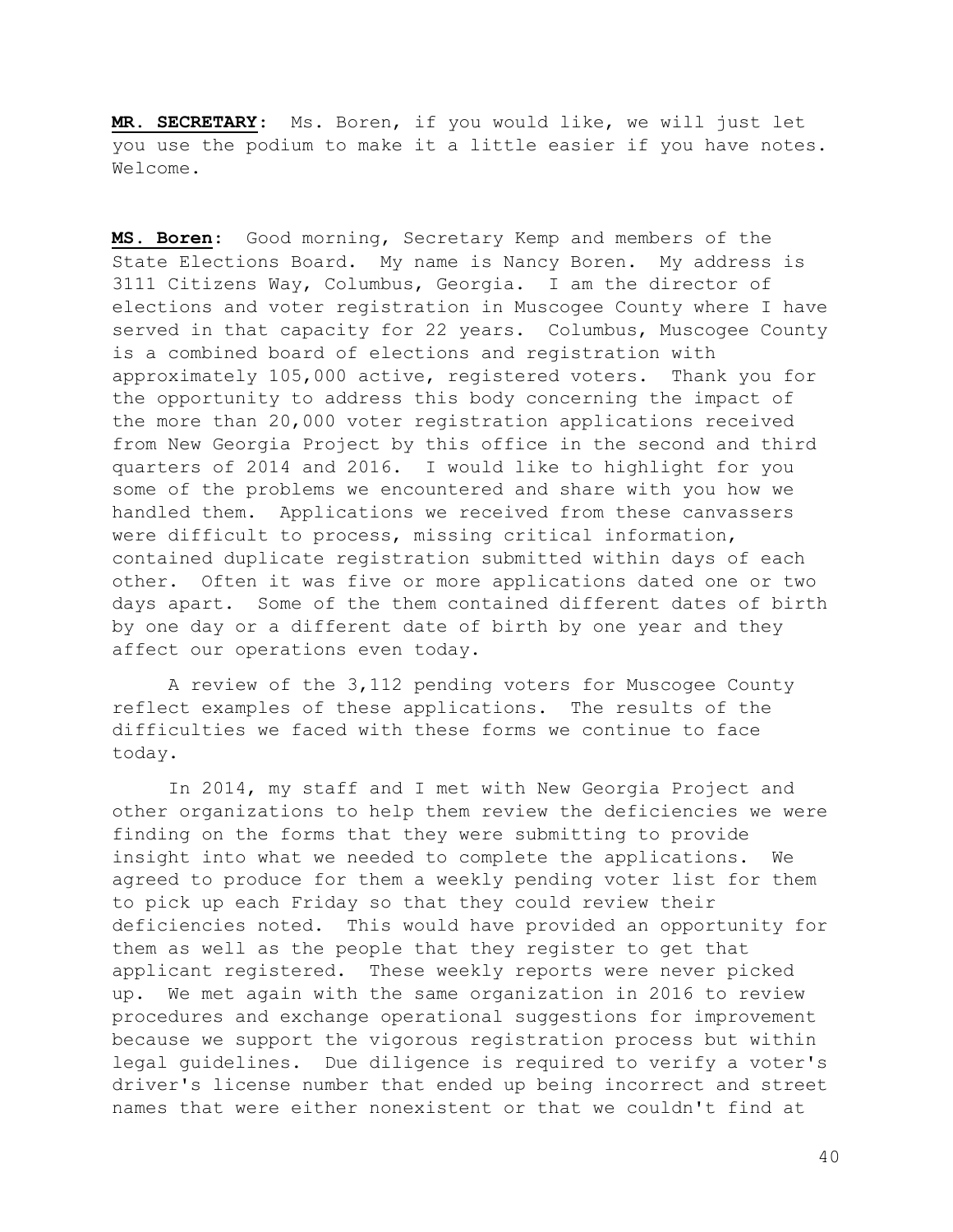**MR. SECRETARY**: Ms. Boren, if you would like, we will just let you use the podium to make it a little easier if you have notes. Welcome.

**MS. Boren**: Good morning, Secretary Kemp and members of the State Elections Board. My name is Nancy Boren. My address is 3111 Citizens Way, Columbus, Georgia. I am the director of elections and voter registration in Muscogee County where I have served in that capacity for 22 years. Columbus, Muscogee County is a combined board of elections and registration with approximately 105,000 active, registered voters. Thank you for the opportunity to address this body concerning the impact of the more than 20,000 voter registration applications received from New Georgia Project by this office in the second and third quarters of 2014 and 2016. I would like to highlight for you some of the problems we encountered and share with you how we handled them. Applications we received from these canvassers were difficult to process, missing critical information, contained duplicate registration submitted within days of each other. Often it was five or more applications dated one or two days apart. Some of the them contained different dates of birth by one day or a different date of birth by one year and they affect our operations even today.

A review of the 3,112 pending voters for Muscogee County reflect examples of these applications. The results of the difficulties we faced with these forms we continue to face today.

In 2014, my staff and I met with New Georgia Project and other organizations to help them review the deficiencies we were finding on the forms that they were submitting to provide insight into what we needed to complete the applications. We agreed to produce for them a weekly pending voter list for them to pick up each Friday so that they could review their deficiencies noted. This would have provided an opportunity for them as well as the people that they register to get that applicant registered. These weekly reports were never picked up. We met again with the same organization in 2016 to review procedures and exchange operational suggestions for improvement because we support the vigorous registration process but within legal guidelines. Due diligence is required to verify a voter's driver's license number that ended up being incorrect and street names that were either nonexistent or that we couldn't find at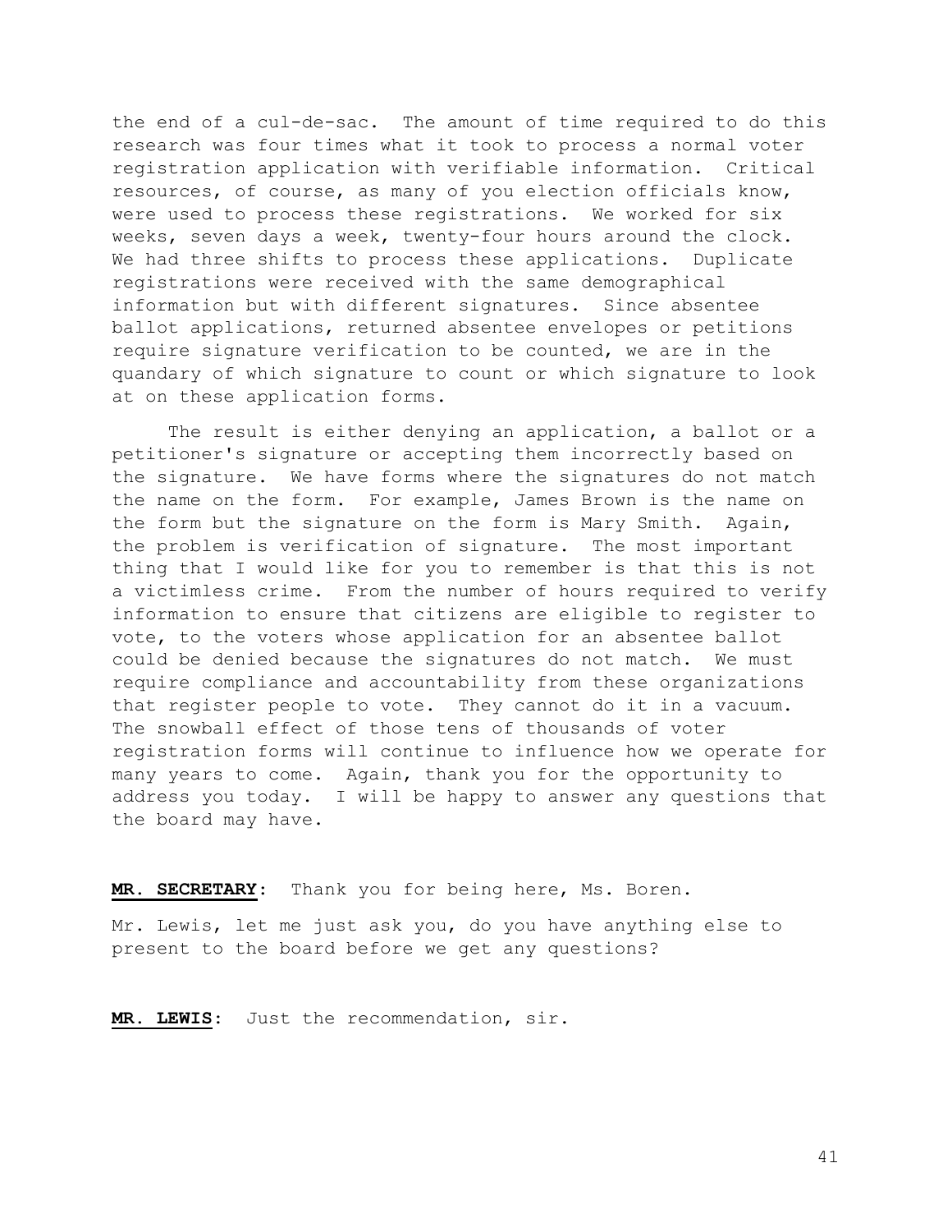the end of a cul-de-sac. The amount of time required to do this research was four times what it took to process a normal voter registration application with verifiable information. Critical resources, of course, as many of you election officials know, were used to process these registrations. We worked for six weeks, seven days a week, twenty-four hours around the clock. We had three shifts to process these applications. Duplicate registrations were received with the same demographical information but with different signatures. Since absentee ballot applications, returned absentee envelopes or petitions require signature verification to be counted, we are in the quandary of which signature to count or which signature to look at on these application forms.

The result is either denying an application, a ballot or a petitioner's signature or accepting them incorrectly based on the signature. We have forms where the signatures do not match the name on the form. For example, James Brown is the name on the form but the signature on the form is Mary Smith. Again, the problem is verification of signature. The most important thing that I would like for you to remember is that this is not a victimless crime. From the number of hours required to verify information to ensure that citizens are eligible to register to vote, to the voters whose application for an absentee ballot could be denied because the signatures do not match. We must require compliance and accountability from these organizations that register people to vote. They cannot do it in a vacuum. The snowball effect of those tens of thousands of voter registration forms will continue to influence how we operate for many years to come. Again, thank you for the opportunity to address you today. I will be happy to answer any questions that the board may have.

**MR. SECRETARY**: Thank you for being here, Ms. Boren.

Mr. Lewis, let me just ask you, do you have anything else to present to the board before we get any questions?

**MR. LEWIS**: Just the recommendation, sir.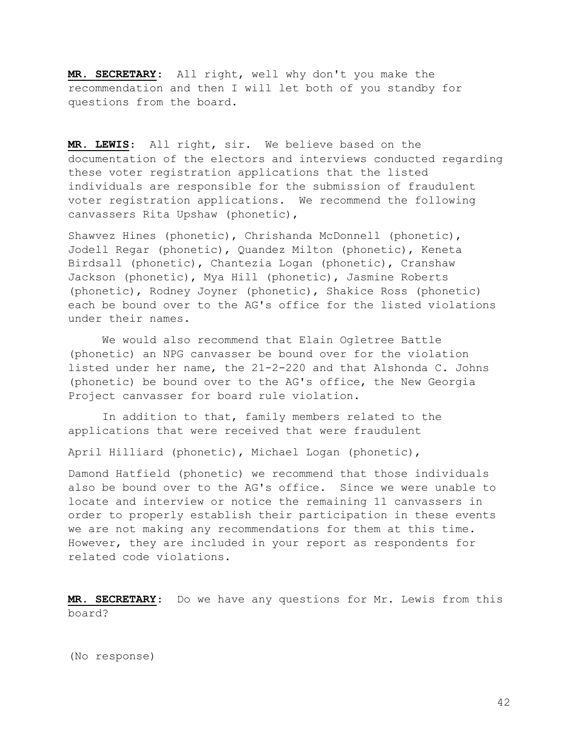**MR. SECRETARY**: All right, well why don't you make the recommendation and then I will let both of you standby for questions from the board.

**MR. LEWIS**: All right, sir. We believe based on the documentation of the electors and interviews conducted regarding these voter registration applications that the listed individuals are responsible for the submission of fraudulent voter registration applications. We recommend the following canvassers Rita Upshaw (phonetic),

Shawvez Hines (phonetic), Chrishanda McDonnell (phonetic), Jodell Regar (phonetic), Quandez Milton (phonetic), Keneta Birdsall (phonetic), Chantezia Logan (phonetic), Cranshaw Jackson (phonetic), Mya Hill (phonetic), Jasmine Roberts (phonetic), Rodney Joyner (phonetic), Shakice Ross (phonetic) each be bound over to the AG's office for the listed violations under their names.

We would also recommend that Elain Ogletree Battle (phonetic) an NPG canvasser be bound over for the violation listed under her name, the 21-2-220 and that Alshonda C. Johns (phonetic) be bound over to the AG's office, the New Georgia Project canvasser for board rule violation.

In addition to that, family members related to the applications that were received that were fraudulent

April Hilliard (phonetic), Michael Logan (phonetic),

Damond Hatfield (phonetic) we recommend that those individuals also be bound over to the AG's office. Since we were unable to locate and interview or notice the remaining 11 canvassers in order to properly establish their participation in these events we are not making any recommendations for them at this time. However, they are included in your report as respondents for related code violations.

**MR. SECRETARY**: Do we have any questions for Mr. Lewis from this board?

(No response)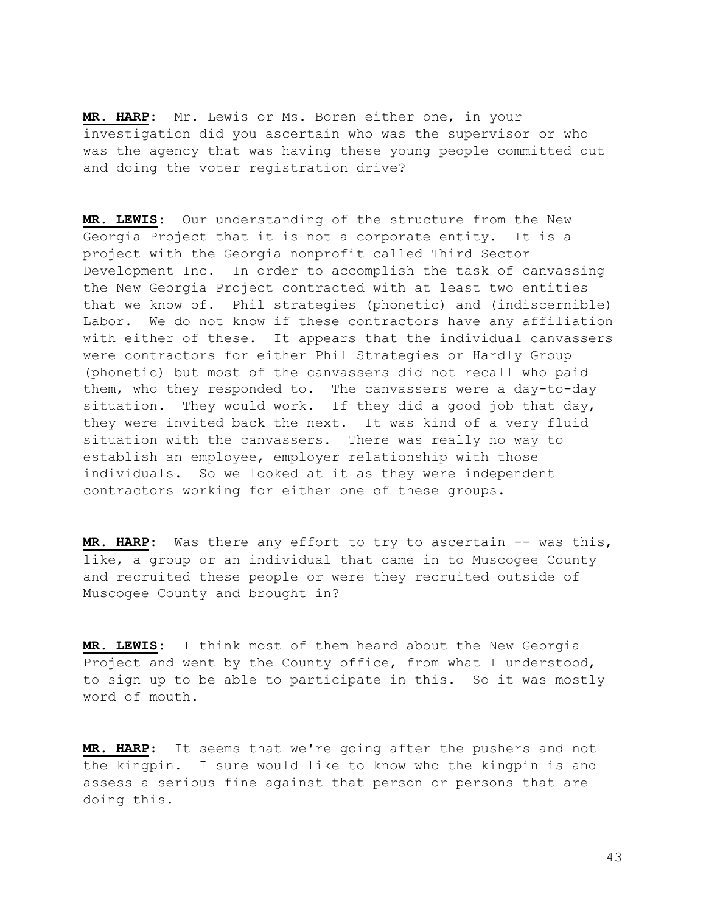**MR. HARP**: Mr. Lewis or Ms. Boren either one, in your investigation did you ascertain who was the supervisor or who was the agency that was having these young people committed out and doing the voter registration drive?

**MR. LEWIS**: Our understanding of the structure from the New Georgia Project that it is not a corporate entity. It is a project with the Georgia nonprofit called Third Sector Development Inc. In order to accomplish the task of canvassing the New Georgia Project contracted with at least two entities that we know of. Phil strategies (phonetic) and (indiscernible) Labor. We do not know if these contractors have any affiliation with either of these. It appears that the individual canvassers were contractors for either Phil Strategies or Hardly Group (phonetic) but most of the canvassers did not recall who paid them, who they responded to. The canvassers were a day-to-day situation. They would work. If they did a good job that day, they were invited back the next. It was kind of a very fluid situation with the canvassers. There was really no way to establish an employee, employer relationship with those individuals. So we looked at it as they were independent contractors working for either one of these groups.

**MR. HARP**: Was there any effort to try to ascertain -- was this, like, a group or an individual that came in to Muscogee County and recruited these people or were they recruited outside of Muscogee County and brought in?

**MR. LEWIS**: I think most of them heard about the New Georgia Project and went by the County office, from what I understood, to sign up to be able to participate in this. So it was mostly word of mouth.

**MR. HARP**: It seems that we're going after the pushers and not the kingpin. I sure would like to know who the kingpin is and assess a serious fine against that person or persons that are doing this.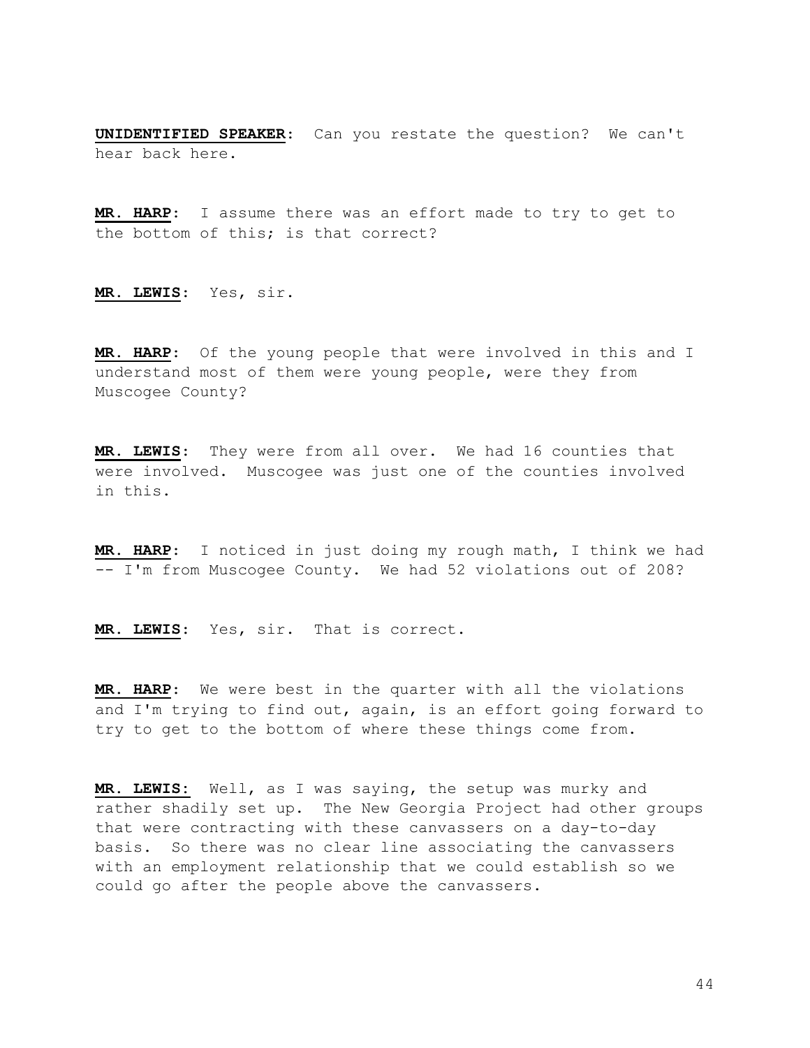**UNIDENTIFIED SPEAKER**: Can you restate the question? We can't hear back here.

**MR. HARP**: I assume there was an effort made to try to get to the bottom of this; is that correct?

**MR. LEWIS**: Yes, sir.

**MR. HARP**: Of the young people that were involved in this and I understand most of them were young people, were they from Muscogee County?

**MR. LEWIS**: They were from all over. We had 16 counties that were involved. Muscogee was just one of the counties involved in this.

**MR. HARP**: I noticed in just doing my rough math, I think we had -- I'm from Muscogee County. We had 52 violations out of 208?

**MR. LEWIS**: Yes, sir. That is correct.

**MR. HARP**: We were best in the quarter with all the violations and I'm trying to find out, again, is an effort going forward to try to get to the bottom of where these things come from.

**MR. LEWIS:** Well, as I was saying, the setup was murky and rather shadily set up. The New Georgia Project had other groups that were contracting with these canvassers on a day-to-day basis. So there was no clear line associating the canvassers with an employment relationship that we could establish so we could go after the people above the canvassers.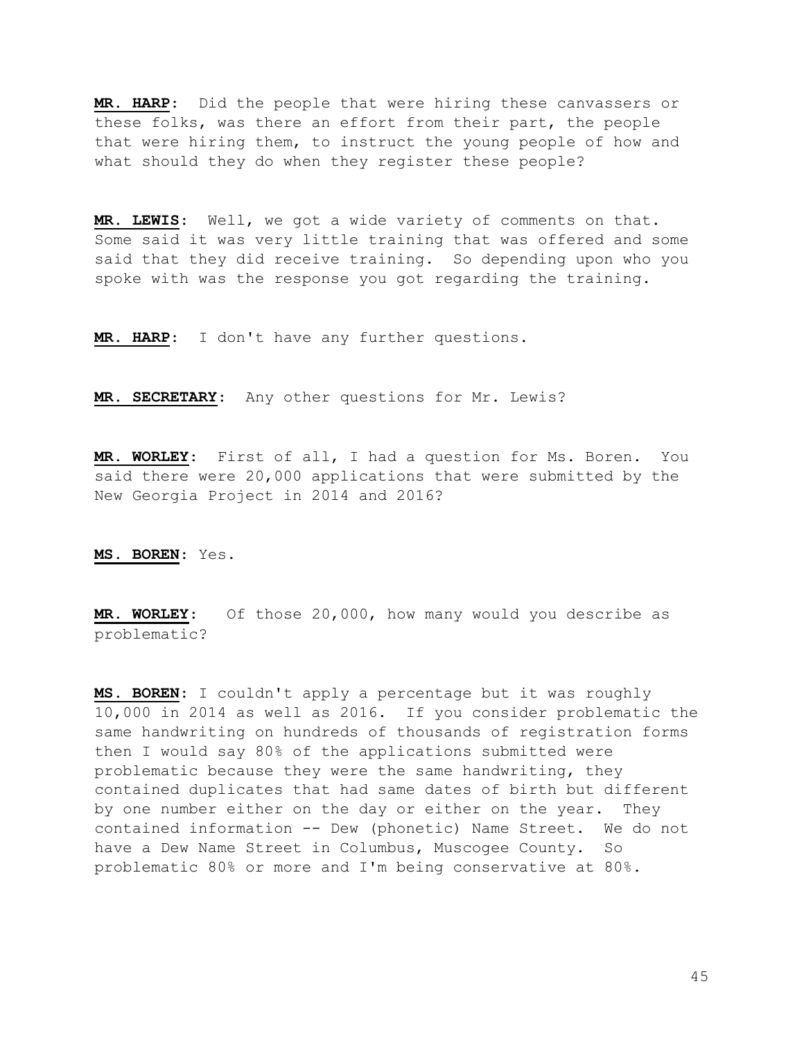**MR. HARP**: Did the people that were hiring these canvassers or these folks, was there an effort from their part, the people that were hiring them, to instruct the young people of how and what should they do when they register these people?

**MR. LEWIS**: Well, we got a wide variety of comments on that. Some said it was very little training that was offered and some said that they did receive training. So depending upon who you spoke with was the response you got regarding the training.

**MR. HARP**: I don't have any further questions.

**MR. SECRETARY**: Any other questions for Mr. Lewis?

**MR. WORLEY**: First of all, I had a question for Ms. Boren. You said there were 20,000 applications that were submitted by the New Georgia Project in 2014 and 2016?

**MS. BOREN**: Yes.

**MR. WORLEY**: Of those 20,000, how many would you describe as problematic?

**MS. BOREN**: I couldn't apply a percentage but it was roughly 10,000 in 2014 as well as 2016. If you consider problematic the same handwriting on hundreds of thousands of registration forms then I would say 80% of the applications submitted were problematic because they were the same handwriting, they contained duplicates that had same dates of birth but different by one number either on the day or either on the year. They contained information -- Dew (phonetic) Name Street. We do not have a Dew Name Street in Columbus, Muscogee County. So problematic 80% or more and I'm being conservative at 80%.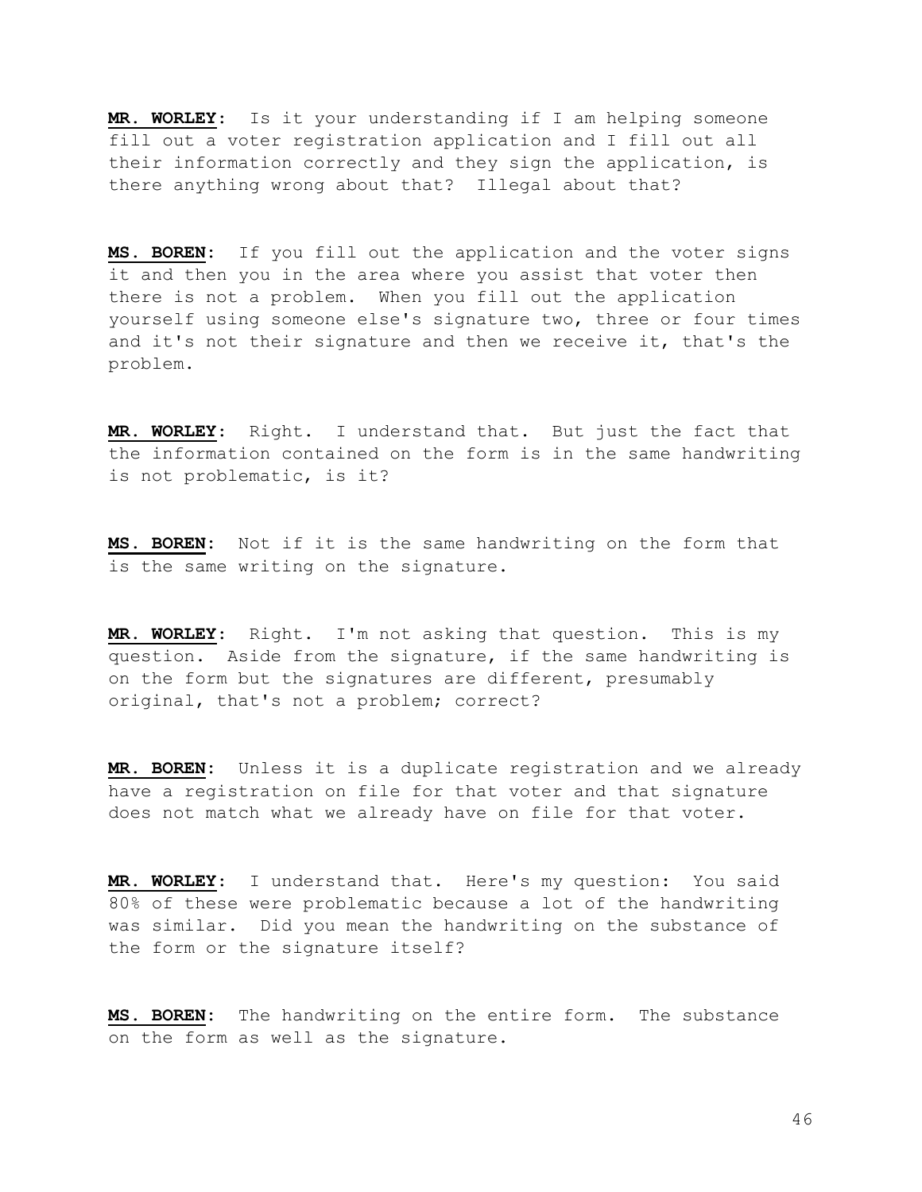**MR. WORLEY**: Is it your understanding if I am helping someone fill out a voter registration application and I fill out all their information correctly and they sign the application, is there anything wrong about that? Illegal about that?

**MS. BOREN**: If you fill out the application and the voter signs it and then you in the area where you assist that voter then there is not a problem. When you fill out the application yourself using someone else's signature two, three or four times and it's not their signature and then we receive it, that's the problem.

**MR. WORLEY**: Right. I understand that. But just the fact that the information contained on the form is in the same handwriting is not problematic, is it?

**MS. BOREN**: Not if it is the same handwriting on the form that is the same writing on the signature.

**MR. WORLEY**: Right. I'm not asking that question. This is my question. Aside from the signature, if the same handwriting is on the form but the signatures are different, presumably original, that's not a problem; correct?

**MR. BOREN**: Unless it is a duplicate registration and we already have a registration on file for that voter and that signature does not match what we already have on file for that voter.

**MR. WORLEY**: I understand that. Here's my question: You said 80% of these were problematic because a lot of the handwriting was similar. Did you mean the handwriting on the substance of the form or the signature itself?

**MS. BOREN**: The handwriting on the entire form. The substance on the form as well as the signature.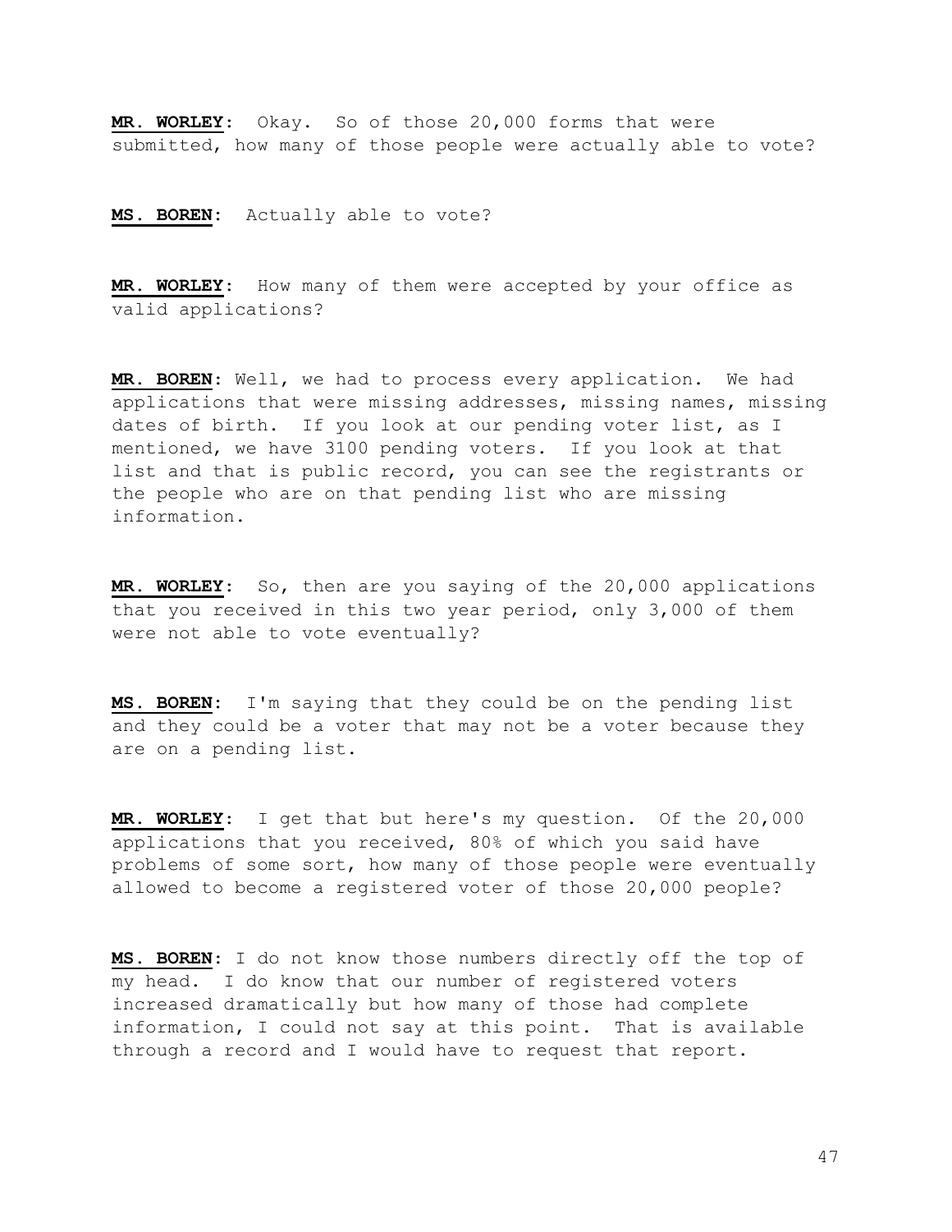**MR. WORLEY**: Okay. So of those 20,000 forms that were submitted, how many of those people were actually able to vote?

**MS. BOREN**: Actually able to vote?

**MR. WORLEY**: How many of them were accepted by your office as valid applications?

**MR. BOREN**: Well, we had to process every application. We had applications that were missing addresses, missing names, missing dates of birth. If you look at our pending voter list, as I mentioned, we have 3100 pending voters. If you look at that list and that is public record, you can see the registrants or the people who are on that pending list who are missing information.

**MR. WORLEY**: So, then are you saying of the 20,000 applications that you received in this two year period, only 3,000 of them were not able to vote eventually?

**MS. BOREN**: I'm saying that they could be on the pending list and they could be a voter that may not be a voter because they are on a pending list.

**MR. WORLEY**: I get that but here's my question. Of the 20,000 applications that you received, 80% of which you said have problems of some sort, how many of those people were eventually allowed to become a registered voter of those 20,000 people?

**MS. BOREN**: I do not know those numbers directly off the top of my head. I do know that our number of registered voters increased dramatically but how many of those had complete information, I could not say at this point. That is available through a record and I would have to request that report.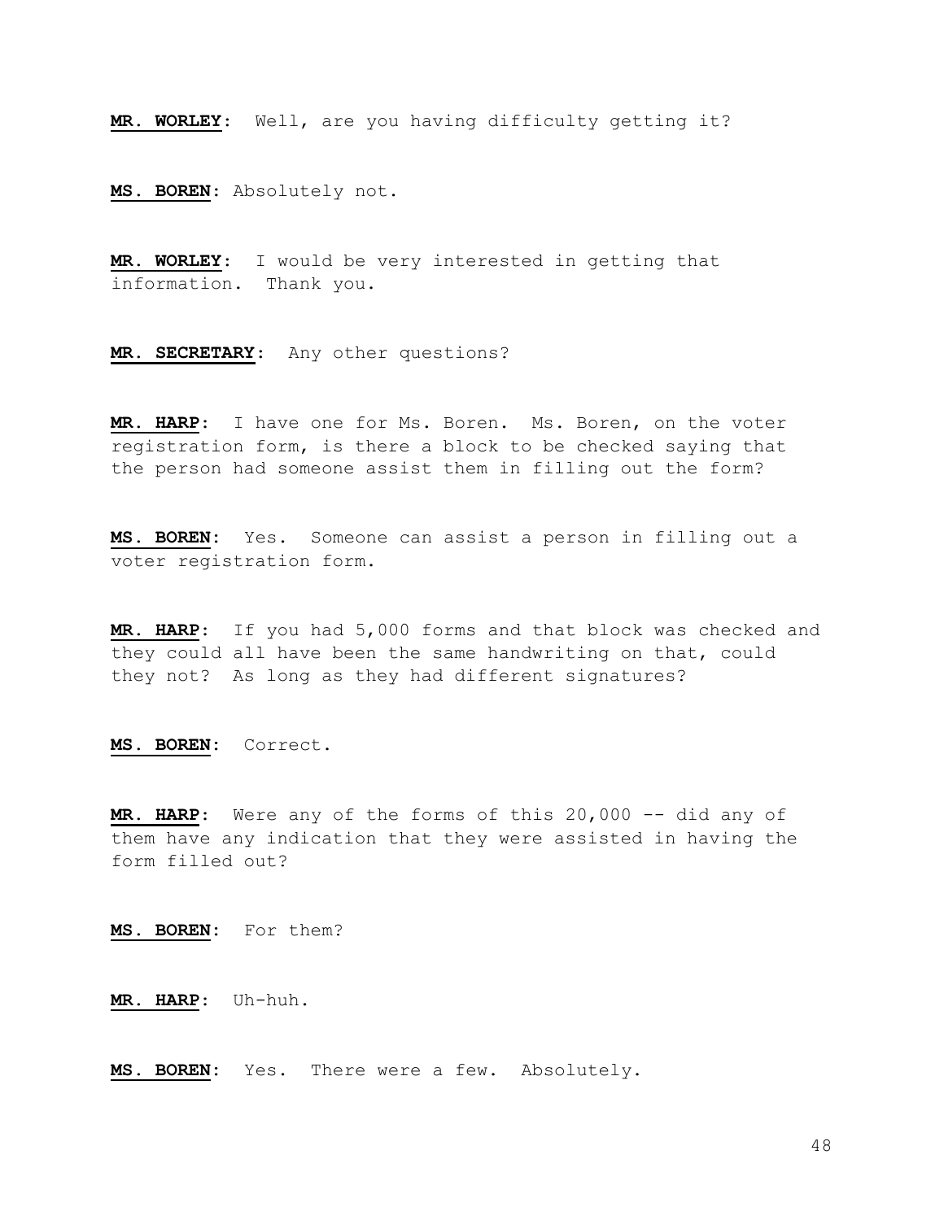**MR. WORLEY**: Well, are you having difficulty getting it?

**MS. BOREN**: Absolutely not.

**MR. WORLEY**: I would be very interested in getting that information. Thank you.

**MR. SECRETARY**: Any other questions?

**MR. HARP**: I have one for Ms. Boren. Ms. Boren, on the voter registration form, is there a block to be checked saying that the person had someone assist them in filling out the form?

**MS. BOREN**: Yes. Someone can assist a person in filling out a voter registration form.

**MR. HARP**: If you had 5,000 forms and that block was checked and they could all have been the same handwriting on that, could they not? As long as they had different signatures?

**MS. BOREN**: Correct.

**MR. HARP**: Were any of the forms of this 20,000 -- did any of them have any indication that they were assisted in having the form filled out?

**MS. BOREN**: For them?

**MR. HARP**: Uh-huh.

**MS. BOREN**: Yes. There were a few. Absolutely.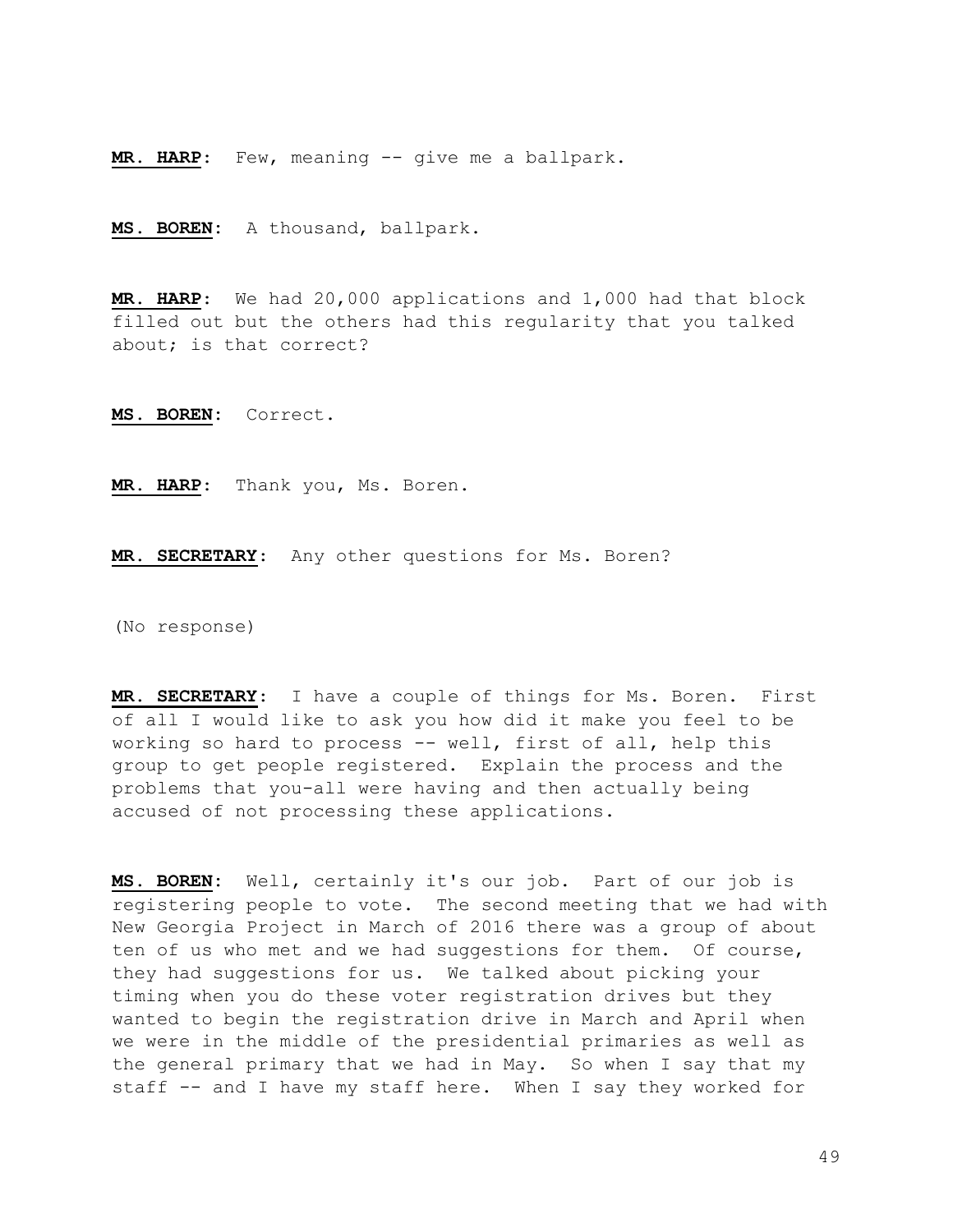**MR. HARP**: Few, meaning -- give me a ballpark.

**MS. BOREN**: A thousand, ballpark.

**MR. HARP**: We had 20,000 applications and 1,000 had that block filled out but the others had this regularity that you talked about; is that correct?

**MS. BOREN**: Correct.

**MR. HARP**: Thank you, Ms. Boren.

**MR. SECRETARY**: Any other questions for Ms. Boren?

(No response)

**MR. SECRETARY**: I have a couple of things for Ms. Boren. First of all I would like to ask you how did it make you feel to be working so hard to process -- well, first of all, help this group to get people registered. Explain the process and the problems that you-all were having and then actually being accused of not processing these applications.

**MS. BOREN**: Well, certainly it's our job. Part of our job is registering people to vote. The second meeting that we had with New Georgia Project in March of 2016 there was a group of about ten of us who met and we had suggestions for them. Of course, they had suggestions for us. We talked about picking your timing when you do these voter registration drives but they wanted to begin the registration drive in March and April when we were in the middle of the presidential primaries as well as the general primary that we had in May. So when I say that my staff -- and I have my staff here. When I say they worked for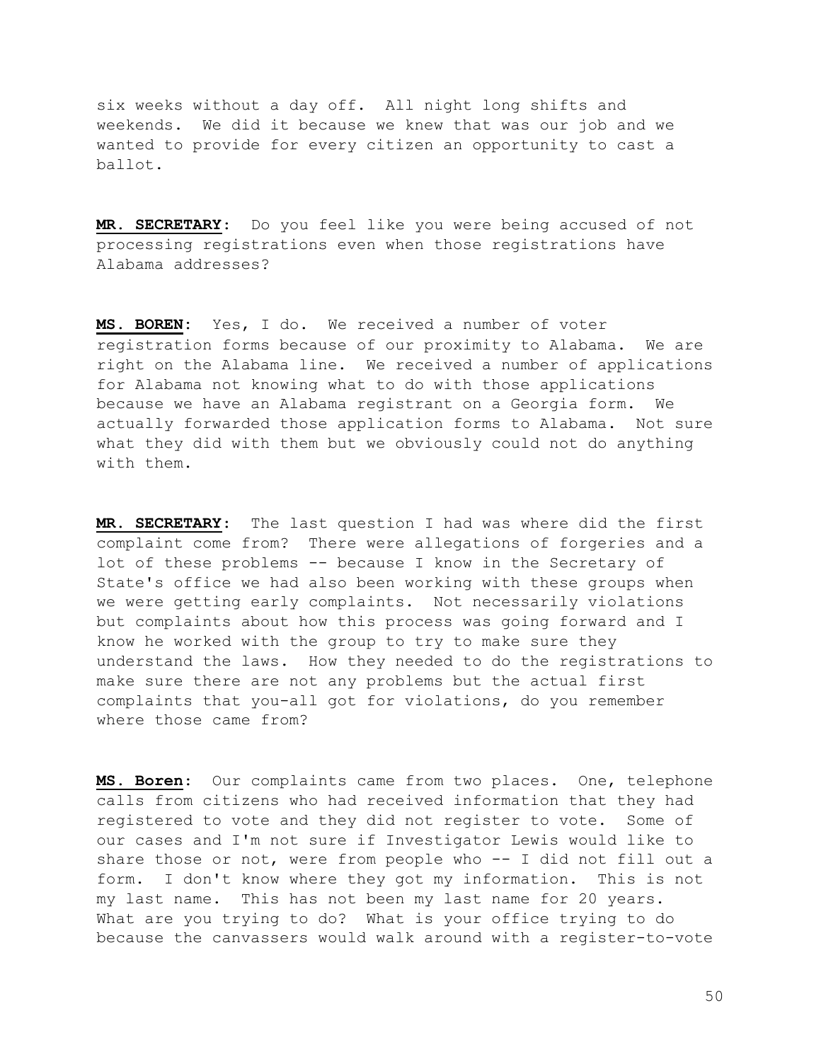six weeks without a day off. All night long shifts and weekends. We did it because we knew that was our job and we wanted to provide for every citizen an opportunity to cast a ballot.

**MR. SECRETARY**: Do you feel like you were being accused of not processing registrations even when those registrations have Alabama addresses?

**MS. BOREN**: Yes, I do. We received a number of voter registration forms because of our proximity to Alabama. We are right on the Alabama line. We received a number of applications for Alabama not knowing what to do with those applications because we have an Alabama registrant on a Georgia form. We actually forwarded those application forms to Alabama. Not sure what they did with them but we obviously could not do anything with them.

**MR. SECRETARY**: The last question I had was where did the first complaint come from? There were allegations of forgeries and a lot of these problems -- because I know in the Secretary of State's office we had also been working with these groups when we were getting early complaints. Not necessarily violations but complaints about how this process was going forward and I know he worked with the group to try to make sure they understand the laws. How they needed to do the registrations to make sure there are not any problems but the actual first complaints that you-all got for violations, do you remember where those came from?

**MS. Boren**: Our complaints came from two places. One, telephone calls from citizens who had received information that they had registered to vote and they did not register to vote. Some of our cases and I'm not sure if Investigator Lewis would like to share those or not, were from people who -- I did not fill out a form. I don't know where they got my information. This is not my last name. This has not been my last name for 20 years. What are you trying to do? What is your office trying to do because the canvassers would walk around with a register-to-vote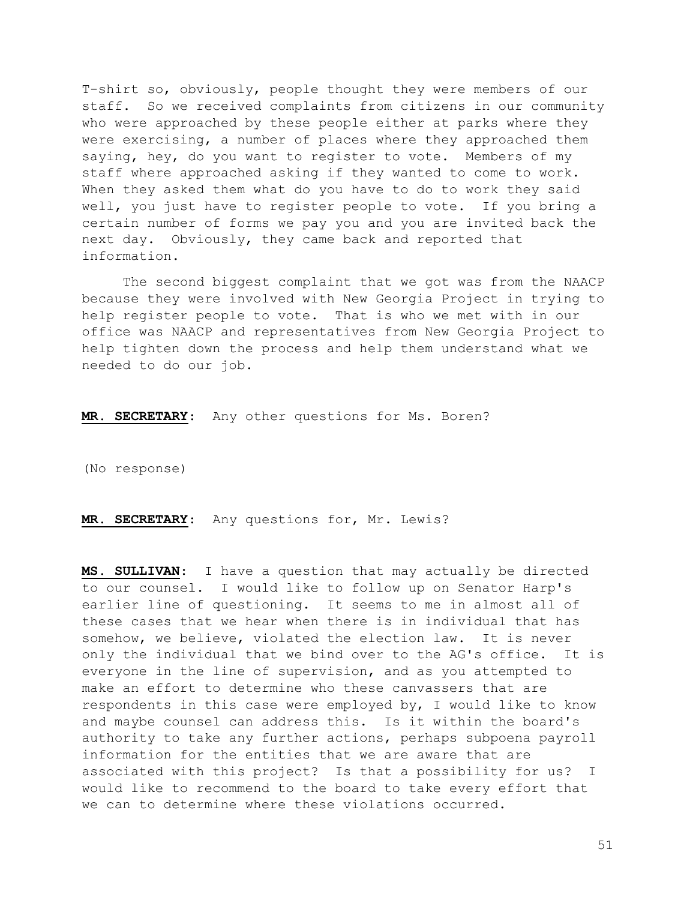T-shirt so, obviously, people thought they were members of our staff. So we received complaints from citizens in our community who were approached by these people either at parks where they were exercising, a number of places where they approached them saying, hey, do you want to register to vote. Members of my staff where approached asking if they wanted to come to work. When they asked them what do you have to do to work they said well, you just have to register people to vote. If you bring a certain number of forms we pay you and you are invited back the next day. Obviously, they came back and reported that information.

The second biggest complaint that we got was from the NAACP because they were involved with New Georgia Project in trying to help register people to vote. That is who we met with in our office was NAACP and representatives from New Georgia Project to help tighten down the process and help them understand what we needed to do our job.

**MR. SECRETARY**: Any other questions for Ms. Boren?

(No response)

**MR. SECRETARY**: Any questions for, Mr. Lewis?

**MS. SULLIVAN**: I have a question that may actually be directed to our counsel. I would like to follow up on Senator Harp's earlier line of questioning. It seems to me in almost all of these cases that we hear when there is in individual that has somehow, we believe, violated the election law. It is never only the individual that we bind over to the AG's office. It is everyone in the line of supervision, and as you attempted to make an effort to determine who these canvassers that are respondents in this case were employed by, I would like to know and maybe counsel can address this. Is it within the board's authority to take any further actions, perhaps subpoena payroll information for the entities that we are aware that are associated with this project? Is that a possibility for us? I would like to recommend to the board to take every effort that we can to determine where these violations occurred.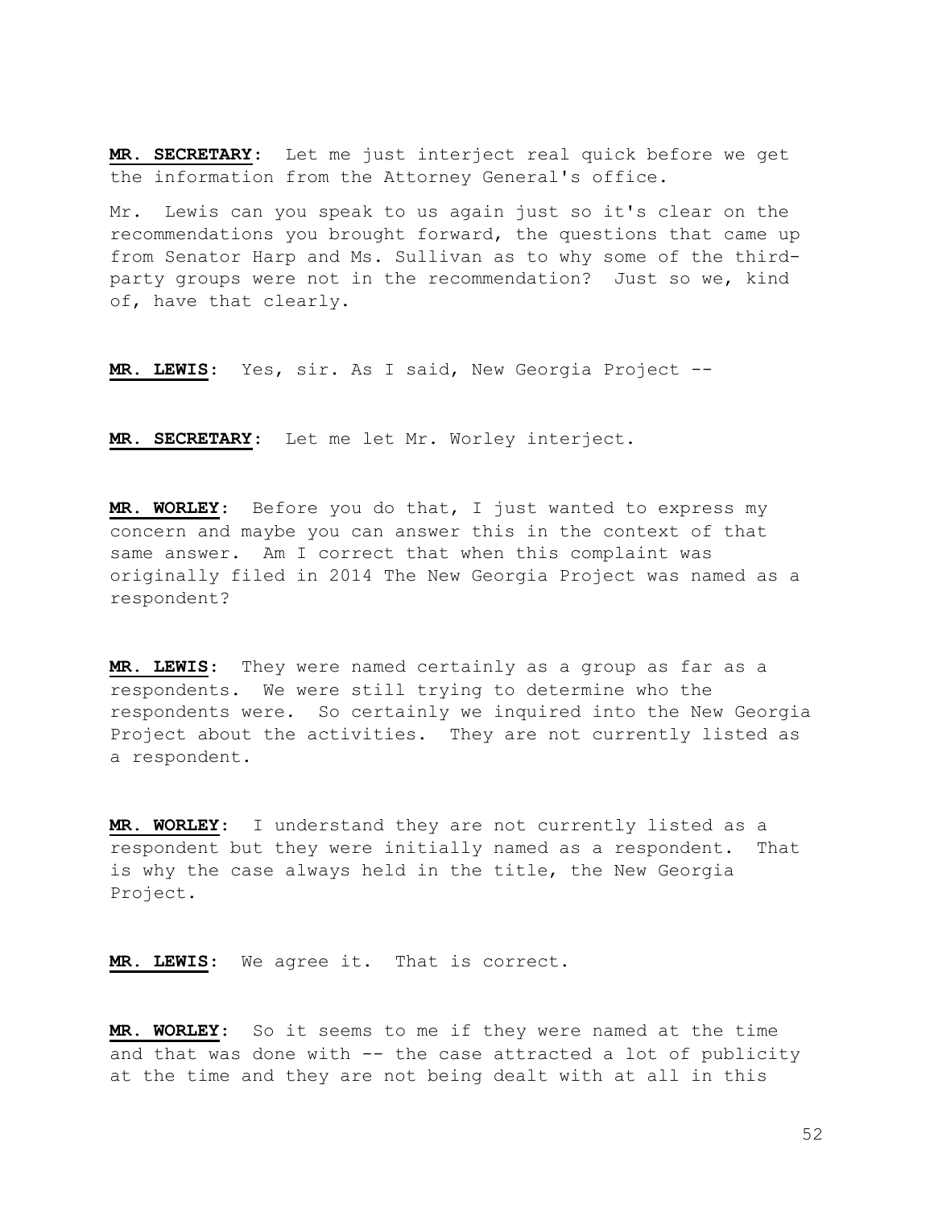**MR. SECRETARY**: Let me just interject real quick before we get the information from the Attorney General's office.

Mr. Lewis can you speak to us again just so it's clear on the recommendations you brought forward, the questions that came up from Senator Harp and Ms. Sullivan as to why some of the third-party groups were not in the recommendation? Just so we, kind of, have that clearly.

**MR. LEWIS**: Yes, sir. As I said, New Georgia Project --

**MR. SECRETARY**: Let me let Mr. Worley interject.

**MR. WORLEY**: Before you do that, I just wanted to express my concern and maybe you can answer this in the context of that same answer. Am I correct that when this complaint was originally filed in 2014 The New Georgia Project was named as a respondent?

**MR. LEWIS**: They were named certainly as a group as far as a respondents. We were still trying to determine who the respondents were. So certainly we inquired into the New Georgia Project about the activities. They are not currently listed as a respondent.

**MR. WORLEY**: I understand they are not currently listed as a respondent but they were initially named as a respondent. That is why the case always held in the title, the New Georgia Project.

**MR. LEWIS**: We agree it. That is correct.

**MR. WORLEY**: So it seems to me if they were named at the time and that was done with -- the case attracted a lot of publicity at the time and they are not being dealt with at all in this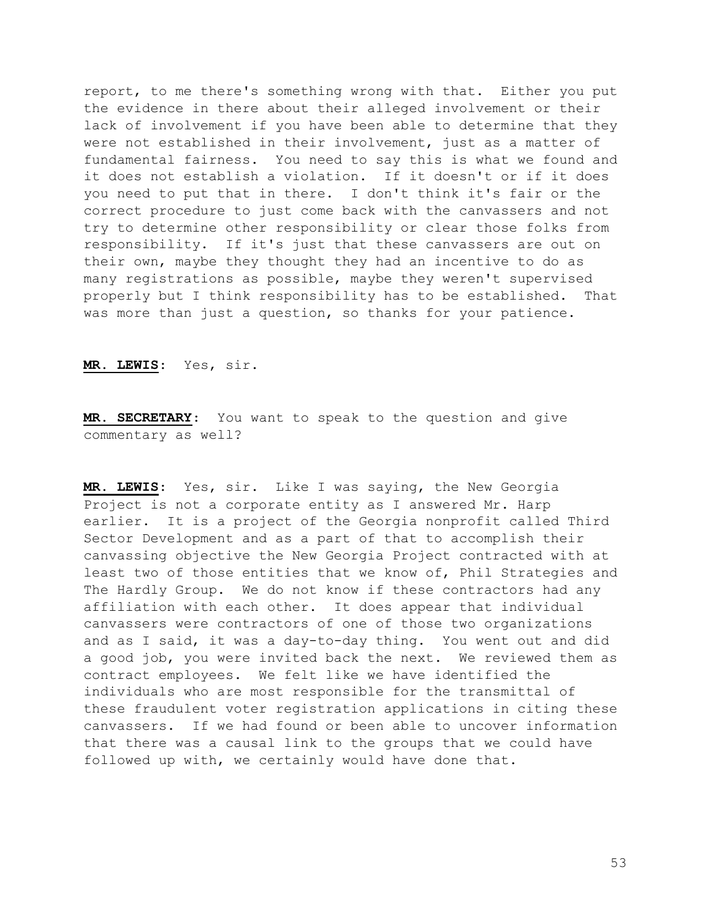report, to me there's something wrong with that. Either you put the evidence in there about their alleged involvement or their lack of involvement if you have been able to determine that they were not established in their involvement, just as a matter of fundamental fairness. You need to say this is what we found and it does not establish a violation. If it doesn't or if it does you need to put that in there. I don't think it's fair or the correct procedure to just come back with the canvassers and not try to determine other responsibility or clear those folks from responsibility. If it's just that these canvassers are out on their own, maybe they thought they had an incentive to do as many registrations as possible, maybe they weren't supervised properly but I think responsibility has to be established. That was more than just a question, so thanks for your patience.

**MR. LEWIS**: Yes, sir.

**MR. SECRETARY**: You want to speak to the question and give commentary as well?

**MR. LEWIS**: Yes, sir. Like I was saying, the New Georgia Project is not a corporate entity as I answered Mr. Harp earlier. It is a project of the Georgia nonprofit called Third Sector Development and as a part of that to accomplish their canvassing objective the New Georgia Project contracted with at least two of those entities that we know of, Phil Strategies and The Hardly Group. We do not know if these contractors had any affiliation with each other. It does appear that individual canvassers were contractors of one of those two organizations and as I said, it was a day-to-day thing. You went out and did a good job, you were invited back the next. We reviewed them as contract employees. We felt like we have identified the individuals who are most responsible for the transmittal of these fraudulent voter registration applications in citing these canvassers. If we had found or been able to uncover information that there was a causal link to the groups that we could have followed up with, we certainly would have done that.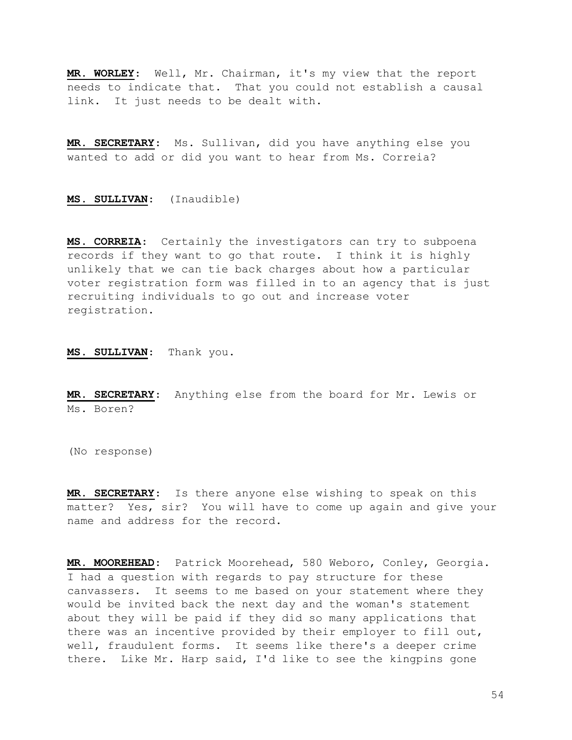**MR. WORLEY**: Well, Mr. Chairman, it's my view that the report needs to indicate that. That you could not establish a causal link. It just needs to be dealt with.

**MR. SECRETARY**: Ms. Sullivan, did you have anything else you wanted to add or did you want to hear from Ms. Correia?

**MS. SULLIVAN**: (Inaudible)

**MS. CORREIA**: Certainly the investigators can try to subpoena records if they want to go that route. I think it is highly unlikely that we can tie back charges about how a particular voter registration form was filled in to an agency that is just recruiting individuals to go out and increase voter registration.

**MS. SULLIVAN**: Thank you.

**MR. SECRETARY**: Anything else from the board for Mr. Lewis or Ms. Boren?

(No response)

**MR. SECRETARY**: Is there anyone else wishing to speak on this matter? Yes, sir? You will have to come up again and give your name and address for the record.

**MR. MOOREHEAD**: Patrick Moorehead, 580 Weboro, Conley, Georgia. I had a question with regards to pay structure for these canvassers. It seems to me based on your statement where they would be invited back the next day and the woman's statement about they will be paid if they did so many applications that there was an incentive provided by their employer to fill out, well, fraudulent forms. It seems like there's a deeper crime there. Like Mr. Harp said, I'd like to see the kingpins gone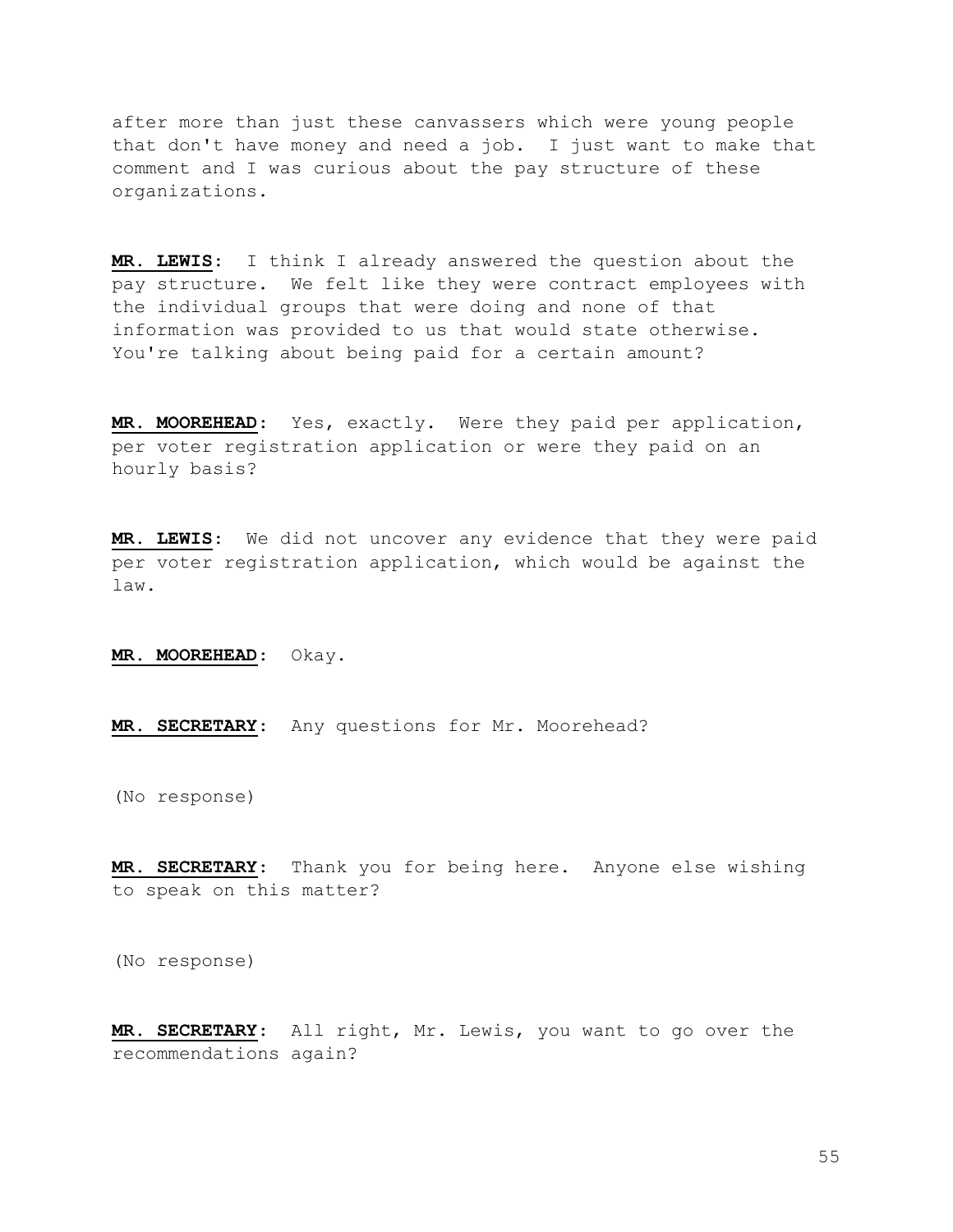after more than just these canvassers which were young people that don't have money and need a job. I just want to make that comment and I was curious about the pay structure of these organizations.

**MR. LEWIS**: I think I already answered the question about the pay structure. We felt like they were contract employees with the individual groups that were doing and none of that information was provided to us that would state otherwise. You're talking about being paid for a certain amount?

**MR. MOOREHEAD**: Yes, exactly. Were they paid per application, per voter registration application or were they paid on an hourly basis?

**MR. LEWIS**: We did not uncover any evidence that they were paid per voter registration application, which would be against the law.

**MR. MOOREHEAD**: Okay.

**MR. SECRETARY**: Any questions for Mr. Moorehead?

(No response)

**MR. SECRETARY**: Thank you for being here. Anyone else wishing to speak on this matter?

(No response)

**MR. SECRETARY**: All right, Mr. Lewis, you want to go over the recommendations again?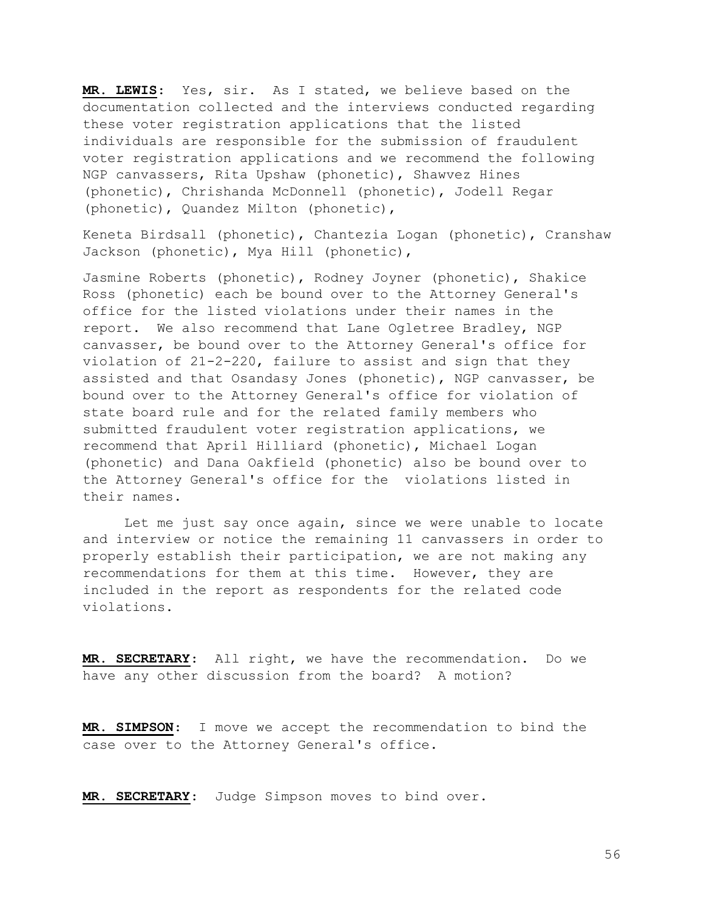**MR. LEWIS:** Yes, sir. As I stated, we believe based on the documentation collected and the interviews conducted regarding these voter registration applications that the listed individuals are responsible for the submission of fraudulent voter registration applications and we recommend the following NGP canvassers, Rita Upshaw (phonetic), Shawvez Hines (phonetic), Chrishanda McDonnell (phonetic), Jodell Regar (phonetic), Quandez Milton (phonetic),

Keneta Birdsall (phonetic), Chantezia Logan (phonetic), Cranshaw Jackson (phonetic), Mya Hill (phonetic),

Jasmine Roberts (phonetic), Rodney Joyner (phonetic), Shakice Ross (phonetic) each be bound over to the Attorney General's office for the listed violations under their names in the report. We also recommend that Lane Ogletree Bradley, NGP canvasser, be bound over to the Attorney General's office for violation of 21-2-220, failure to assist and sign that they assisted and that Osandasy Jones (phonetic), NGP canvasser, be bound over to the Attorney General's office for violation of state board rule and for the related family members who submitted fraudulent voter registration applications, we recommend that April Hilliard (phonetic), Michael Logan (phonetic) and Dana Oakfield (phonetic) also be bound over to the Attorney General's office for the violations listed in their names.

Let me just say once again, since we were unable to locate and interview or notice the remaining 11 canvassers in order to properly establish their participation, we are not making any recommendations for them at this time. However, they are included in the report as respondents for the related code violations.

**MR. SECRETARY:** All right, we have the recommendation. Do we have any other discussion from the board? A motion?

**MR. SIMPSON:** I move we accept the recommendation to bind the case over to the Attorney General's office.

**MR. SECRETARY:** Judge Simpson moves to bind over.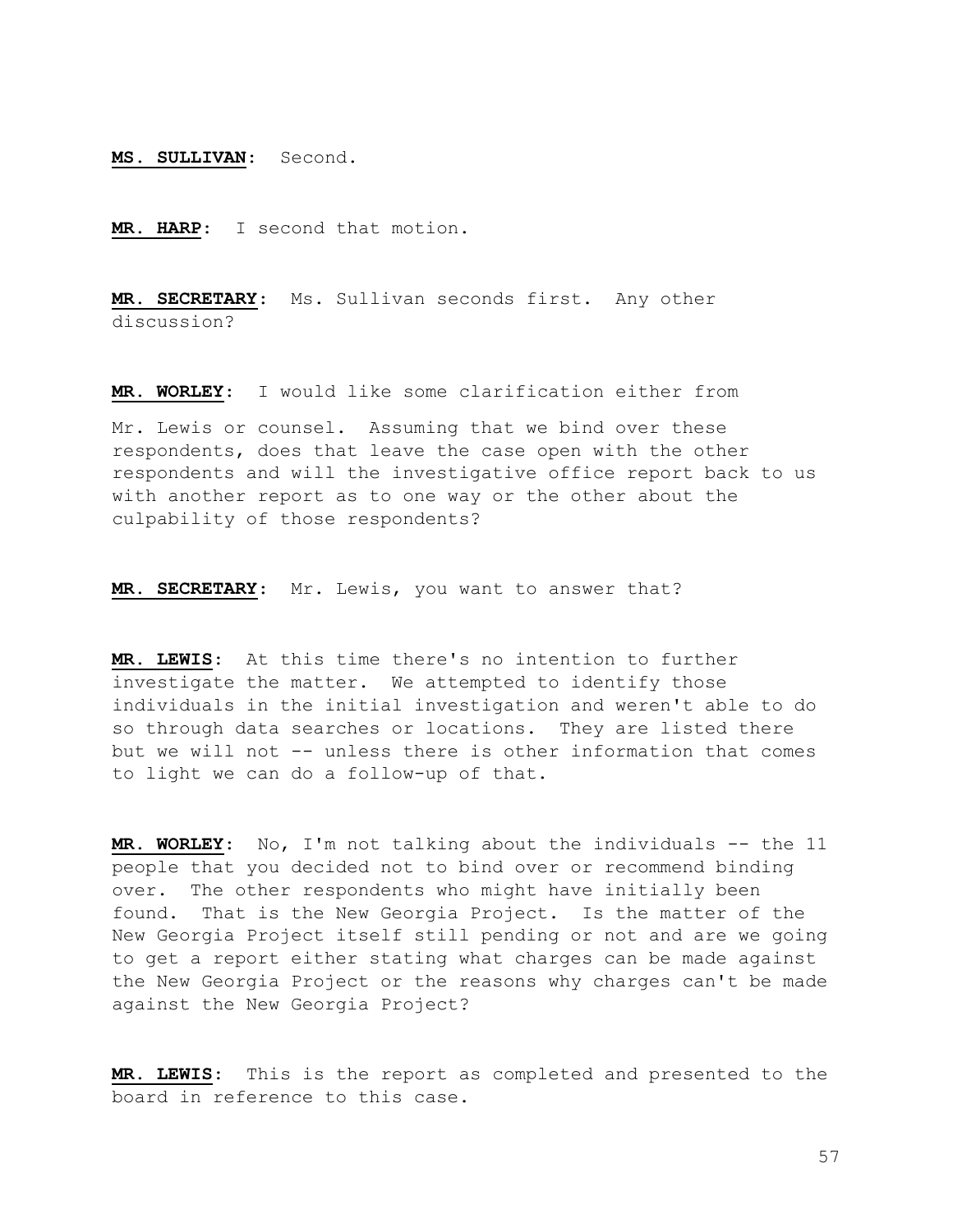**MS. SULLIVAN**: Second.

**MR. HARP**: I second that motion.

**MR. SECRETARY**: Ms. Sullivan seconds first. Any other discussion?

**MR. WORLEY**: I would like some clarification either from Mr. Lewis or counsel. Assuming that we bind over these respondents, does that leave the case open with the other respondents and will the investigative office report back to us with another report as to one way or the other about the culpability of those respondents?

**MR. SECRETARY**: Mr. Lewis, you want to answer that?

**MR. LEWIS**: At this time there's no intention to further investigate the matter. We attempted to identify those individuals in the initial investigation and weren't able to do so through data searches or locations. They are listed there but we will not -- unless there is other information that comes to light we can do a follow-up of that.

**MR. WORLEY**: No, I'm not talking about the individuals -- the 11 people that you decided not to bind over or recommend binding over. The other respondents who might have initially been found. That is the New Georgia Project. Is the matter of the New Georgia Project itself still pending or not and are we going to get a report either stating what charges can be made against the New Georgia Project or the reasons why charges can't be made against the New Georgia Project?

**MR. LEWIS**: This is the report as completed and presented to the board in reference to this case.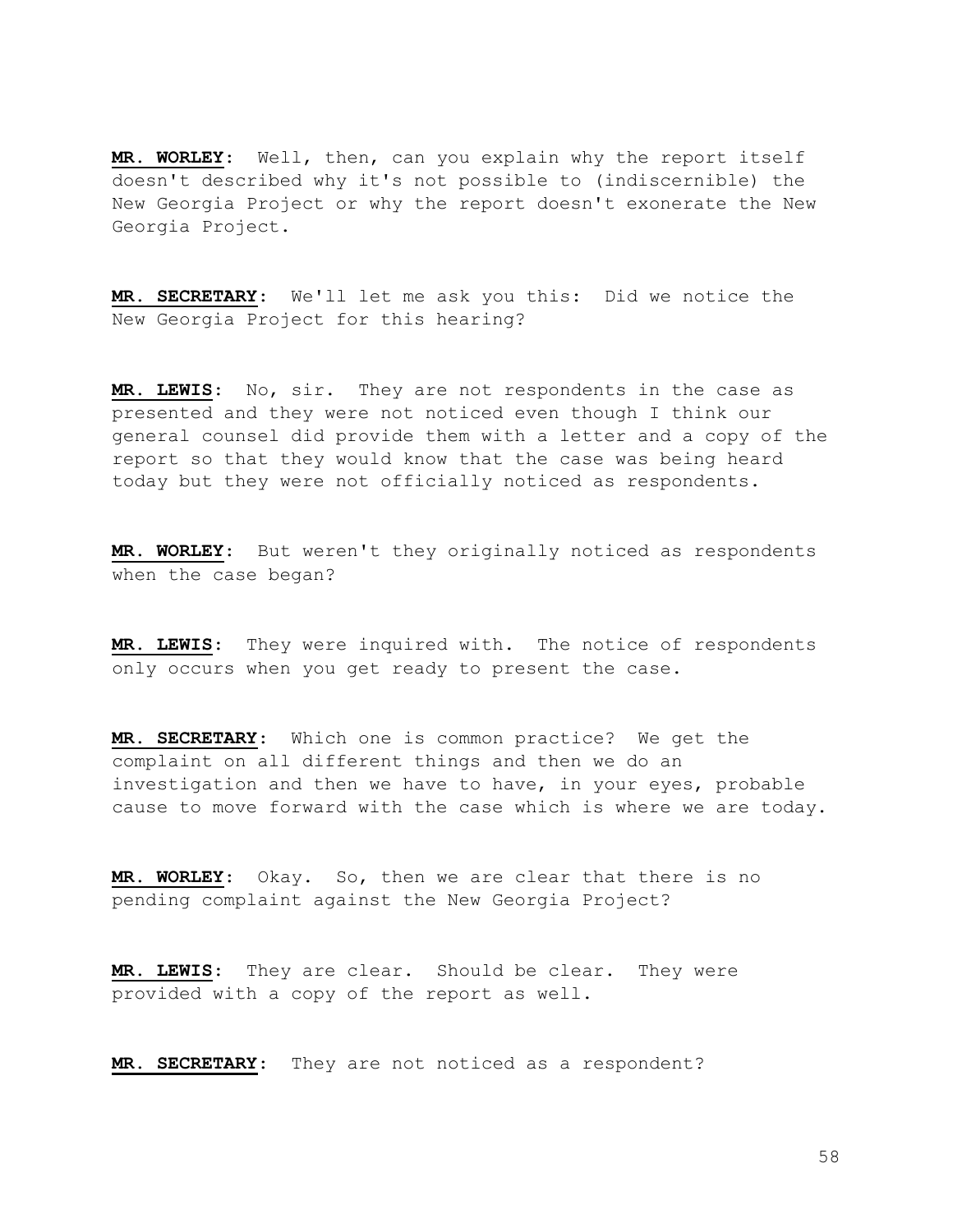**MR. WORLEY**: Well, then, can you explain why the report itself doesn't described why it's not possible to (indiscernible) the New Georgia Project or why the report doesn't exonerate the New Georgia Project.

**MR. SECRETARY**: We'll let me ask you this: Did we notice the New Georgia Project for this hearing?

**MR. LEWIS**: No, sir. They are not respondents in the case as presented and they were not noticed even though I think our general counsel did provide them with a letter and a copy of the report so that they would know that the case was being heard today but they were not officially noticed as respondents.

**MR. WORLEY**: But weren't they originally noticed as respondents when the case began?

**MR. LEWIS**: They were inquired with. The notice of respondents only occurs when you get ready to present the case.

**MR. SECRETARY**: Which one is common practice? We get the complaint on all different things and then we do an investigation and then we have to have, in your eyes, probable cause to move forward with the case which is where we are today.

**MR. WORLEY**: Okay. So, then we are clear that there is no pending complaint against the New Georgia Project?

**MR. LEWIS**: They are clear. Should be clear. They were provided with a copy of the report as well.

**MR. SECRETARY**: They are not noticed as a respondent?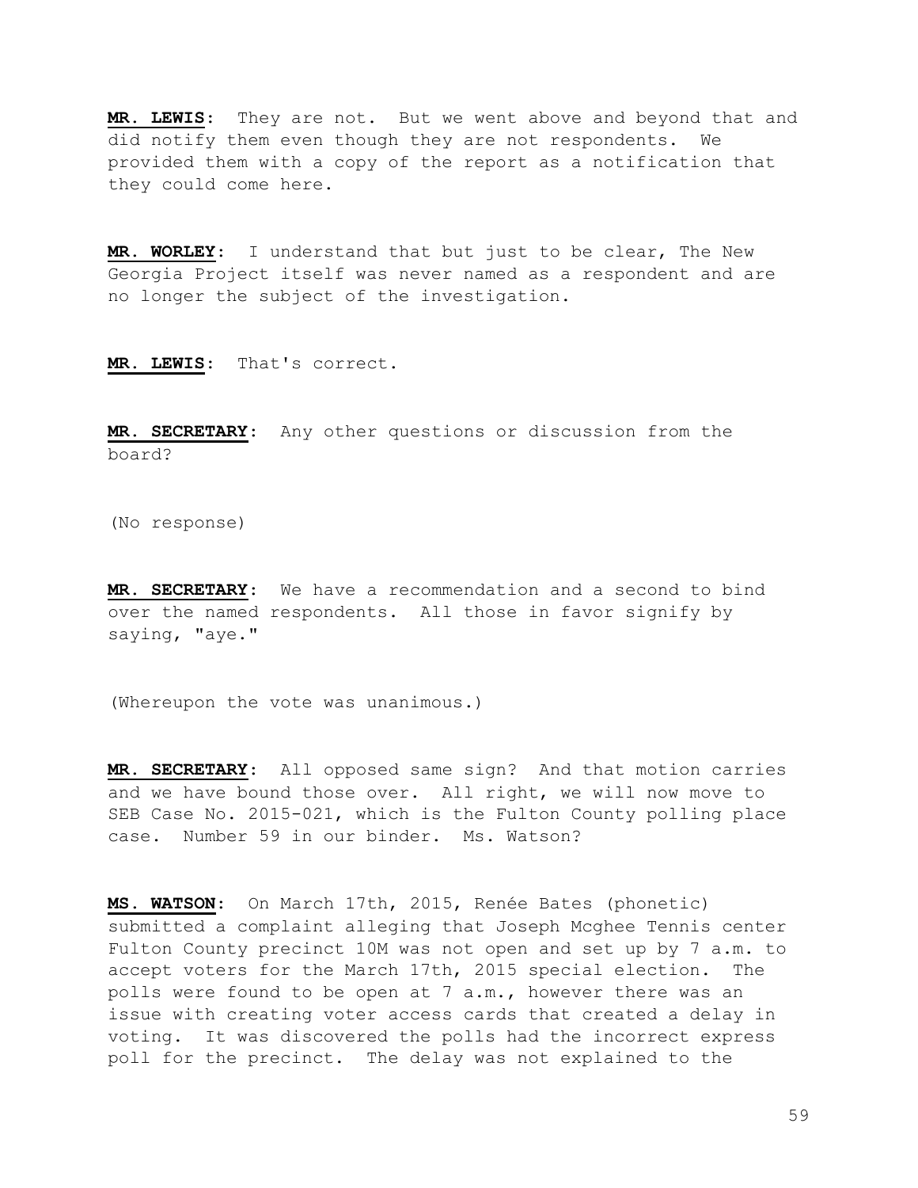**MR. LEWIS**: They are not. But we went above and beyond that and did notify them even though they are not respondents. We provided them with a copy of the report as a notification that they could come here.

**MR. WORLEY**: I understand that but just to be clear, The New Georgia Project itself was never named as a respondent and are no longer the subject of the investigation.

**MR. LEWIS**: That's correct.

**MR. SECRETARY**: Any other questions or discussion from the board?

(No response)

**MR. SECRETARY**: We have a recommendation and a second to bind over the named respondents. All those in favor signify by saying, "aye."

(Whereupon the vote was unanimous.)

**MR. SECRETARY**: All opposed same sign? And that motion carries and we have bound those over. All right, we will now move to SEB Case No. 2015-021, which is the Fulton County polling place case. Number 59 in our binder. Ms. Watson?

**MS. WATSON**: On March 17th, 2015, Renée Bates (phonetic) submitted a complaint alleging that Joseph Mcghee Tennis center Fulton County precinct 10M was not open and set up by 7 a.m. to accept voters for the March 17th, 2015 special election. The polls were found to be open at 7 a.m., however there was an issue with creating voter access cards that created a delay in voting. It was discovered the polls had the incorrect express poll for the precinct. The delay was not explained to the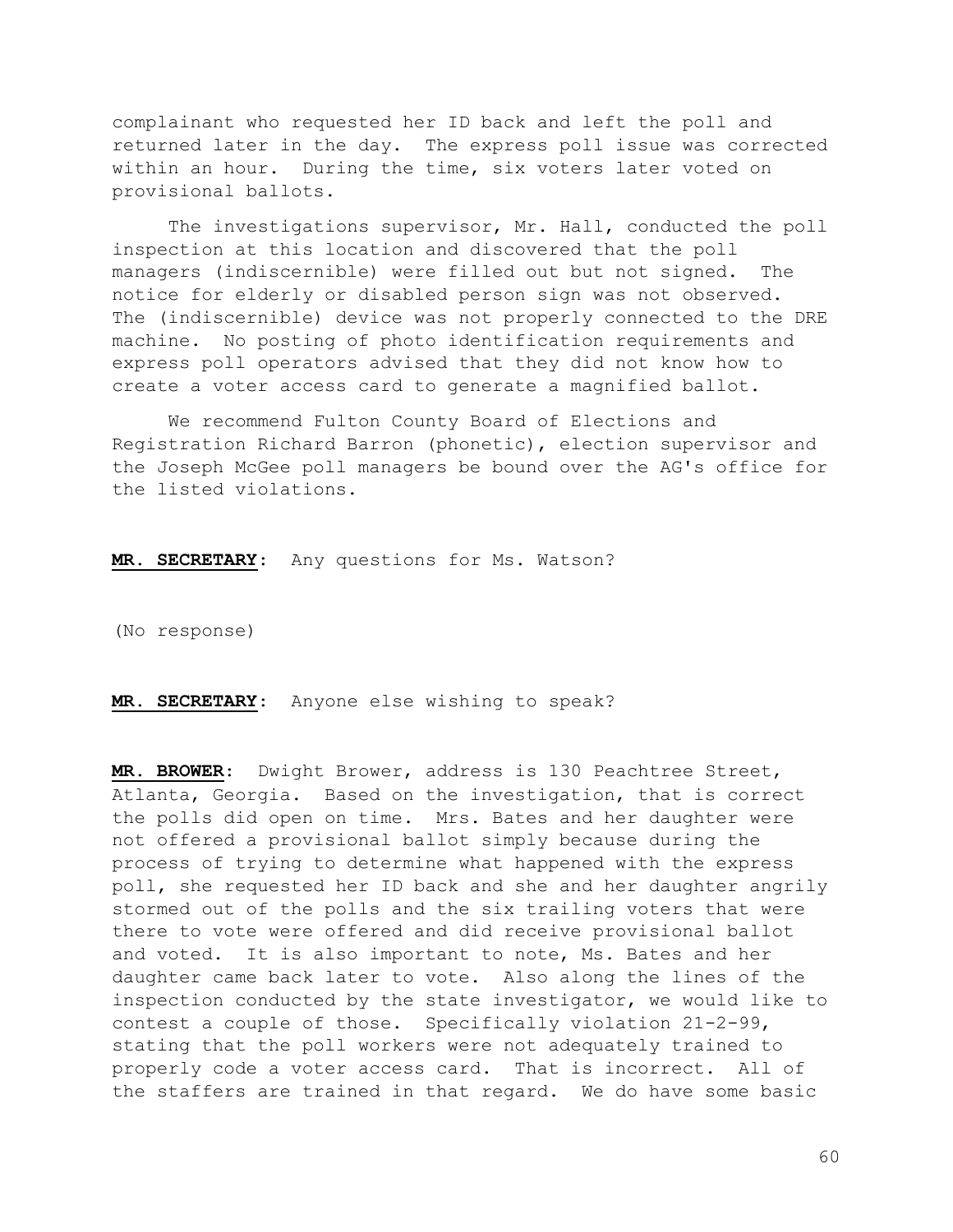complainant who requested her ID back and left the poll and returned later in the day. The express poll issue was corrected within an hour. During the time, six voters later voted on provisional ballots.

The investigations supervisor, Mr. Hall, conducted the poll inspection at this location and discovered that the poll managers (indiscernible) were filled out but not signed. The notice for elderly or disabled person sign was not observed. The (indiscernible) device was not properly connected to the DRE machine. No posting of photo identification requirements and express poll operators advised that they did not know how to create a voter access card to generate a magnified ballot.

We recommend Fulton County Board of Elections and Registration Richard Barron (phonetic), election supervisor and the Joseph McGee poll managers be bound over the AG's office for the listed violations.

**MR. SECRETARY**: Any questions for Ms. Watson?

(No response)

**MR. SECRETARY**: Anyone else wishing to speak?

**MR. BROWER**: Dwight Brower, address is 130 Peachtree Street, Atlanta, Georgia. Based on the investigation, that is correct the polls did open on time. Mrs. Bates and her daughter were not offered a provisional ballot simply because during the process of trying to determine what happened with the express poll, she requested her ID back and she and her daughter angrily stormed out of the polls and the six trailing voters that were there to vote were offered and did receive provisional ballot and voted. It is also important to note, Ms. Bates and her daughter came back later to vote. Also along the lines of the inspection conducted by the state investigator, we would like to contest a couple of those. Specifically violation 21-2-99, stating that the poll workers were not adequately trained to properly code a voter access card. That is incorrect. All of the staffers are trained in that regard. We do have some basic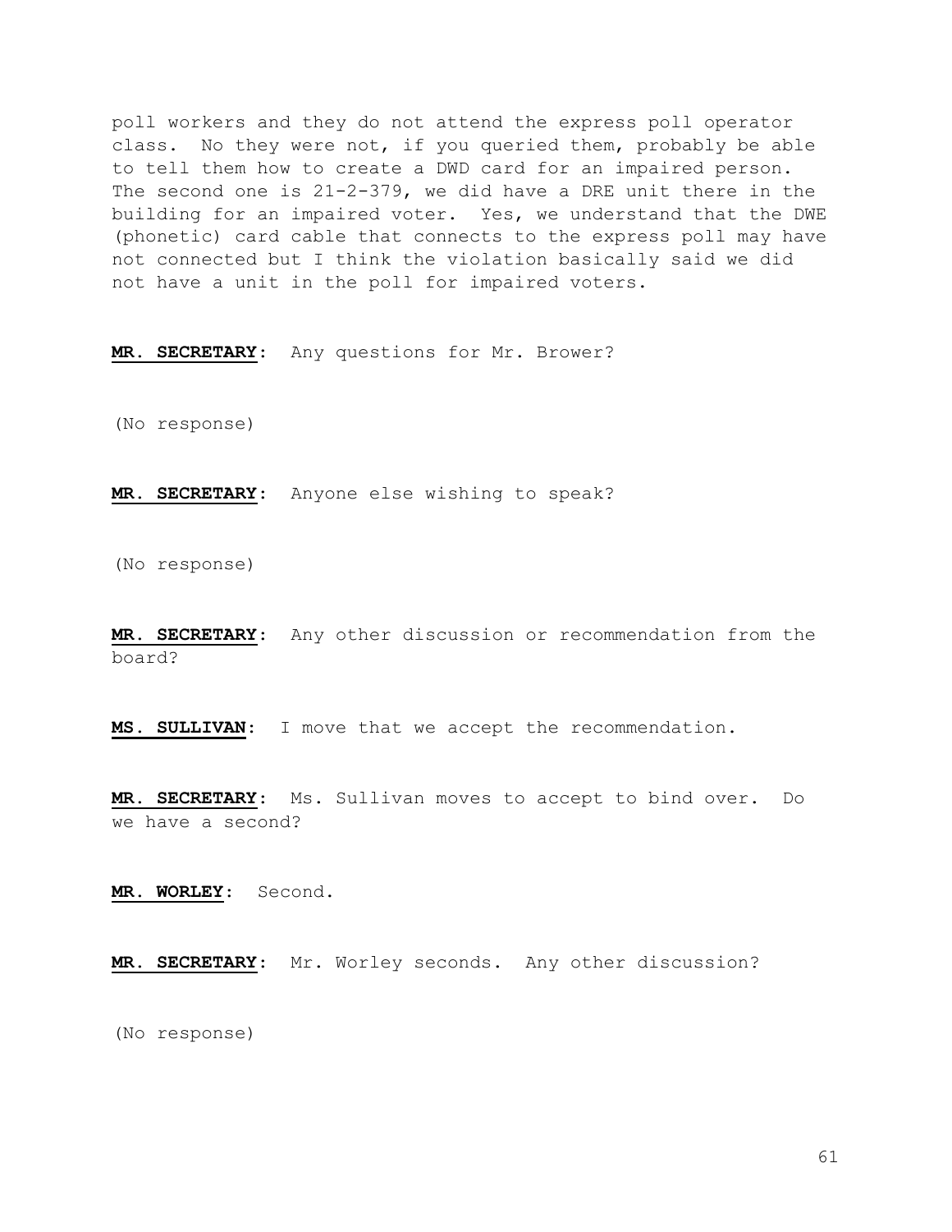poll workers and they do not attend the express poll operator class. No they were not, if you queried them, probably be able to tell them how to create a DWD card for an impaired person. The second one is 21-2-379, we did have a DRE unit there in the building for an impaired voter. Yes, we understand that the DWE (phonetic) card cable that connects to the express poll may have not connected but I think the violation basically said we did not have a unit in the poll for impaired voters.

**MR. SECRETARY:** Any questions for Mr. Brower?

(No response)

**MR. SECRETARY:** Anyone else wishing to speak?

(No response)

**MR. SECRETARY:** Any other discussion or recommendation from the board?

**MS. SULLIVAN:** I move that we accept the recommendation.

**MR. SECRETARY:** Ms. Sullivan moves to accept to bind over. Do we have a second?

**MR. WORLEY:** Second.

**MR. SECRETARY:** Mr. Worley seconds. Any other discussion?

(No response)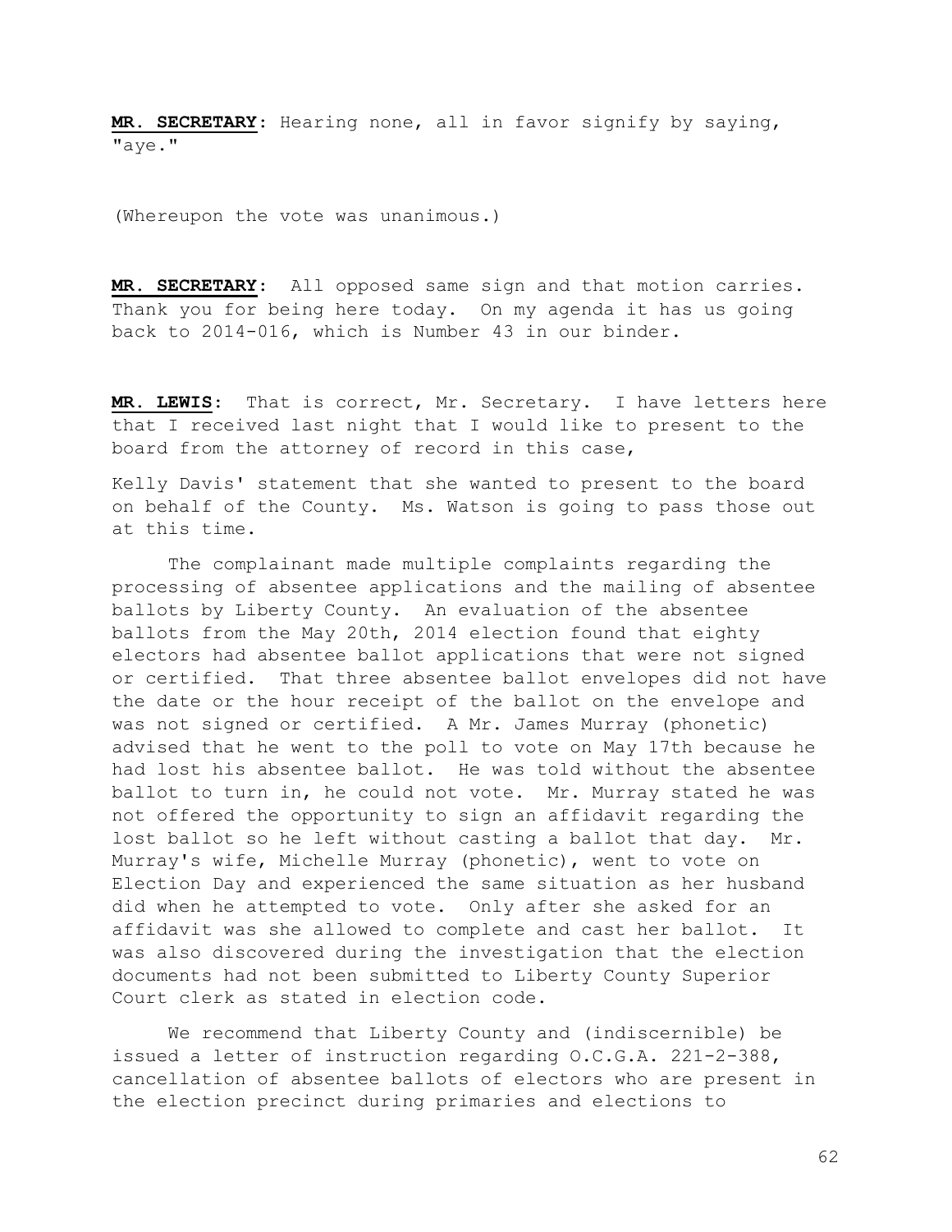**MR. SECRETARY**: Hearing none, all in favor signify by saying, "aye."

(Whereupon the vote was unanimous.)

**MR. SECRETARY**: All opposed same sign and that motion carries. Thank you for being here today. On my agenda it has us going back to 2014-016, which is Number 43 in our binder.

**MR. LEWIS**: That is correct, Mr. Secretary. I have letters here that I received last night that I would like to present to the board from the attorney of record in this case,

Kelly Davis' statement that she wanted to present to the board on behalf of the County. Ms. Watson is going to pass those out at this time.

The complainant made multiple complaints regarding the processing of absentee applications and the mailing of absentee ballots by Liberty County. An evaluation of the absentee ballots from the May 20th, 2014 election found that eighty electors had absentee ballot applications that were not signed or certified. That three absentee ballot envelopes did not have the date or the hour receipt of the ballot on the envelope and was not signed or certified. A Mr. James Murray (phonetic) advised that he went to the poll to vote on May 17th because he had lost his absentee ballot. He was told without the absentee ballot to turn in, he could not vote. Mr. Murray stated he was not offered the opportunity to sign an affidavit regarding the lost ballot so he left without casting a ballot that day. Mr. Murray's wife, Michelle Murray (phonetic), went to vote on Election Day and experienced the same situation as her husband did when he attempted to vote. Only after she asked for an affidavit was she allowed to complete and cast her ballot. It was also discovered during the investigation that the election documents had not been submitted to Liberty County Superior Court clerk as stated in election code.

We recommend that Liberty County and (indiscernible) be issued a letter of instruction regarding O.C.G.A. 221-2-388, cancellation of absentee ballots of electors who are present in the election precinct during primaries and elections to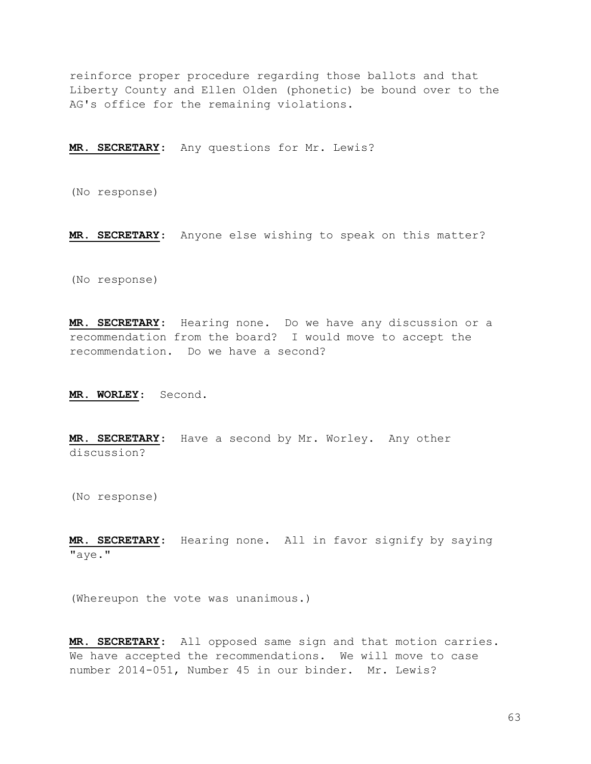reinforce proper procedure regarding those ballots and that Liberty County and Ellen Olden (phonetic) be bound over to the AG's office for the remaining violations.

**MR. SECRETARY**: Any questions for Mr. Lewis?

(No response)

**MR. SECRETARY**: Anyone else wishing to speak on this matter?

(No response)

**MR. SECRETARY**: Hearing none. Do we have any discussion or a recommendation from the board? I would move to accept the recommendation. Do we have a second?

**MR. WORLEY**: Second.

**MR. SECRETARY**: Have a second by Mr. Worley. Any other discussion?

(No response)

**MR. SECRETARY**: Hearing none. All in favor signify by saying "aye."

(Whereupon the vote was unanimous.)

**MR. SECRETARY**: All opposed same sign and that motion carries. We have accepted the recommendations. We will move to case number 2014-051, Number 45 in our binder. Mr. Lewis?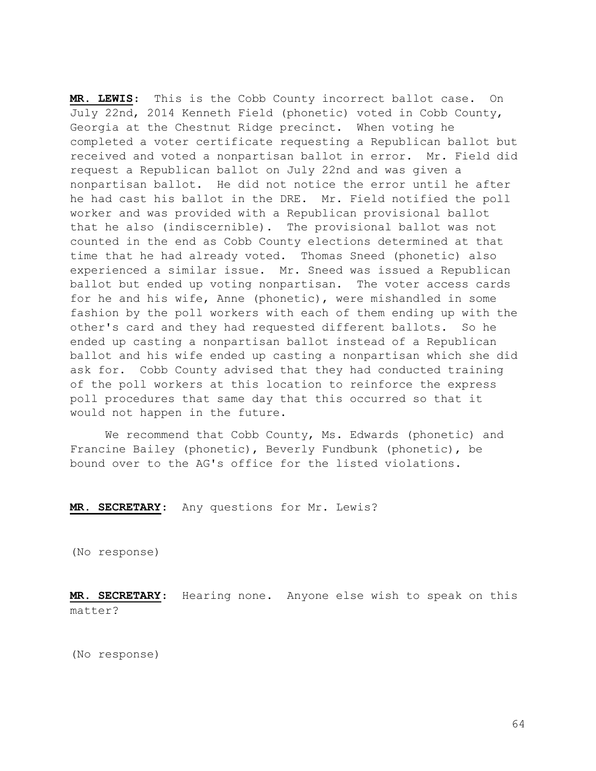**MR. LEWIS:** This is the Cobb County incorrect ballot case. On July 22nd, 2014 Kenneth Field (phonetic) voted in Cobb County, Georgia at the Chestnut Ridge precinct. When voting he completed a voter certificate requesting a Republican ballot but received and voted a nonpartisan ballot in error. Mr. Field did request a Republican ballot on July 22nd and was given a nonpartisan ballot. He did not notice the error until he after he had cast his ballot in the DRE. Mr. Field notified the poll worker and was provided with a Republican provisional ballot that he also (indiscernible). The provisional ballot was not counted in the end as Cobb County elections determined at that time that he had already voted. Thomas Sneed (phonetic) also experienced a similar issue. Mr. Sneed was issued a Republican ballot but ended up voting nonpartisan. The voter access cards for he and his wife, Anne (phonetic), were mishandled in some fashion by the poll workers with each of them ending up with the other's card and they had requested different ballots. So he ended up casting a nonpartisan ballot instead of a Republican ballot and his wife ended up casting a nonpartisan which she did ask for. Cobb County advised that they had conducted training of the poll workers at this location to reinforce the express poll procedures that same day that this occurred so that it would not happen in the future.

We recommend that Cobb County, Ms. Edwards (phonetic) and Francine Bailey (phonetic), Beverly Fundbunk (phonetic), be bound over to the AG's office for the listed violations.

**MR. SECRETARY:** Any questions for Mr. Lewis?

(No response)

**MR. SECRETARY:** Hearing none. Anyone else wish to speak on this matter?

(No response)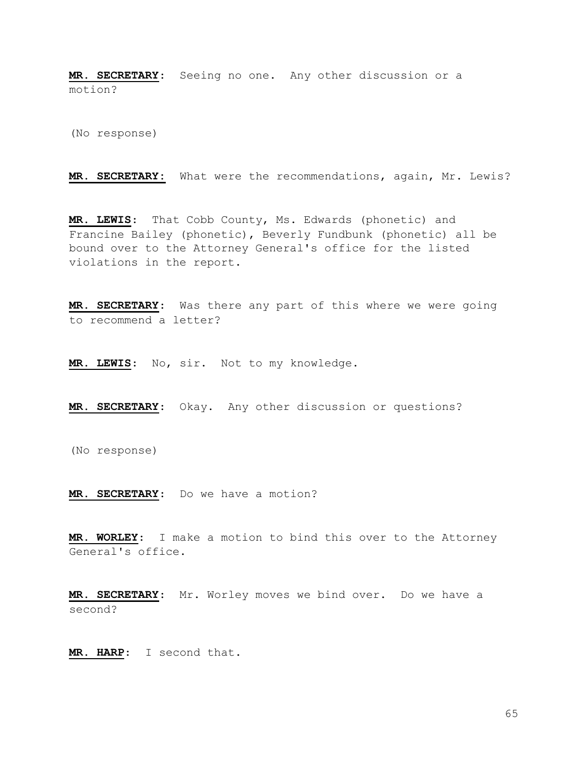**MR. SECRETARY:** Seeing no one. Any other discussion or a motion?

(No response)

**MR. SECRETARY:** What were the recommendations, again, Mr. Lewis?

**MR. LEWIS:** That Cobb County, Ms. Edwards (phonetic) and Francine Bailey (phonetic), Beverly Fundbunk (phonetic) all be bound over to the Attorney General's office for the listed violations in the report.

**MR. SECRETARY:** Was there any part of this where we were going to recommend a letter?

**MR. LEWIS:** No, sir. Not to my knowledge.

**MR. SECRETARY:** Okay. Any other discussion or questions?

(No response)

**MR. SECRETARY:** Do we have a motion?

**MR. WORLEY:** I make a motion to bind this over to the Attorney General's office.

**MR. SECRETARY:** Mr. Worley moves we bind over. Do we have a second?

**MR. HARP:** I second that.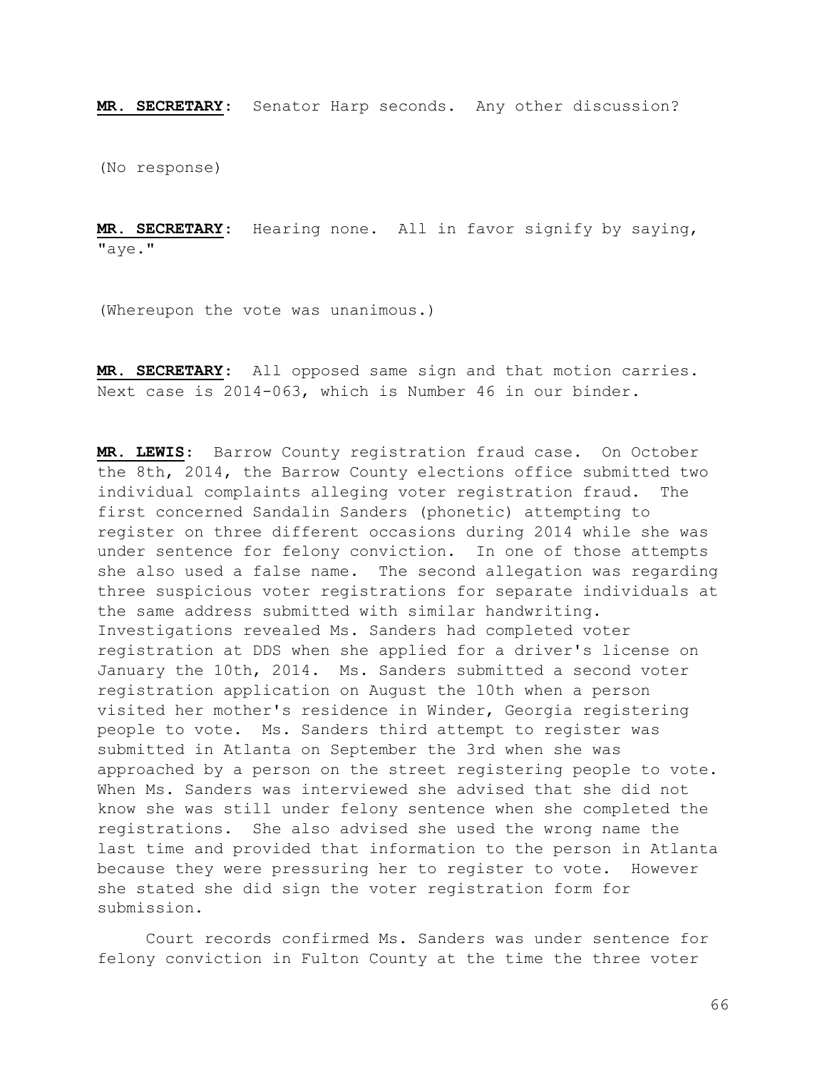**MR. SECRETARY**: Senator Harp seconds. Any other discussion?

(No response)

**MR. SECRETARY**: Hearing none. All in favor signify by saying, "aye."

(Whereupon the vote was unanimous.)

**MR. SECRETARY**: All opposed same sign and that motion carries. Next case is 2014-063, which is Number 46 in our binder.

**MR. LEWIS**: Barrow County registration fraud case. On October the 8th, 2014, the Barrow County elections office submitted two individual complaints alleging voter registration fraud. The first concerned Sandalin Sanders (phonetic) attempting to register on three different occasions during 2014 while she was under sentence for felony conviction. In one of those attempts she also used a false name. The second allegation was regarding three suspicious voter registrations for separate individuals at the same address submitted with similar handwriting. Investigations revealed Ms. Sanders had completed voter registration at DDS when she applied for a driver's license on January the 10th, 2014. Ms. Sanders submitted a second voter registration application on August the 10th when a person visited her mother's residence in Winder, Georgia registering people to vote. Ms. Sanders third attempt to register was submitted in Atlanta on September the 3rd when she was approached by a person on the street registering people to vote. When Ms. Sanders was interviewed she advised that she did not know she was still under felony sentence when she completed the registrations. She also advised she used the wrong name the last time and provided that information to the person in Atlanta because they were pressuring her to register to vote. However she stated she did sign the voter registration form for submission.

Court records confirmed Ms. Sanders was under sentence for felony conviction in Fulton County at the time the three voter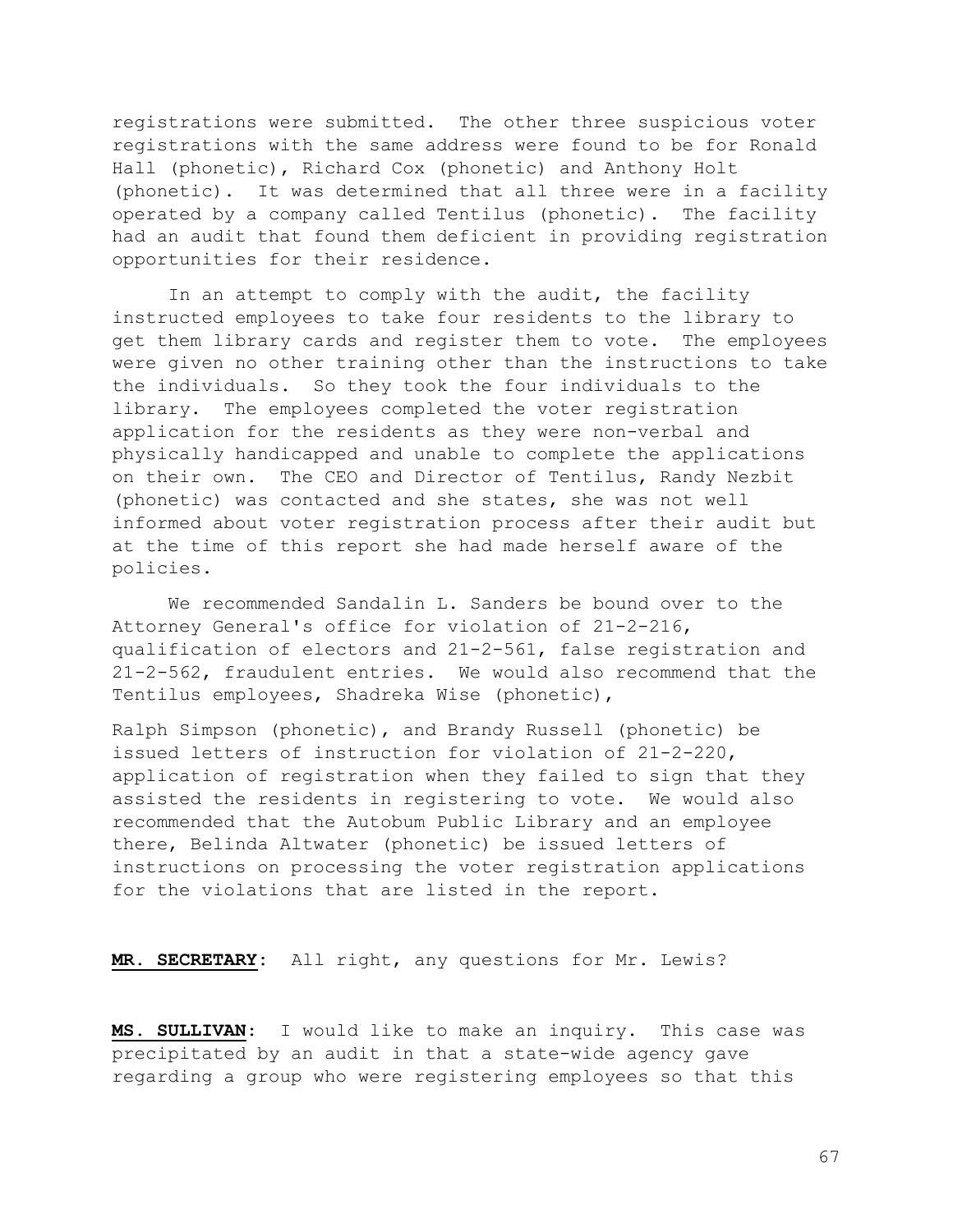registrations were submitted. The other three suspicious voter registrations with the same address were found to be for Ronald Hall (phonetic), Richard Cox (phonetic) and Anthony Holt (phonetic). It was determined that all three were in a facility operated by a company called Tentilus (phonetic). The facility had an audit that found them deficient in providing registration opportunities for their residence.

In an attempt to comply with the audit, the facility instructed employees to take four residents to the library to get them library cards and register them to vote. The employees were given no other training other than the instructions to take the individuals. So they took the four individuals to the library. The employees completed the voter registration application for the residents as they were non-verbal and physically handicapped and unable to complete the applications on their own. The CEO and Director of Tentilus, Randy Nezbit (phonetic) was contacted and she states, she was not well informed about voter registration process after their audit but at the time of this report she had made herself aware of the policies.

We recommended Sandalin L. Sanders be bound over to the Attorney General's office for violation of 21-2-216, qualification of electors and 21-2-561, false registration and 21-2-562, fraudulent entries. We would also recommend that the Tentilus employees, Shadreka Wise (phonetic), Ralph Simpson (phonetic), and Brandy Russell (phonetic) be issued letters of instruction for violation of 21-2-220, application of registration when they failed to sign that they assisted the residents in registering to vote. We would also recommended that the Autobum Public Library and an employee there, Belinda Altwater (phonetic) be issued letters of instructions on processing the voter registration applications for the violations that are listed in the report.

**MR. SECRETARY**: All right, any questions for Mr. Lewis?

**MS. SULLIVAN**: I would like to make an inquiry. This case was precipitated by an audit in that a state-wide agency gave regarding a group who were registering employees so that this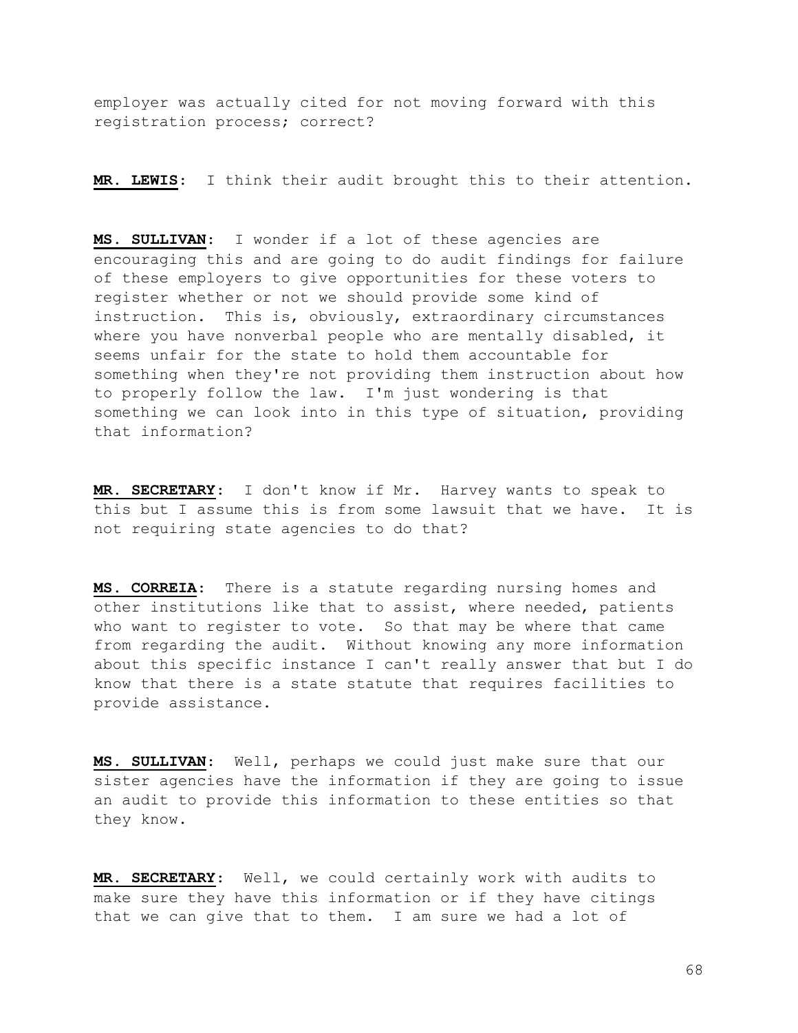employer was actually cited for not moving forward with this registration process; correct?

**MR. LEWIS**: I think their audit brought this to their attention.

**MS. SULLIVAN**: I wonder if a lot of these agencies are encouraging this and are going to do audit findings for failure of these employers to give opportunities for these voters to register whether or not we should provide some kind of instruction. This is, obviously, extraordinary circumstances where you have nonverbal people who are mentally disabled, it seems unfair for the state to hold them accountable for something when they're not providing them instruction about how to properly follow the law. I'm just wondering is that something we can look into in this type of situation, providing that information?

**MR. SECRETARY**: I don't know if Mr. Harvey wants to speak to this but I assume this is from some lawsuit that we have. It is not requiring state agencies to do that?

**MS. CORREIA**: There is a statute regarding nursing homes and other institutions like that to assist, where needed, patients who want to register to vote. So that may be where that came from regarding the audit. Without knowing any more information about this specific instance I can't really answer that but I do know that there is a state statute that requires facilities to provide assistance.

**MS. SULLIVAN**: Well, perhaps we could just make sure that our sister agencies have the information if they are going to issue an audit to provide this information to these entities so that they know.

**MR. SECRETARY**: Well, we could certainly work with audits to make sure they have this information or if they have citings that we can give that to them. I am sure we had a lot of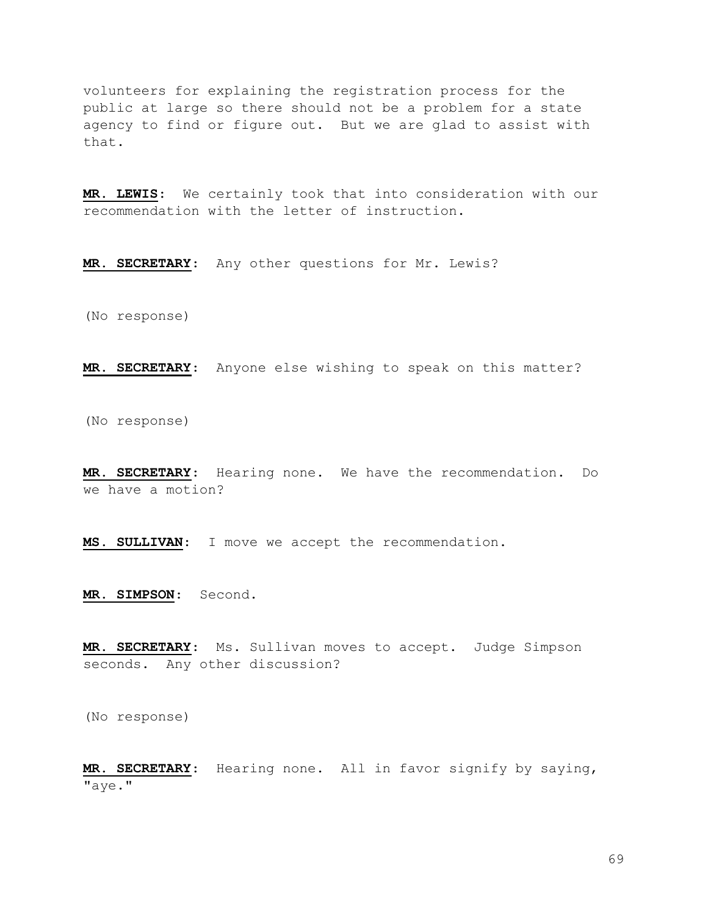volunteers for explaining the registration process for the public at large so there should not be a problem for a state agency to find or figure out. But we are glad to assist with that.

**MR. LEWIS**: We certainly took that into consideration with our recommendation with the letter of instruction.

**MR. SECRETARY**: Any other questions for Mr. Lewis?

(No response)

**MR. SECRETARY**: Anyone else wishing to speak on this matter?

(No response)

**MR. SECRETARY**: Hearing none. We have the recommendation. Do we have a motion?

**MS. SULLIVAN**: I move we accept the recommendation.

**MR. SIMPSON**: Second.

**MR. SECRETARY**: Ms. Sullivan moves to accept. Judge Simpson seconds. Any other discussion?

(No response)

**MR. SECRETARY**: Hearing none. All in favor signify by saying, "aye."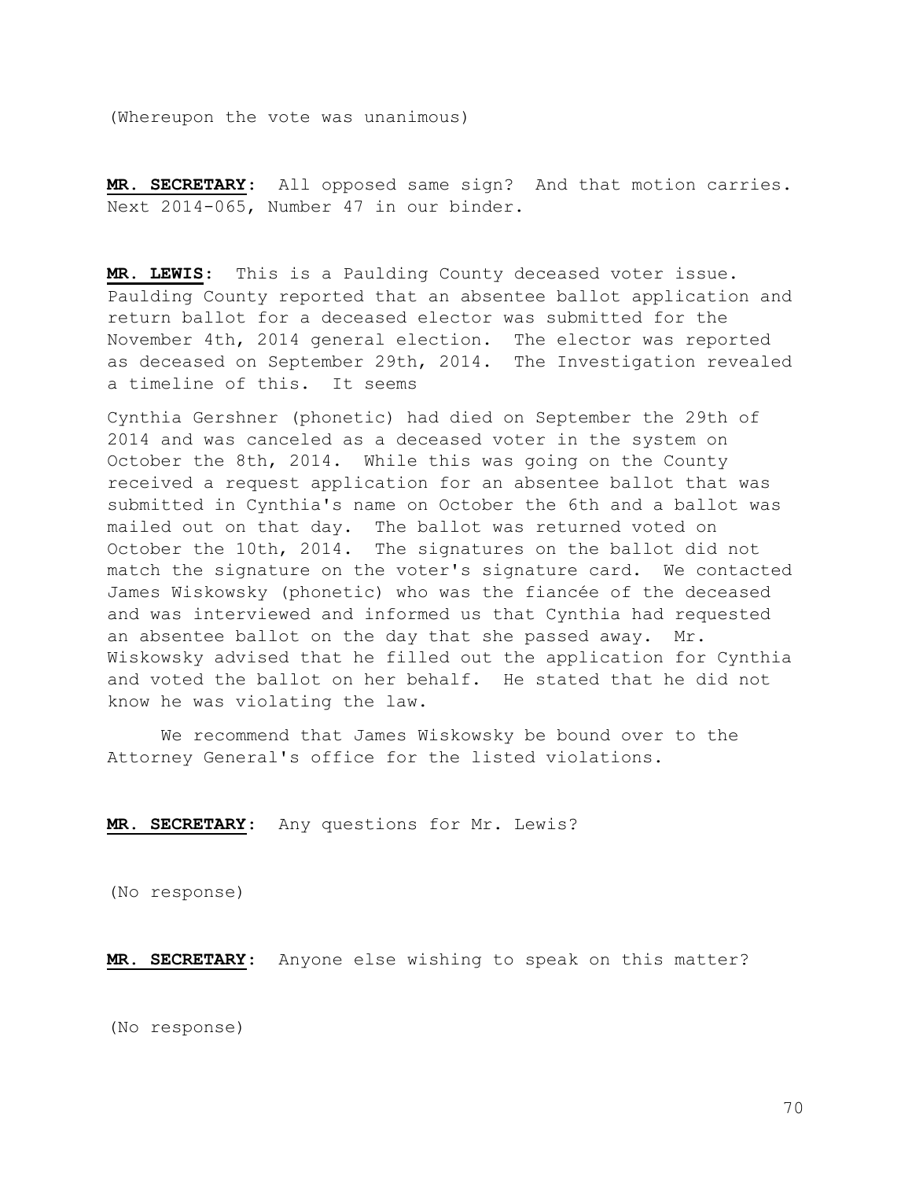(Whereupon the vote was unanimous)

**MR. SECRETARY**: All opposed same sign? And that motion carries. Next 2014-065, Number 47 in our binder.

**MR. LEWIS**: This is a Paulding County deceased voter issue. Paulding County reported that an absentee ballot application and return ballot for a deceased elector was submitted for the November 4th, 2014 general election. The elector was reported as deceased on September 29th, 2014. The Investigation revealed a timeline of this. It seems

Cynthia Gershner (phonetic) had died on September the 29th of 2014 and was canceled as a deceased voter in the system on October the 8th, 2014. While this was going on the County received a request application for an absentee ballot that was submitted in Cynthia's name on October the 6th and a ballot was mailed out on that day. The ballot was returned voted on October the 10th, 2014. The signatures on the ballot did not match the signature on the voter's signature card. We contacted James Wiskowsky (phonetic) who was the fiancée of the deceased and was interviewed and informed us that Cynthia had requested an absentee ballot on the day that she passed away. Mr. Wiskowsky advised that he filled out the application for Cynthia and voted the ballot on her behalf. He stated that he did not know he was violating the law.

We recommend that James Wiskowsky be bound over to the Attorney General's office for the listed violations.

**MR. SECRETARY**: Any questions for Mr. Lewis?

(No response)

**MR. SECRETARY**: Anyone else wishing to speak on this matter?

(No response)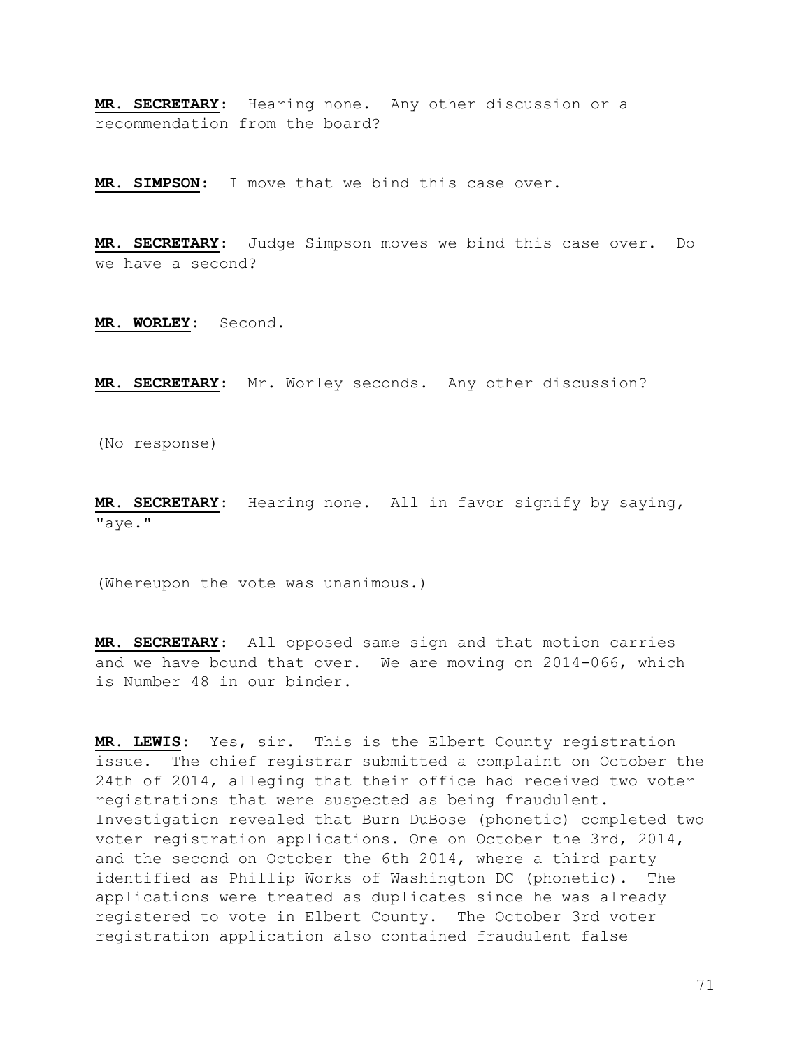**MR. SECRETARY**: Hearing none. Any other discussion or a recommendation from the board?

**MR. SIMPSON**: I move that we bind this case over.

**MR. SECRETARY**: Judge Simpson moves we bind this case over. Do we have a second?

**MR. WORLEY**: Second.

**MR. SECRETARY**: Mr. Worley seconds. Any other discussion?

(No response)

**MR. SECRETARY**: Hearing none. All in favor signify by saying, "aye."

(Whereupon the vote was unanimous.)

**MR. SECRETARY**: All opposed same sign and that motion carries and we have bound that over. We are moving on 2014-066, which is Number 48 in our binder.

**MR. LEWIS**: Yes, sir. This is the Elbert County registration issue. The chief registrar submitted a complaint on October the 24th of 2014, alleging that their office had received two voter registrations that were suspected as being fraudulent. Investigation revealed that Burn DuBose (phonetic) completed two voter registration applications. One on October the 3rd, 2014, and the second on October the 6th 2014, where a third party identified as Phillip Works of Washington DC (phonetic). The applications were treated as duplicates since he was already registered to vote in Elbert County. The October 3rd voter registration application also contained fraudulent false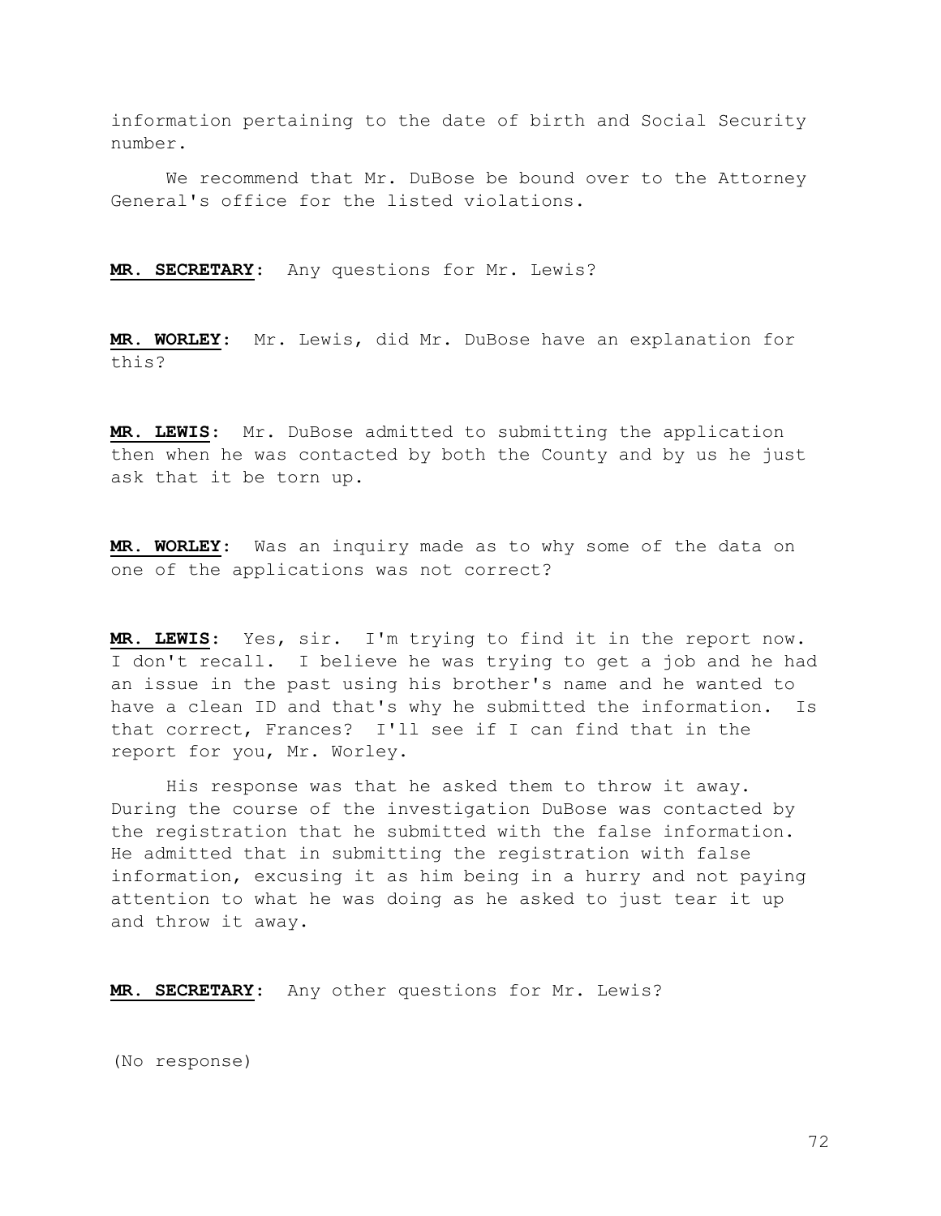information pertaining to the date of birth and Social Security number.

We recommend that Mr. DuBose be bound over to the Attorney General's office for the listed violations.

**MR. SECRETARY**: Any questions for Mr. Lewis?

**MR. WORLEY**: Mr. Lewis, did Mr. DuBose have an explanation for this?

**MR. LEWIS**: Mr. DuBose admitted to submitting the application then when he was contacted by both the County and by us he just ask that it be torn up.

**MR. WORLEY**: Was an inquiry made as to why some of the data on one of the applications was not correct?

**MR. LEWIS**: Yes, sir. I'm trying to find it in the report now. I don't recall. I believe he was trying to get a job and he had an issue in the past using his brother's name and he wanted to have a clean ID and that's why he submitted the information. Is that correct, Frances? I'll see if I can find that in the report for you, Mr. Worley.

His response was that he asked them to throw it away. During the course of the investigation DuBose was contacted by the registration that he submitted with the false information. He admitted that in submitting the registration with false information, excusing it as him being in a hurry and not paying attention to what he was doing as he asked to just tear it up and throw it away.

**MR. SECRETARY**: Any other questions for Mr. Lewis?

(No response)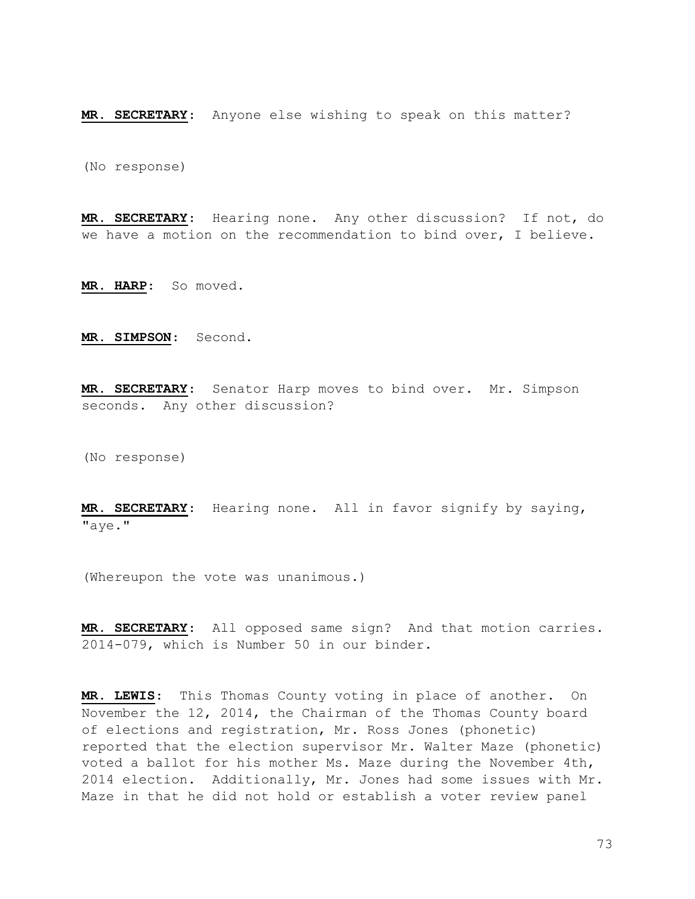**MR. SECRETARY**: Anyone else wishing to speak on this matter?

(No response)

**MR. SECRETARY**: Hearing none. Any other discussion? If not, do we have a motion on the recommendation to bind over, I believe.

**MR. HARP**: So moved.

**MR. SIMPSON**: Second.

**MR. SECRETARY**: Senator Harp moves to bind over. Mr. Simpson seconds. Any other discussion?

(No response)

**MR. SECRETARY**: Hearing none. All in favor signify by saying, "aye."

(Whereupon the vote was unanimous.)

**MR. SECRETARY**: All opposed same sign? And that motion carries. 2014-079, which is Number 50 in our binder.

**MR. LEWIS**: This Thomas County voting in place of another. On November the 12, 2014, the Chairman of the Thomas County board of elections and registration, Mr. Ross Jones (phonetic) reported that the election supervisor Mr. Walter Maze (phonetic) voted a ballot for his mother Ms. Maze during the November 4th, 2014 election. Additionally, Mr. Jones had some issues with Mr. Maze in that he did not hold or establish a voter review panel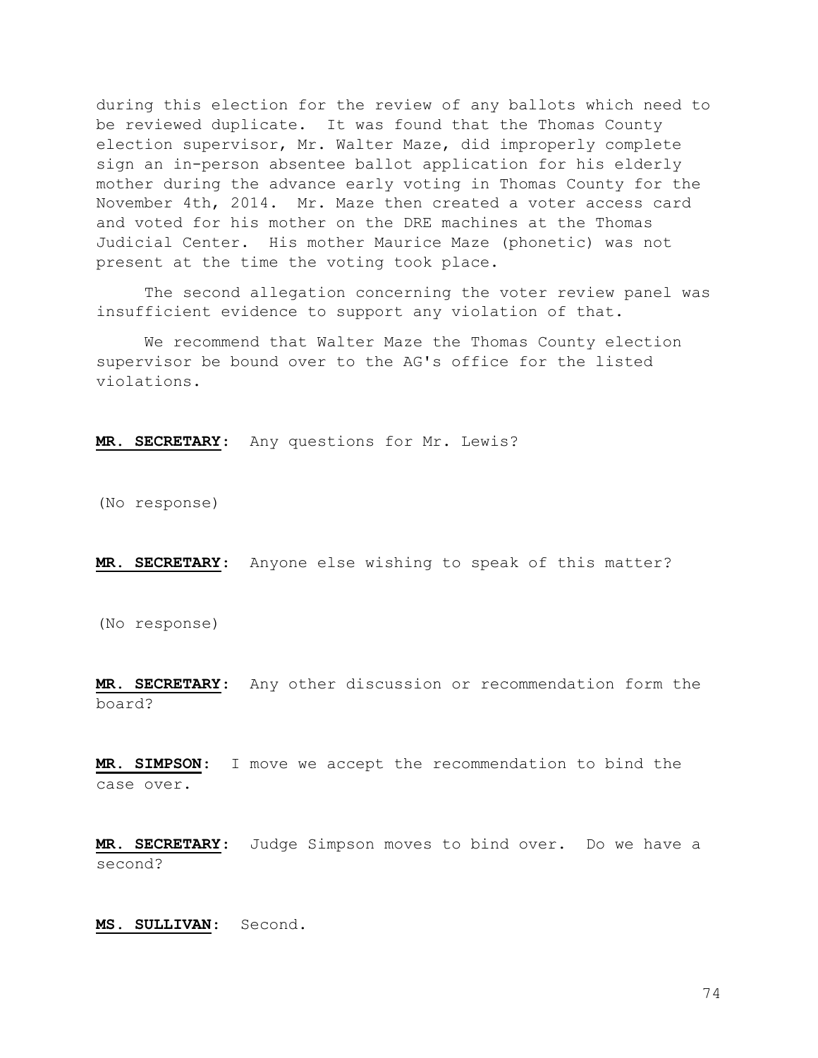during this election for the review of any ballots which need to be reviewed duplicate. It was found that the Thomas County election supervisor, Mr. Walter Maze, did improperly complete sign an in-person absentee ballot application for his elderly mother during the advance early voting in Thomas County for the November 4th, 2014. Mr. Maze then created a voter access card and voted for his mother on the DRE machines at the Thomas Judicial Center. His mother Maurice Maze (phonetic) was not present at the time the voting took place.

The second allegation concerning the voter review panel was insufficient evidence to support any violation of that.

We recommend that Walter Maze the Thomas County election supervisor be bound over to the AG's office for the listed violations.

**MR. SECRETARY:** Any questions for Mr. Lewis?

(No response)

**MR. SECRETARY:** Anyone else wishing to speak of this matter?

(No response)

**MR. SECRETARY:** Any other discussion or recommendation form the board?

**MR. SIMPSON:** I move we accept the recommendation to bind the case over.

**MR. SECRETARY:** Judge Simpson moves to bind over. Do we have a second?

**MS. SULLIVAN:** Second.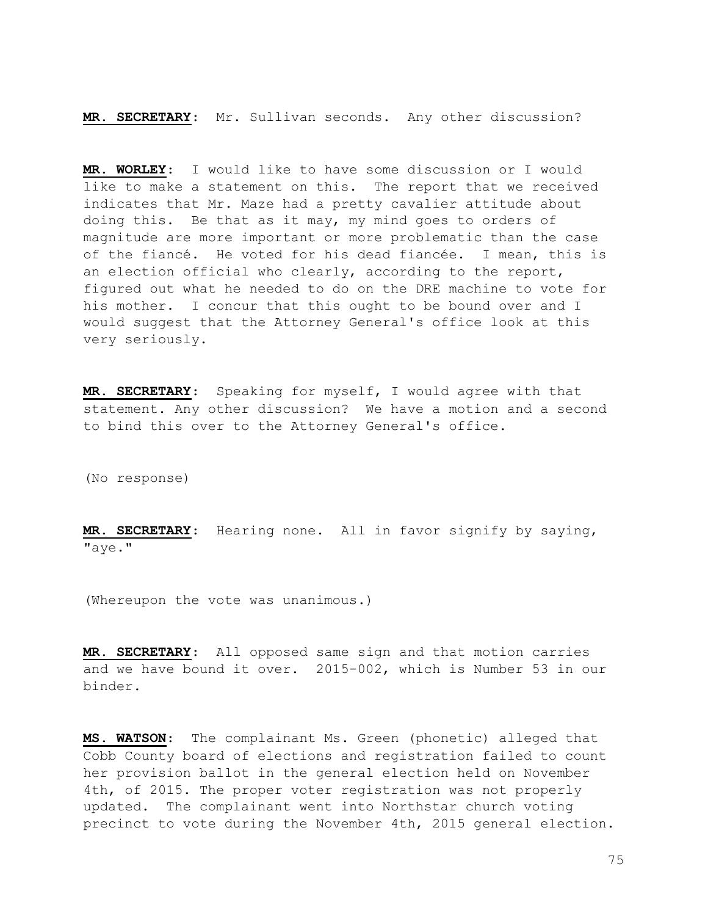**MR. SECRETARY**: Mr. Sullivan seconds. Any other discussion?

**MR. WORLEY**: I would like to have some discussion or I would like to make a statement on this. The report that we received indicates that Mr. Maze had a pretty cavalier attitude about doing this. Be that as it may, my mind goes to orders of magnitude are more important or more problematic than the case of the fiancé. He voted for his dead fiancée. I mean, this is an election official who clearly, according to the report, figured out what he needed to do on the DRE machine to vote for his mother. I concur that this ought to be bound over and I would suggest that the Attorney General's office look at this very seriously.

**MR. SECRETARY**: Speaking for myself, I would agree with that statement. Any other discussion? We have a motion and a second to bind this over to the Attorney General's office.

(No response)

**MR. SECRETARY**: Hearing none. All in favor signify by saying, "aye."

(Whereupon the vote was unanimous.)

**MR. SECRETARY**: All opposed same sign and that motion carries and we have bound it over. 2015-002, which is Number 53 in our binder.

**MS. WATSON**: The complainant Ms. Green (phonetic) alleged that Cobb County board of elections and registration failed to count her provision ballot in the general election held on November 4th, of 2015. The proper voter registration was not properly updated. The complainant went into Northstar church voting precinct to vote during the November 4th, 2015 general election.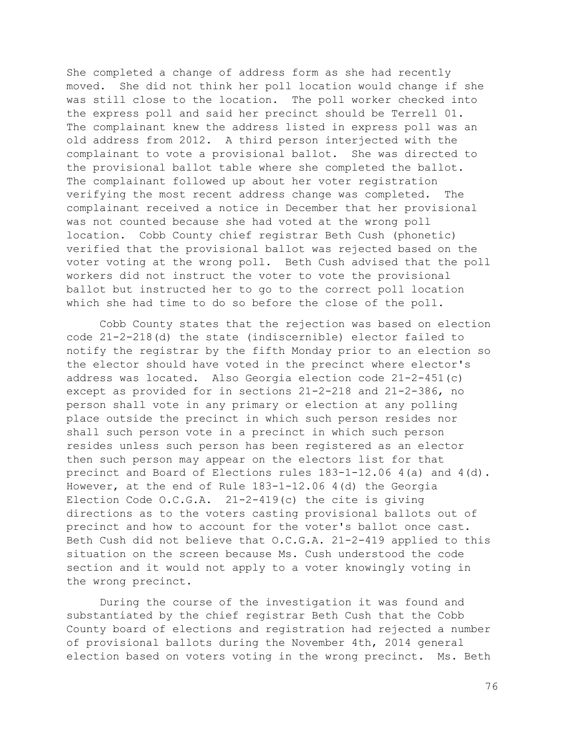She completed a change of address form as she had recently moved. She did not think her poll location would change if she was still close to the location. The poll worker checked into the express poll and said her precinct should be Terrell 01. The complainant knew the address listed in express poll was an old address from 2012. A third person interjected with the complainant to vote a provisional ballot. She was directed to the provisional ballot table where she completed the ballot. The complainant followed up about her voter registration verifying the most recent address change was completed. The complainant received a notice in December that her provisional was not counted because she had voted at the wrong poll location. Cobb County chief registrar Beth Cush (phonetic) verified that the provisional ballot was rejected based on the voter voting at the wrong poll. Beth Cush advised that the poll workers did not instruct the voter to vote the provisional ballot but instructed her to go to the correct poll location which she had time to do so before the close of the poll.

Cobb County states that the rejection was based on election code 21-2-218(d) the state (indiscernible) elector failed to notify the registrar by the fifth Monday prior to an election so the elector should have voted in the precinct where elector's address was located. Also Georgia election code 21-2-451(c) except as provided for in sections 21-2-218 and 21-2-386, no person shall vote in any primary or election at any polling place outside the precinct in which such person resides nor shall such person vote in a precinct in which such person resides unless such person has been registered as an elector then such person may appear on the electors list for that precinct and Board of Elections rules 183-1-12.06 4(a) and 4(d). However, at the end of Rule 183-1-12.06 4(d) the Georgia Election Code O.C.G.A. 21-2-419(c) the cite is giving directions as to the voters casting provisional ballots out of precinct and how to account for the voter's ballot once cast. Beth Cush did not believe that O.C.G.A. 21-2-419 applied to this situation on the screen because Ms. Cush understood the code section and it would not apply to a voter knowingly voting in the wrong precinct.

During the course of the investigation it was found and substantiated by the chief registrar Beth Cush that the Cobb County board of elections and registration had rejected a number of provisional ballots during the November 4th, 2014 general election based on voters voting in the wrong precinct. Ms. Beth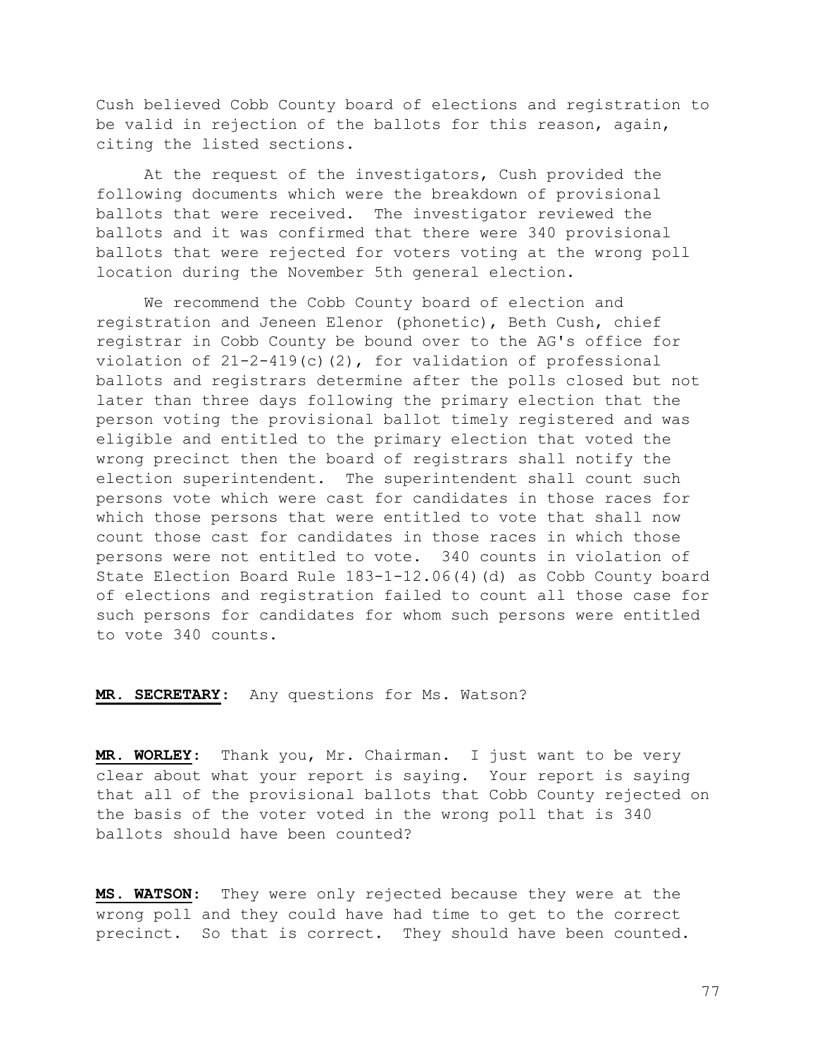Cush believed Cobb County board of elections and registration to be valid in rejection of the ballots for this reason, again, citing the listed sections.

At the request of the investigators, Cush provided the following documents which were the breakdown of provisional ballots that were received. The investigator reviewed the ballots and it was confirmed that there were 340 provisional ballots that were rejected for voters voting at the wrong poll location during the November 5th general election.

We recommend the Cobb County board of election and registration and Jeneen Elenor (phonetic), Beth Cush, chief registrar in Cobb County be bound over to the AG's office for violation of 21-2-419(c)(2), for validation of professional ballots and registrars determine after the polls closed but not later than three days following the primary election that the person voting the provisional ballot timely registered and was eligible and entitled to the primary election that voted the wrong precinct then the board of registrars shall notify the election superintendent. The superintendent shall count such persons vote which were cast for candidates in those races for which those persons that were entitled to vote that shall now count those cast for candidates in those races in which those persons were not entitled to vote. 340 counts in violation of State Election Board Rule 183-1-12.06(4)(d) as Cobb County board of elections and registration failed to count all those case for such persons for candidates for whom such persons were entitled to vote 340 counts.

**MR. SECRETARY:** Any questions for Ms. Watson?

**MR. WORLEY:** Thank you, Mr. Chairman. I just want to be very clear about what your report is saying. Your report is saying that all of the provisional ballots that Cobb County rejected on the basis of the voter voted in the wrong poll that is 340 ballots should have been counted?

**MS. WATSON:** They were only rejected because they were at the wrong poll and they could have had time to get to the correct precinct. So that is correct. They should have been counted.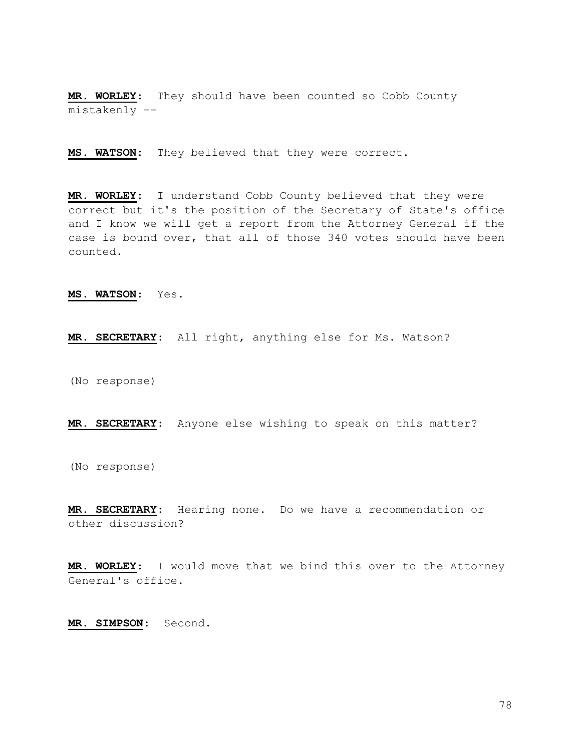**MR. WORLEY:** They should have been counted so Cobb County mistakenly --

**MS. WATSON:** They believed that they were correct.

**MR. WORLEY:** I understand Cobb County believed that they were correct but it's the position of the Secretary of State's office and I know we will get a report from the Attorney General if the case is bound over, that all of those 340 votes should have been counted.

**MS. WATSON:** Yes.

**MR. SECRETARY:** All right, anything else for Ms. Watson?

(No response)

**MR. SECRETARY:** Anyone else wishing to speak on this matter?

(No response)

**MR. SECRETARY:** Hearing none. Do we have a recommendation or other discussion?

**MR. WORLEY:** I would move that we bind this over to the Attorney General's office.

**MR. SIMPSON:** Second.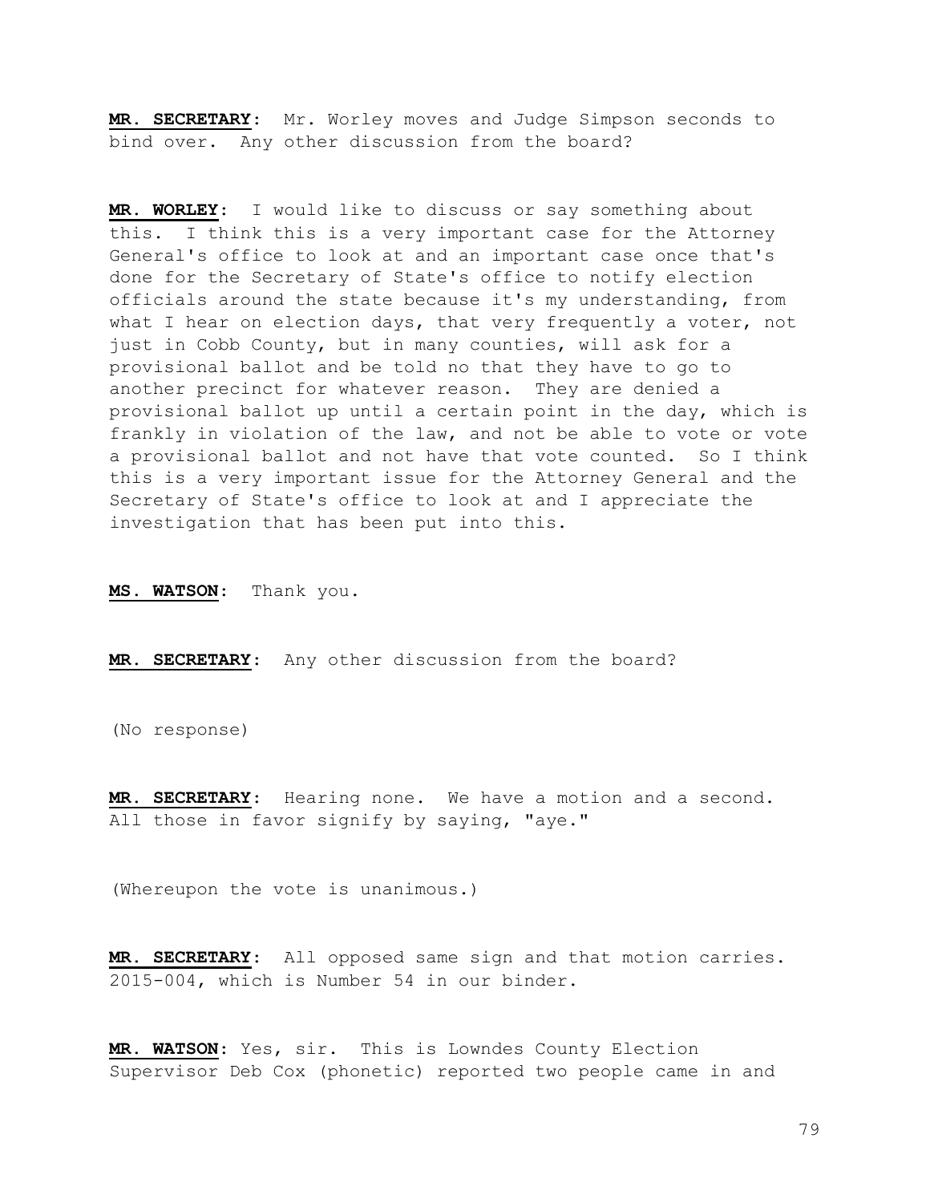**MR. SECRETARY**: Mr. Worley moves and Judge Simpson seconds to bind over. Any other discussion from the board?

**MR. WORLEY**: I would like to discuss or say something about this. I think this is a very important case for the Attorney General's office to look at and an important case once that's done for the Secretary of State's office to notify election officials around the state because it's my understanding, from what I hear on election days, that very frequently a voter, not just in Cobb County, but in many counties, will ask for a provisional ballot and be told no that they have to go to another precinct for whatever reason. They are denied a provisional ballot up until a certain point in the day, which is frankly in violation of the law, and not be able to vote or vote a provisional ballot and not have that vote counted. So I think this is a very important issue for the Attorney General and the Secretary of State's office to look at and I appreciate the investigation that has been put into this.

**MS. WATSON**: Thank you.

**MR. SECRETARY**: Any other discussion from the board?

(No response)

**MR. SECRETARY**: Hearing none. We have a motion and a second. All those in favor signify by saying, "aye."

(Whereupon the vote is unanimous.)

**MR. SECRETARY**: All opposed same sign and that motion carries. 2015-004, which is Number 54 in our binder.

**MR. WATSON**: Yes, sir. This is Lowndes County Election Supervisor Deb Cox (phonetic) reported two people came in and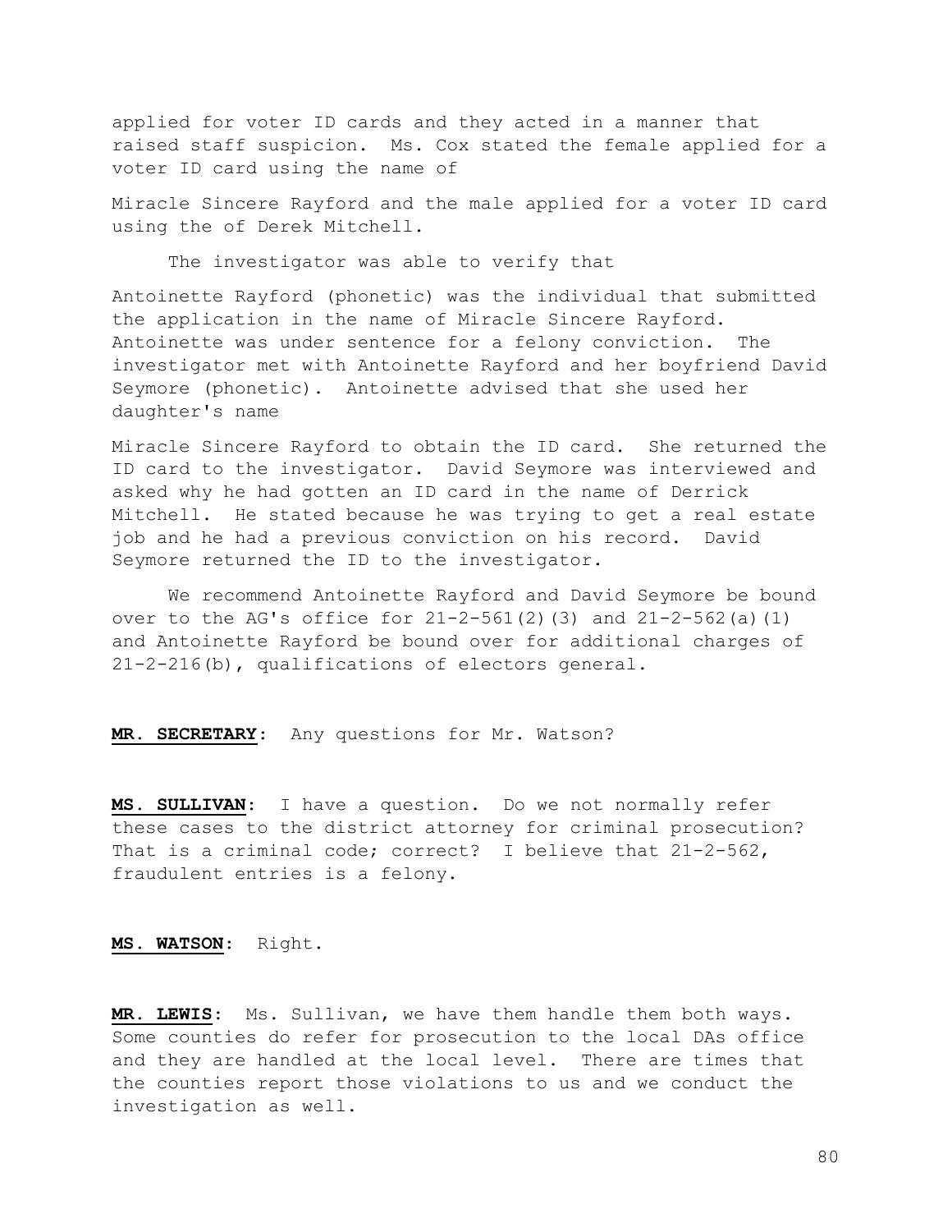applied for voter ID cards and they acted in a manner that raised staff suspicion. Ms. Cox stated the female applied for a voter ID card using the name of

Miracle Sincere Rayford and the male applied for a voter ID card using the of Derek Mitchell.

The investigator was able to verify that

Antoinette Rayford (phonetic) was the individual that submitted the application in the name of Miracle Sincere Rayford. Antoinette was under sentence for a felony conviction. The investigator met with Antoinette Rayford and her boyfriend David Seymore (phonetic). Antoinette advised that she used her daughter's name

Miracle Sincere Rayford to obtain the ID card. She returned the ID card to the investigator. David Seymore was interviewed and asked why he had gotten an ID card in the name of Derrick Mitchell. He stated because he was trying to get a real estate job and he had a previous conviction on his record. David Seymore returned the ID to the investigator.

We recommend Antoinette Rayford and David Seymore be bound over to the AG's office for 21-2-561(2)(3) and 21-2-562(a)(1) and Antoinette Rayford be bound over for additional charges of 21-2-216(b), qualifications of electors general.

**MR. SECRETARY:** Any questions for Mr. Watson?

**MS. SULLIVAN:** I have a question. Do we not normally refer these cases to the district attorney for criminal prosecution? That is a criminal code; correct? I believe that 21-2-562, fraudulent entries is a felony.

**MS. WATSON:** Right.

**MR. LEWIS:** Ms. Sullivan, we have them handle them both ways. Some counties do refer for prosecution to the local DAs office and they are handled at the local level. There are times that the counties report those violations to us and we conduct the investigation as well.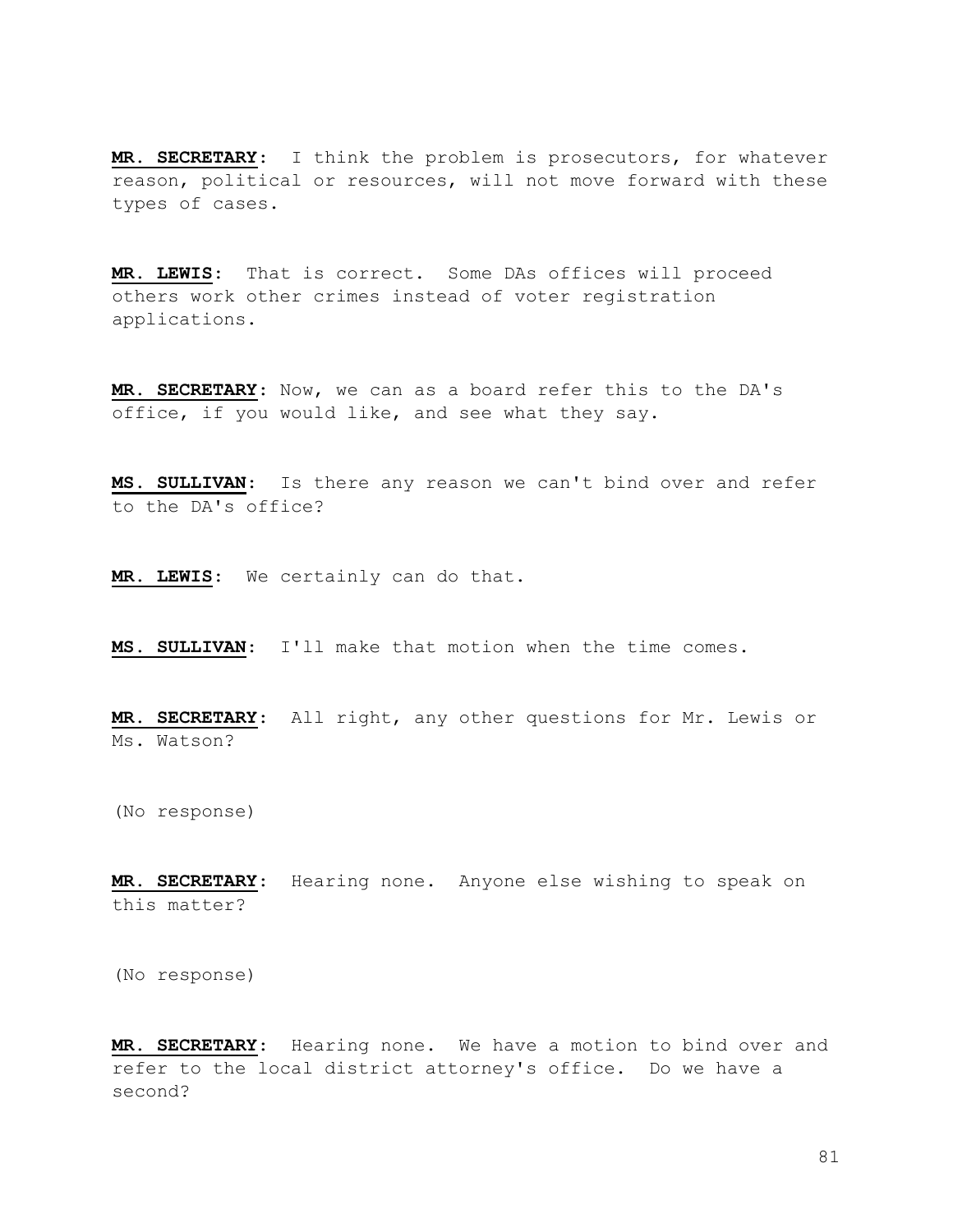**MR. SECRETARY**: I think the problem is prosecutors, for whatever reason, political or resources, will not move forward with these types of cases.

**MR. LEWIS**: That is correct. Some DAs offices will proceed others work other crimes instead of voter registration applications.

**MR. SECRETARY**: Now, we can as a board refer this to the DA's office, if you would like, and see what they say.

**MS. SULLIVAN**: Is there any reason we can't bind over and refer to the DA's office?

**MR. LEWIS**: We certainly can do that.

**MS. SULLIVAN**: I'll make that motion when the time comes.

**MR. SECRETARY**: All right, any other questions for Mr. Lewis or Ms. Watson?

(No response)

**MR. SECRETARY**: Hearing none. Anyone else wishing to speak on this matter?

(No response)

**MR. SECRETARY**: Hearing none. We have a motion to bind over and refer to the local district attorney's office. Do we have a second?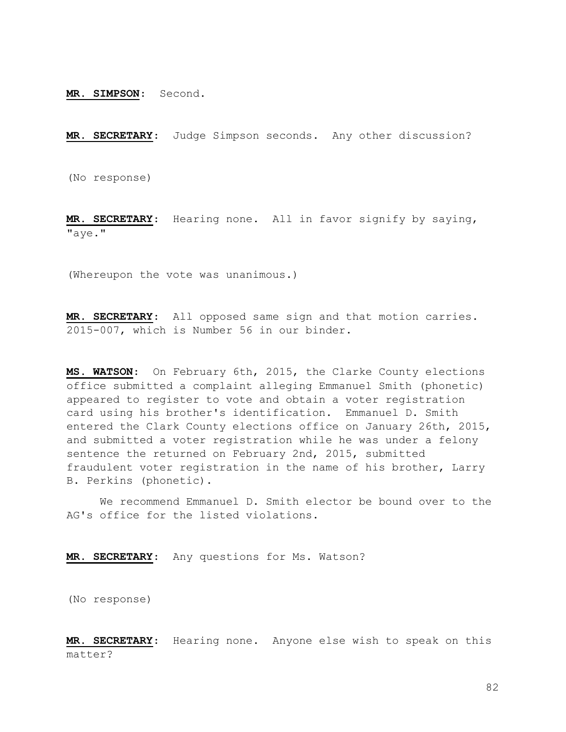**MR. SIMPSON**: Second.

**MR. SECRETARY**: Judge Simpson seconds. Any other discussion?

(No response)

**MR. SECRETARY**: Hearing none. All in favor signify by saying, "aye."

(Whereupon the vote was unanimous.)

**MR. SECRETARY**: All opposed same sign and that motion carries. 2015-007, which is Number 56 in our binder.

**MS. WATSON**: On February 6th, 2015, the Clarke County elections office submitted a complaint alleging Emmanuel Smith (phonetic) appeared to register to vote and obtain a voter registration card using his brother's identification. Emmanuel D. Smith entered the Clark County elections office on January 26th, 2015, and submitted a voter registration while he was under a felony sentence the returned on February 2nd, 2015, submitted fraudulent voter registration in the name of his brother, Larry B. Perkins (phonetic).

We recommend Emmanuel D. Smith elector be bound over to the AG's office for the listed violations.

**MR. SECRETARY**: Any questions for Ms. Watson?

(No response)

**MR. SECRETARY**: Hearing none. Anyone else wish to speak on this matter?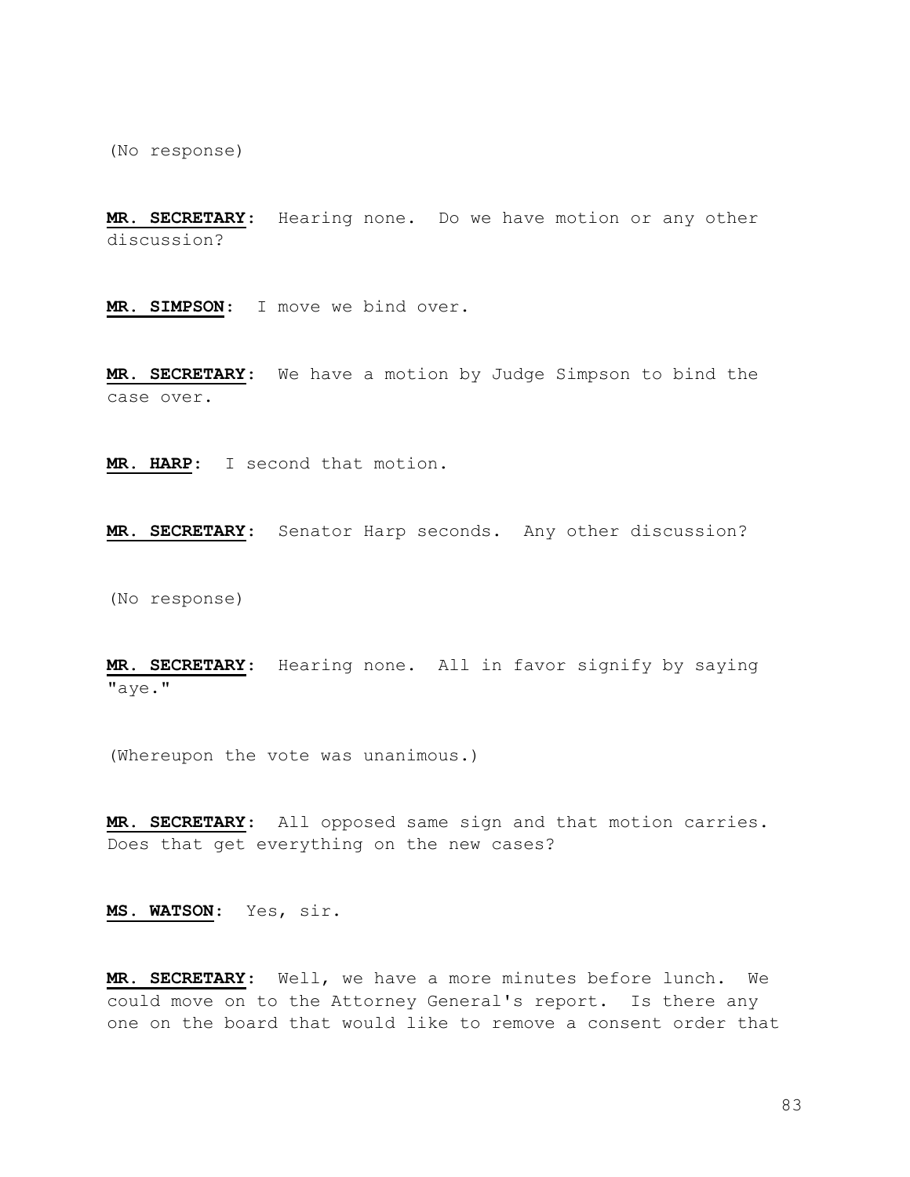(No response)

**MR. SECRETARY**: Hearing none. Do we have motion or any other discussion?

**MR. SIMPSON**: I move we bind over.

**MR. SECRETARY**: We have a motion by Judge Simpson to bind the case over.

**MR. HARP**: I second that motion.

**MR. SECRETARY**: Senator Harp seconds. Any other discussion?

(No response)

**MR. SECRETARY**: Hearing none. All in favor signify by saying "aye."

(Whereupon the vote was unanimous.)

**MR. SECRETARY**: All opposed same sign and that motion carries. Does that get everything on the new cases?

**MS. WATSON**: Yes, sir.

**MR. SECRETARY**: Well, we have a more minutes before lunch. We could move on to the Attorney General's report. Is there any one on the board that would like to remove a consent order that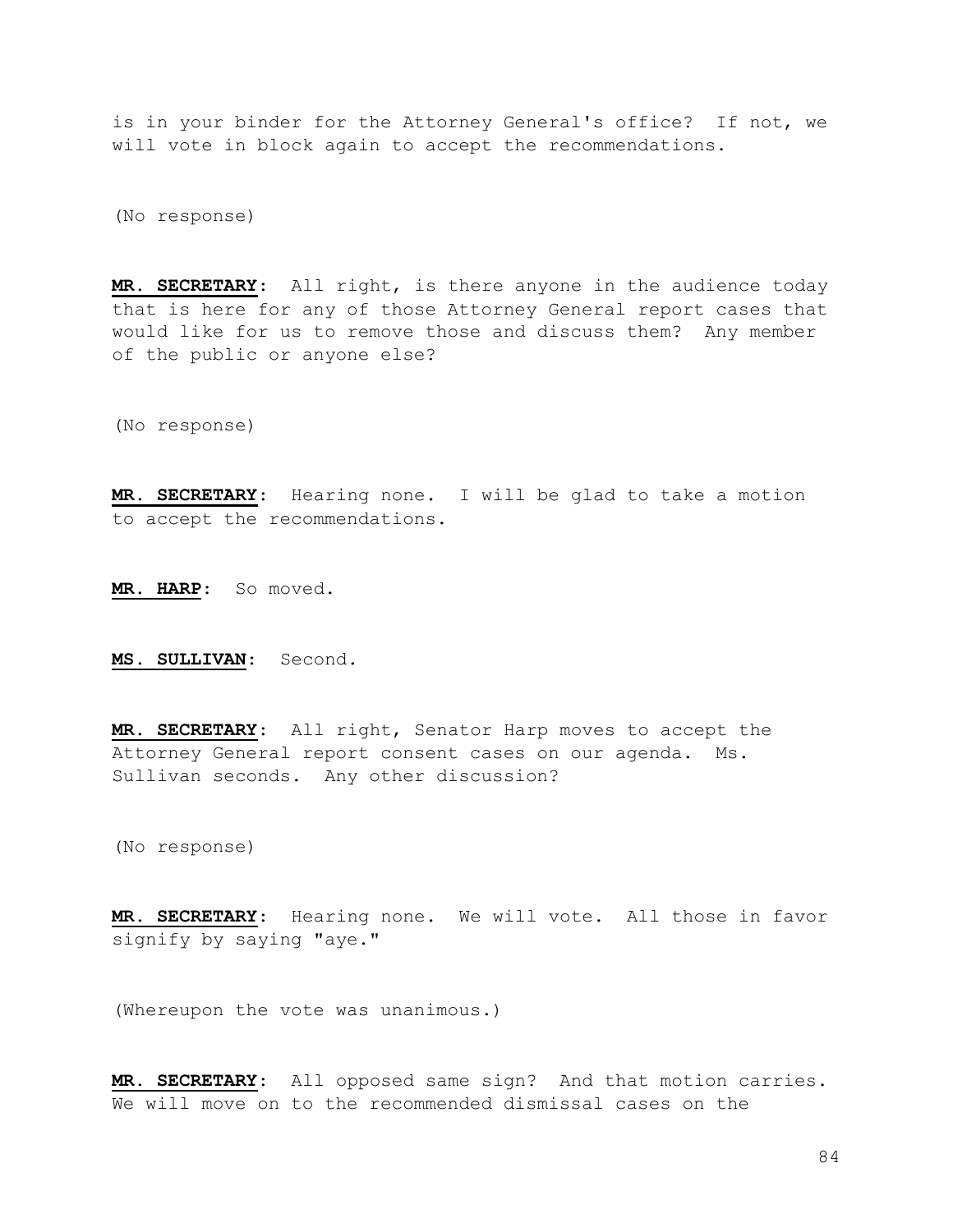is in your binder for the Attorney General's office? If not, we will vote in block again to accept the recommendations.

(No response)

**MR. SECRETARY**: All right, is there anyone in the audience today that is here for any of those Attorney General report cases that would like for us to remove those and discuss them? Any member of the public or anyone else?

(No response)

**MR. SECRETARY**: Hearing none. I will be glad to take a motion to accept the recommendations.

**MR. HARP**: So moved.

**MS. SULLIVAN**: Second.

**MR. SECRETARY**: All right, Senator Harp moves to accept the Attorney General report consent cases on our agenda. Ms. Sullivan seconds. Any other discussion?

(No response)

**MR. SECRETARY**: Hearing none. We will vote. All those in favor signify by saying "aye."

(Whereupon the vote was unanimous.)

**MR. SECRETARY**: All opposed same sign? And that motion carries. We will move on to the recommended dismissal cases on the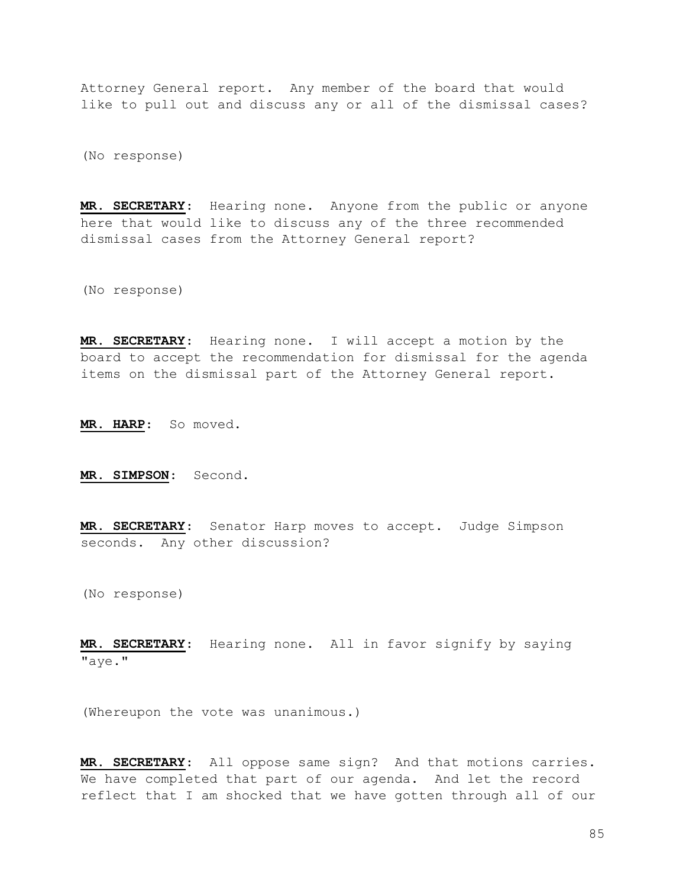Attorney General report. Any member of the board that would like to pull out and discuss any or all of the dismissal cases?

(No response)

**MR. SECRETARY**: Hearing none. Anyone from the public or anyone here that would like to discuss any of the three recommended dismissal cases from the Attorney General report?

(No response)

**MR. SECRETARY**: Hearing none. I will accept a motion by the board to accept the recommendation for dismissal for the agenda items on the dismissal part of the Attorney General report.

**MR. HARP**: So moved.

**MR. SIMPSON**: Second.

**MR. SECRETARY**: Senator Harp moves to accept. Judge Simpson seconds. Any other discussion?

(No response)

**MR. SECRETARY**: Hearing none. All in favor signify by saying "aye."

(Whereupon the vote was unanimous.)

**MR. SECRETARY**: All oppose same sign? And that motions carries. We have completed that part of our agenda. And let the record reflect that I am shocked that we have gotten through all of our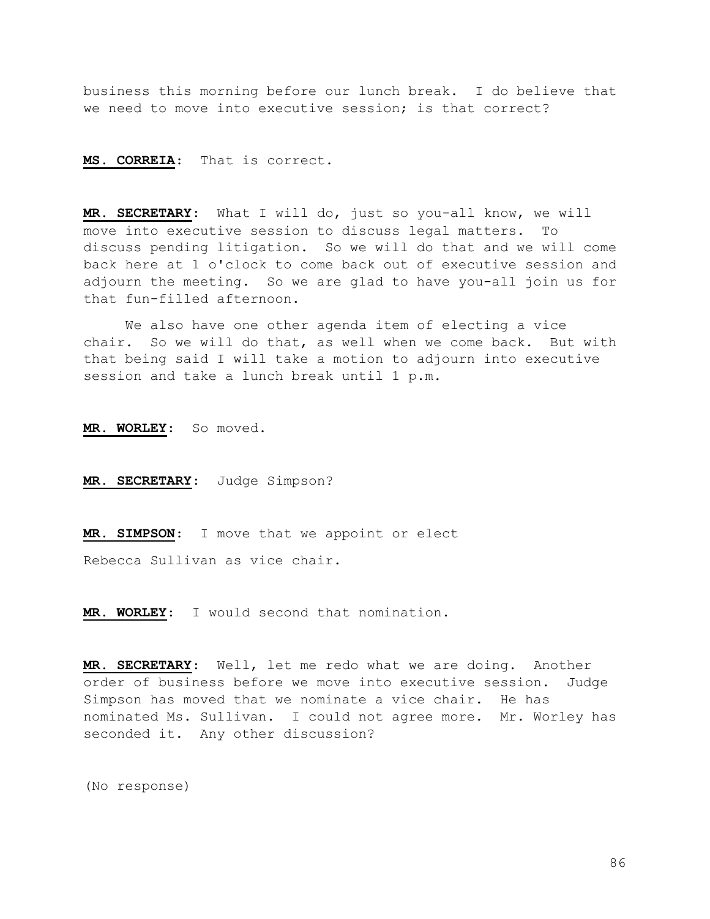business this morning before our lunch break. I do believe that we need to move into executive session; is that correct?

**MS. CORREIA:** That is correct.

**MR. SECRETARY:** What I will do, just so you-all know, we will move into executive session to discuss legal matters. To discuss pending litigation. So we will do that and we will come back here at 1 o'clock to come back out of executive session and adjourn the meeting. So we are glad to have you-all join us for that fun-filled afternoon.

We also have one other agenda item of electing a vice chair. So we will do that, as well when we come back. But with that being said I will take a motion to adjourn into executive session and take a lunch break until 1 p.m.

**MR. WORLEY:** So moved.

**MR. SECRETARY:** Judge Simpson?

**MR. SIMPSON:** I move that we appoint or elect Rebecca Sullivan as vice chair.

**MR. WORLEY:** I would second that nomination.

**MR. SECRETARY:** Well, let me redo what we are doing. Another order of business before we move into executive session. Judge Simpson has moved that we nominate a vice chair. He has nominated Ms. Sullivan. I could not agree more. Mr. Worley has seconded it. Any other discussion?

(No response)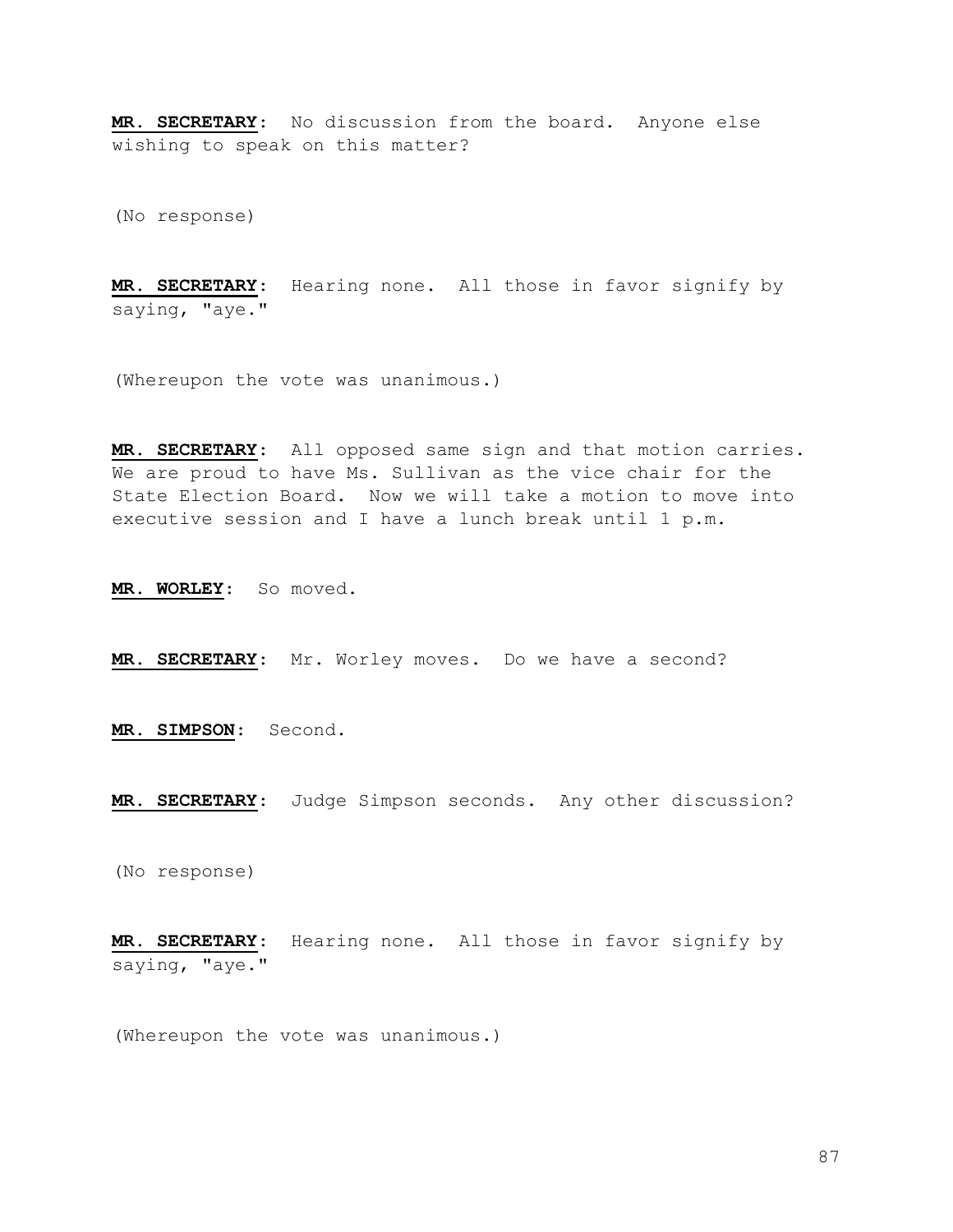**MR. SECRETARY**: No discussion from the board. Anyone else wishing to speak on this matter?

(No response)

**MR. SECRETARY**: Hearing none. All those in favor signify by saying, "aye."

(Whereupon the vote was unanimous.)

**MR. SECRETARY**: All opposed same sign and that motion carries. We are proud to have Ms. Sullivan as the vice chair for the State Election Board. Now we will take a motion to move into executive session and I have a lunch break until 1 p.m.

**MR. WORLEY**: So moved.

**MR. SECRETARY**: Mr. Worley moves. Do we have a second?

**MR. SIMPSON**: Second.

**MR. SECRETARY**: Judge Simpson seconds. Any other discussion?

(No response)

**MR. SECRETARY**: Hearing none. All those in favor signify by saying, "aye."

(Whereupon the vote was unanimous.)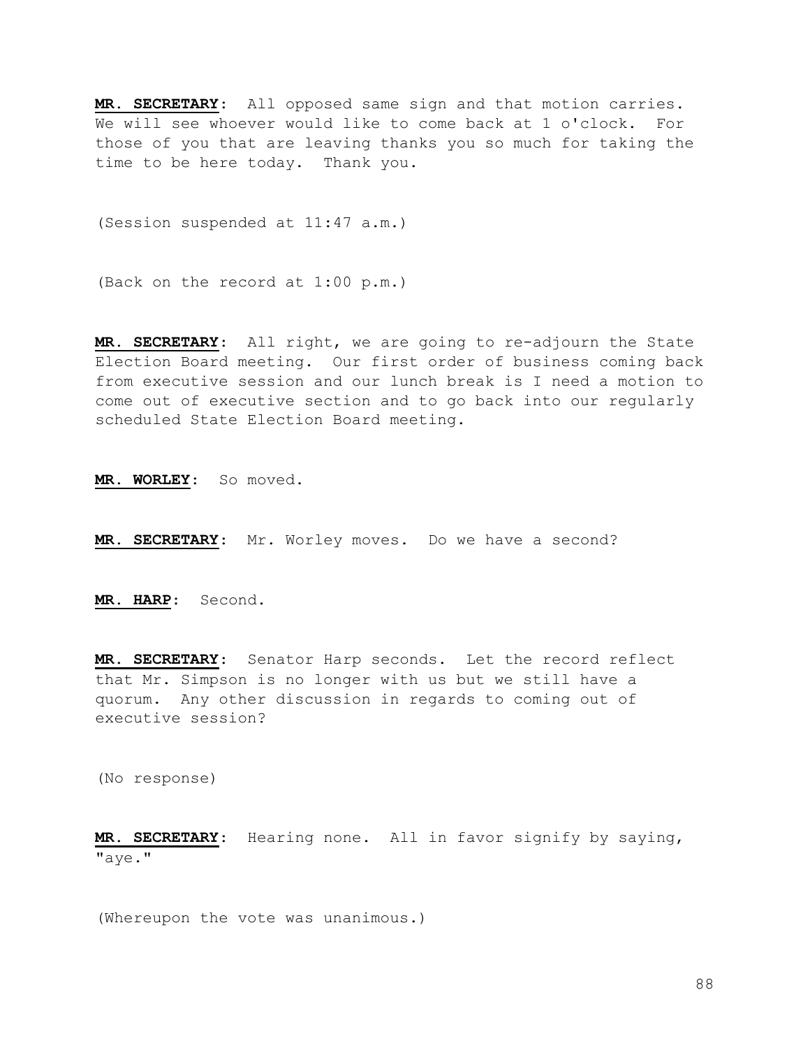**MR. SECRETARY**: All opposed same sign and that motion carries. We will see whoever would like to come back at 1 o'clock. For those of you that are leaving thanks you so much for taking the time to be here today. Thank you.

(Session suspended at 11:47 a.m.)

(Back on the record at 1:00 p.m.)

**MR. SECRETARY**: All right, we are going to re-adjourn the State Election Board meeting. Our first order of business coming back from executive session and our lunch break is I need a motion to come out of executive section and to go back into our regularly scheduled State Election Board meeting.

**MR. WORLEY**: So moved.

**MR. SECRETARY**: Mr. Worley moves. Do we have a second?

**MR. HARP**: Second.

**MR. SECRETARY**: Senator Harp seconds. Let the record reflect that Mr. Simpson is no longer with us but we still have a quorum. Any other discussion in regards to coming out of executive session?

(No response)

**MR. SECRETARY**: Hearing none. All in favor signify by saying, "aye."

(Whereupon the vote was unanimous.)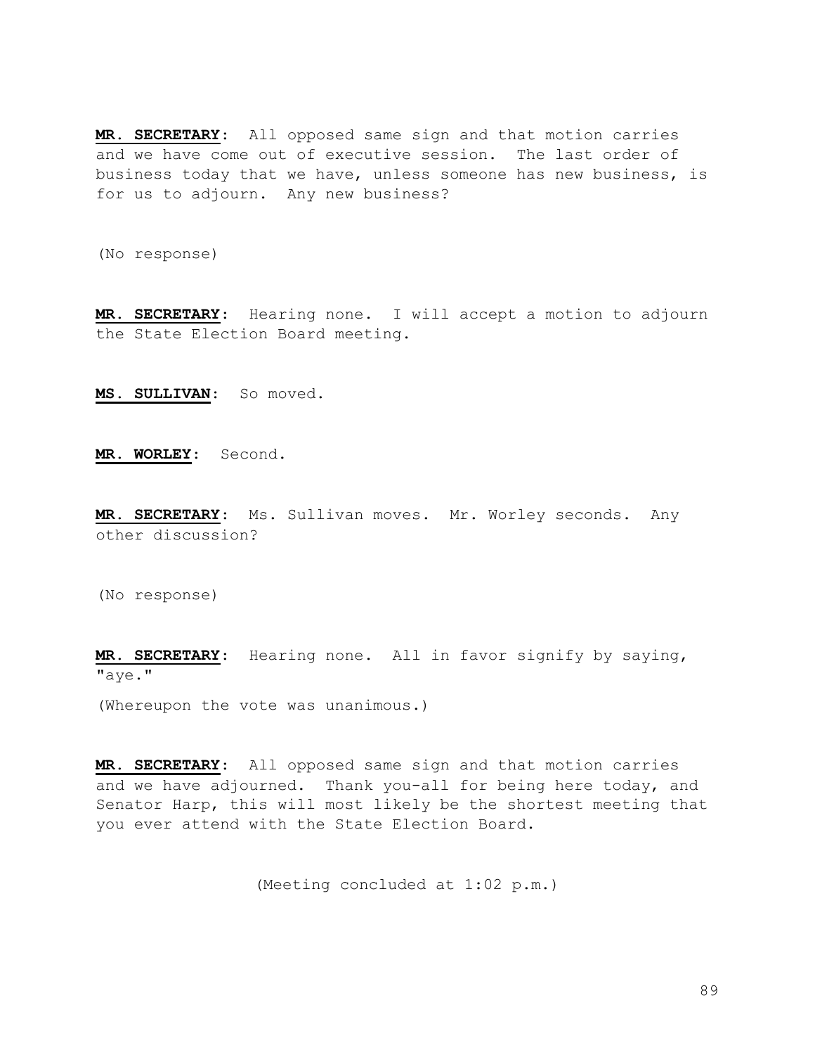**MR. SECRETARY**: All opposed same sign and that motion carries and we have come out of executive session. The last order of business today that we have, unless someone has new business, is for us to adjourn. Any new business?

(No response)

**MR. SECRETARY**: Hearing none. I will accept a motion to adjourn the State Election Board meeting.

**MS. SULLIVAN**: So moved.

**MR. WORLEY**: Second.

**MR. SECRETARY**: Ms. Sullivan moves. Mr. Worley seconds. Any other discussion?

(No response)

**MR. SECRETARY**: Hearing none. All in favor signify by saying, "aye."

(Whereupon the vote was unanimous.)

**MR. SECRETARY**: All opposed same sign and that motion carries and we have adjourned. Thank you-all for being here today, and Senator Harp, this will most likely be the shortest meeting that you ever attend with the State Election Board.

(Meeting concluded at 1:02 p.m.)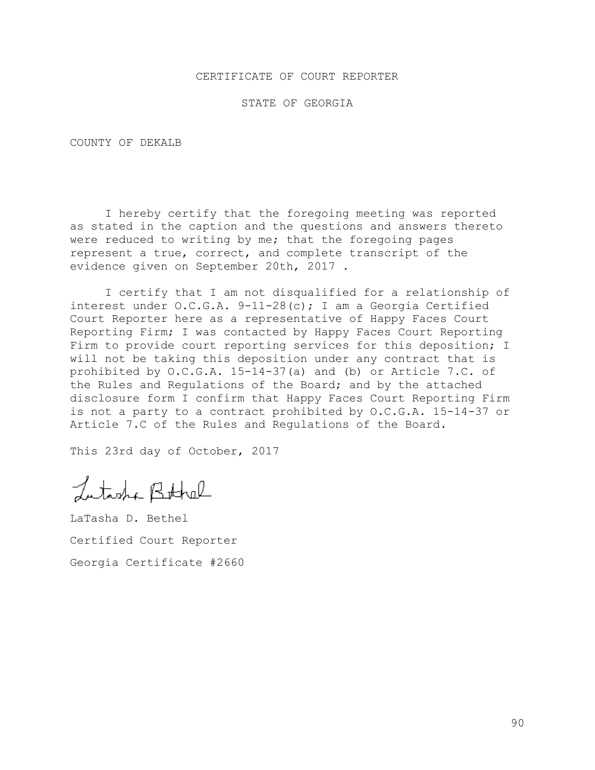CERTIFICATE OF COURT REPORTER

STATE OF GEORGIA

COUNTY OF DEKALB

I hereby certify that the foregoing meeting was reported as stated in the caption and the questions and answers thereto were reduced to writing by me; that the foregoing pages represent a true, correct, and complete transcript of the evidence given on September 20th, 2017 .

I certify that I am not disqualified for a relationship of interest under O.C.G.A. 9-11-28(c); I am a Georgia Certified Court Reporter here as a representative of Happy Faces Court Reporting Firm; I was contacted by Happy Faces Court Reporting Firm to provide court reporting services for this deposition; I will not be taking this deposition under any contract that is prohibited by O.C.G.A. 15-14-37(a) and (b) or Article 7.C. of the Rules and Regulations of the Board; and by the attached disclosure form I confirm that Happy Faces Court Reporting Firm is not a party to a contract prohibited by O.C.G.A. 15-14-37 or Article 7.C of the Rules and Regulations of the Board.

This 23rd day of October, 2017

Latasha Bethel

LaTasha D. Bethel

Certified Court Reporter

Georgia Certificate #2660